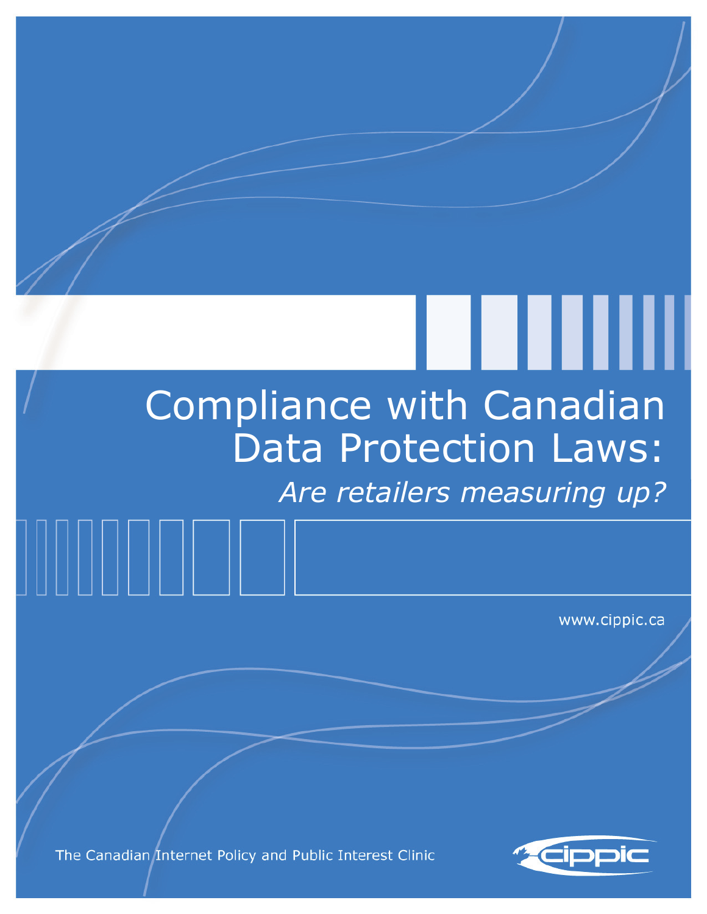# Compliance with Canadian Data Protection Laws:

*Are retailers measuring up?*

www.cippic.ca

The Canadian Internet Policy and Public Interest Clinic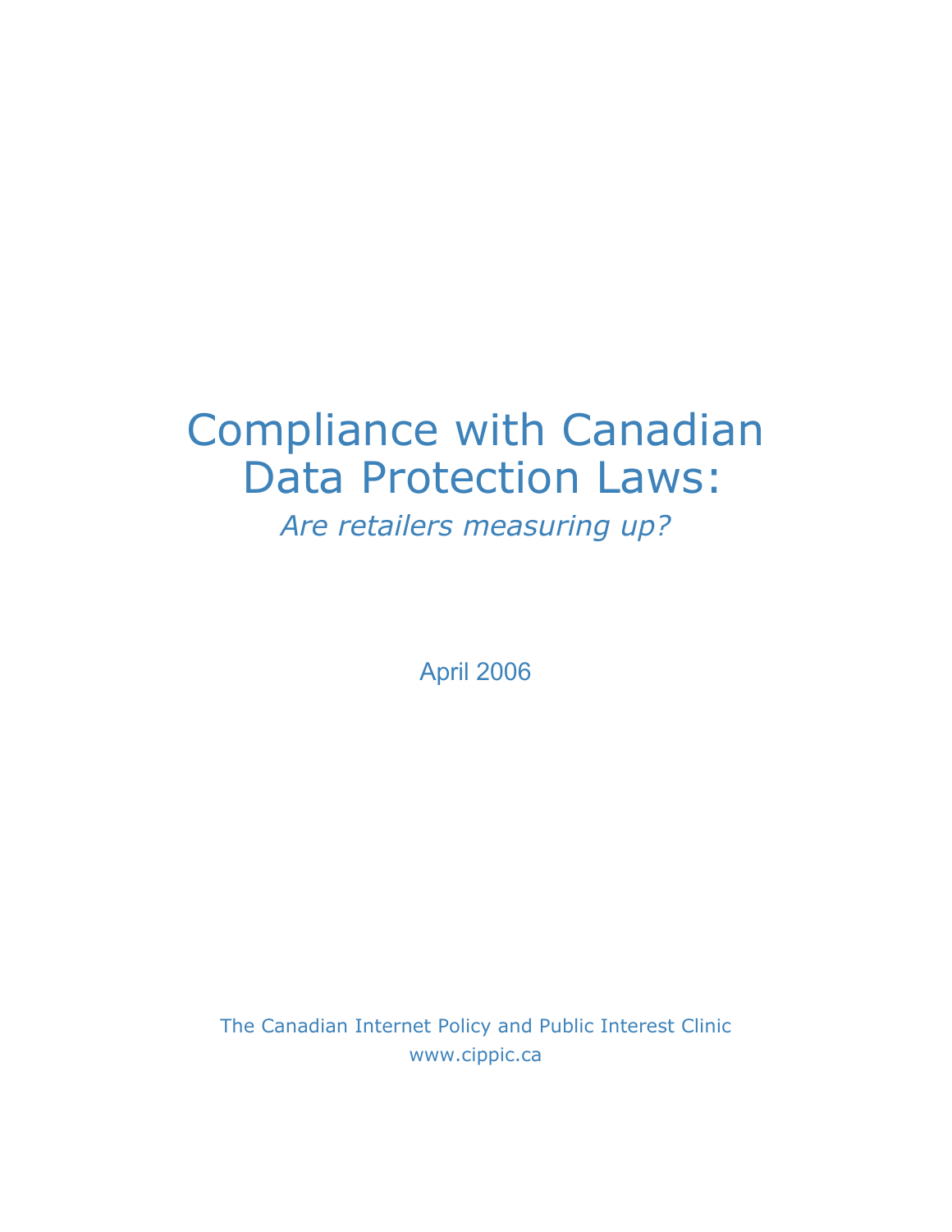# Compliance with Canadian Data Protection Laws:

*Are retailers measuring up?*

April 2006

The Canadian Internet Policy and Public Interest Clinic
www.cippic.ca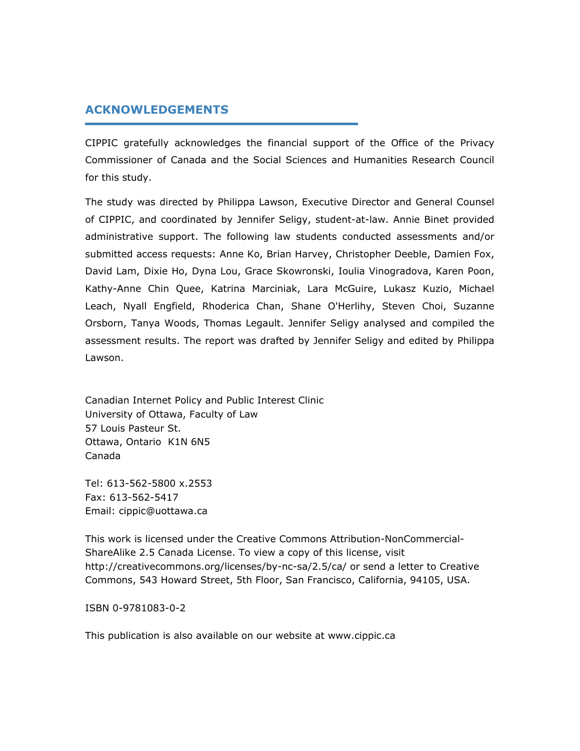## ACKNOWLEDGEMENTS

CIPPIC gratefully acknowledges the financial support of the Office of the Privacy Commissioner of Canada and the Social Sciences and Humanities Research Council for this study.

The study was directed by Philippa Lawson, Executive Director and General Counsel of CIPPIC, and coordinated by Jennifer Seligy, student-at-law. Annie Binet provided administrative support. The following law students conducted assessments and/or submitted access requests: Anne Ko, Brian Harvey, Christopher Deeble, Damien Fox, David Lam, Dixie Ho, Dyna Lou, Grace Skowronski, Ioulia Vinogradova, Karen Poon, Kathy-Anne Chin Quee, Katrina Marciniak, Lara McGuire, Lukasz Kuzio, Michael Leach, Nyall Engfield, Rhoderica Chan, Shane O'Herlihy, Steven Choi, Suzanne Orsborn, Tanya Woods, Thomas Legault. Jennifer Seligy analysed and compiled the assessment results. The report was drafted by Jennifer Seligy and edited by Philippa Lawson.

Canadian Internet Policy and Public Interest Clinic
University of Ottawa, Faculty of Law
57 Louis Pasteur St.
Ottawa, Ontario K1N 6N5
Canada

Tel: 613-562-5800 x.2553
Fax: 613-562-5417
Email: cippic@uottawa.ca

This work is licensed under the Creative Commons Attribution-NonCommercial-ShareAlike 2.5 Canada License. To view a copy of this license, visit http://creativecommons.org/licenses/by-nc-sa/2.5/ca/ or send a letter to Creative Commons, 543 Howard Street, 5th Floor, San Francisco, California, 94105, USA.

ISBN 0-9781083-0-2

This publication is also available on our website at www.cippic.ca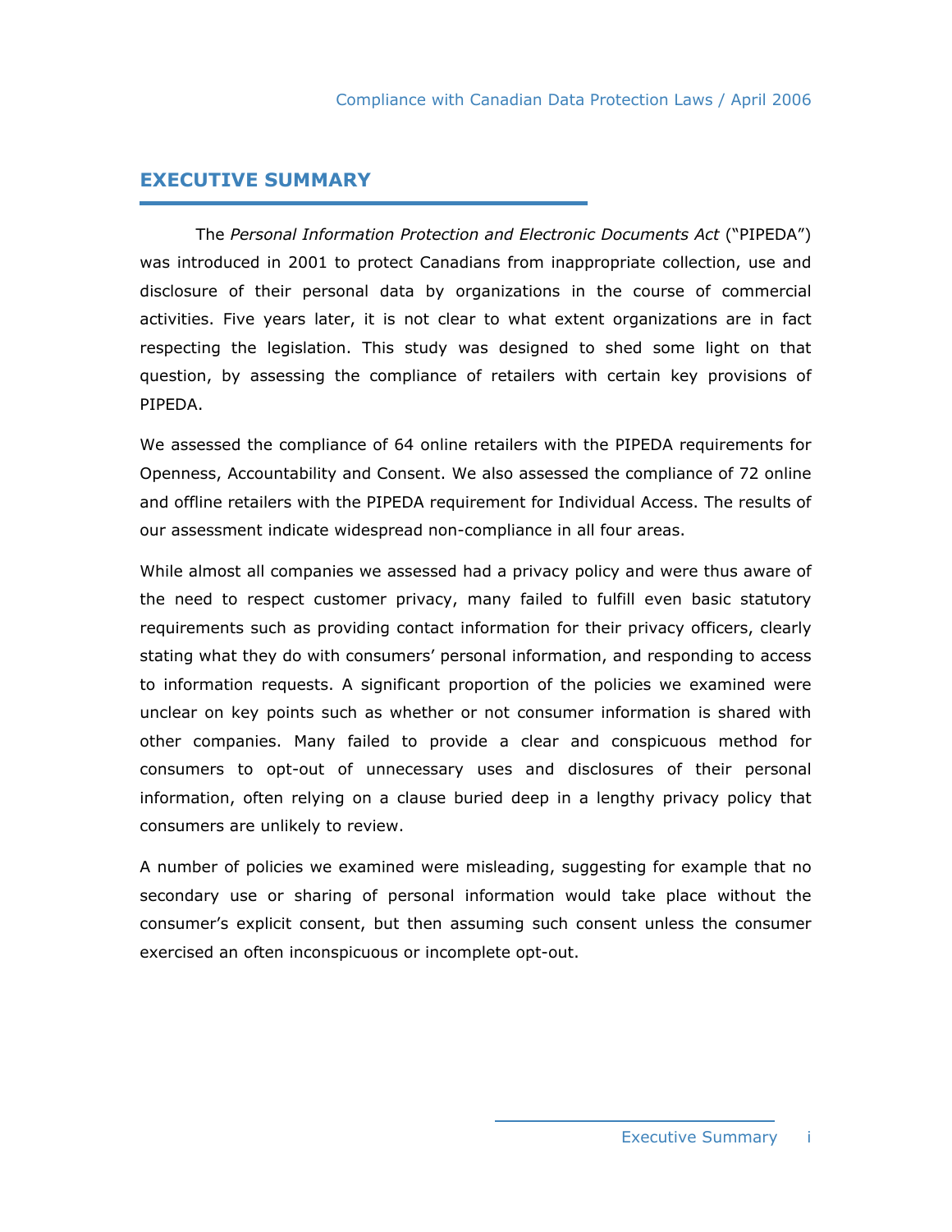## EXECUTIVE SUMMARY

The *Personal Information Protection and Electronic Documents Act* ("PIPEDA") was introduced in 2001 to protect Canadians from inappropriate collection, use and disclosure of their personal data by organizations in the course of commercial activities. Five years later, it is not clear to what extent organizations are in fact respecting the legislation. This study was designed to shed some light on that question, by assessing the compliance of retailers with certain key provisions of PIPEDA.

We assessed the compliance of 64 online retailers with the PIPEDA requirements for Openness, Accountability and Consent. We also assessed the compliance of 72 online and offline retailers with the PIPEDA requirement for Individual Access. The results of our assessment indicate widespread non-compliance in all four areas.

While almost all companies we assessed had a privacy policy and were thus aware of the need to respect customer privacy, many failed to fulfill even basic statutory requirements such as providing contact information for their privacy officers, clearly stating what they do with consumers' personal information, and responding to access to information requests. A significant proportion of the policies we examined were unclear on key points such as whether or not consumer information is shared with other companies. Many failed to provide a clear and conspicuous method for consumers to opt-out of unnecessary uses and disclosures of their personal information, often relying on a clause buried deep in a lengthy privacy policy that consumers are unlikely to review.

A number of policies we examined were misleading, suggesting for example that no secondary use or sharing of personal information would take place without the consumer's explicit consent, but then assuming such consent unless the consumer exercised an often inconspicuous or incomplete opt-out.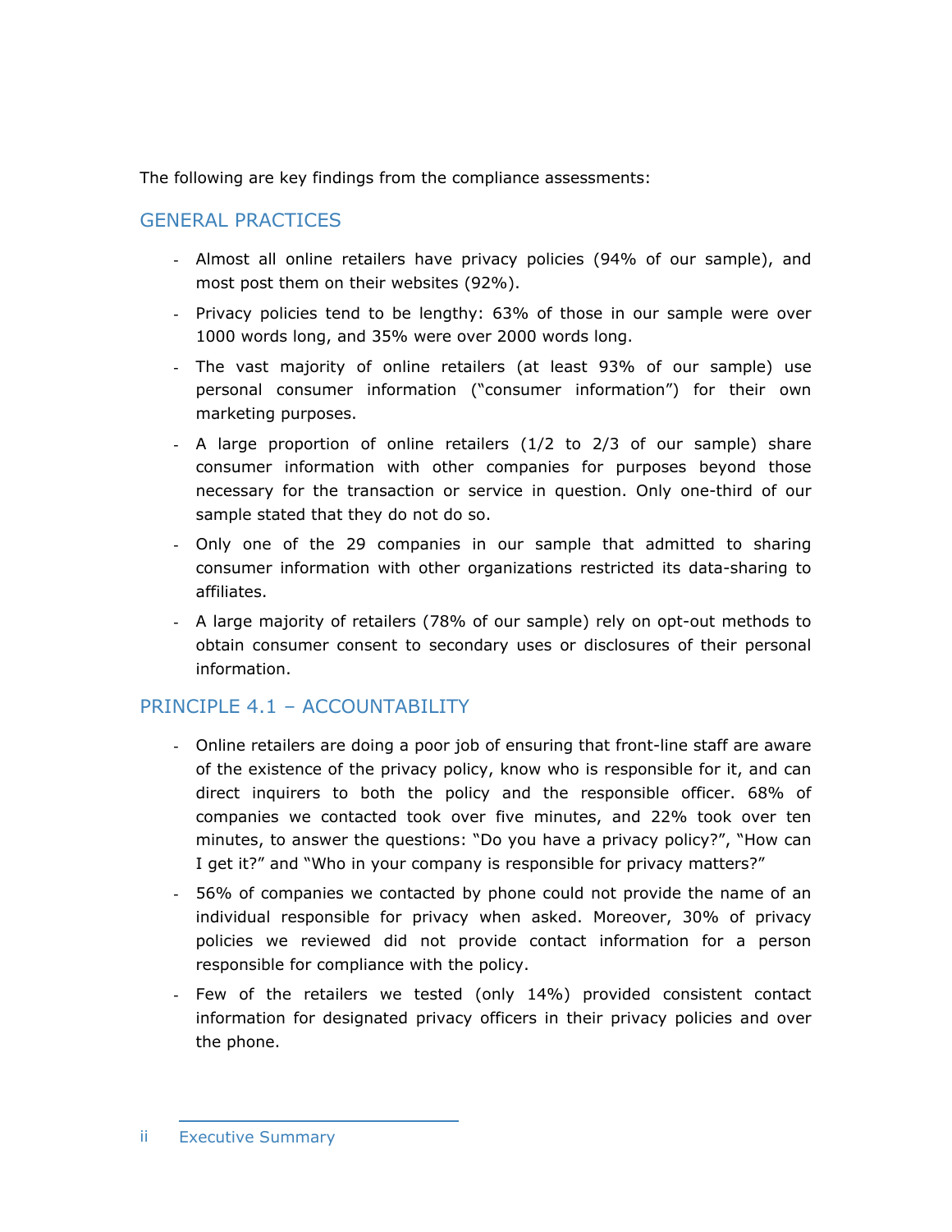The following are key findings from the compliance assessments:

## GENERAL PRACTICES

- Almost all online retailers have privacy policies (94% of our sample), and most post them on their websites (92%).
- Privacy policies tend to be lengthy: 63% of those in our sample were over 1000 words long, and 35% were over 2000 words long.
- The vast majority of online retailers (at least 93% of our sample) use personal consumer information ("consumer information") for their own marketing purposes.
- A large proportion of online retailers (1/2 to 2/3 of our sample) share consumer information with other companies for purposes beyond those necessary for the transaction or service in question. Only one-third of our sample stated that they do not do so.
- Only one of the 29 companies in our sample that admitted to sharing consumer information with other organizations restricted its data-sharing to affiliates.
- A large majority of retailers (78% of our sample) rely on opt-out methods to obtain consumer consent to secondary uses or disclosures of their personal information.

## PRINCIPLE 4.1 – ACCOUNTABILITY

- Online retailers are doing a poor job of ensuring that front-line staff are aware of the existence of the privacy policy, know who is responsible for it, and can direct inquirers to both the policy and the responsible officer. 68% of companies we contacted took over five minutes, and 22% took over ten minutes, to answer the questions: "Do you have a privacy policy?", "How can I get it?" and "Who in your company is responsible for privacy matters?"
- 56% of companies we contacted by phone could not provide the name of an individual responsible for privacy when asked. Moreover, 30% of privacy policies we reviewed did not provide contact information for a person responsible for compliance with the policy.
- Few of the retailers we tested (only 14%) provided consistent contact information for designated privacy officers in their privacy policies and over the phone.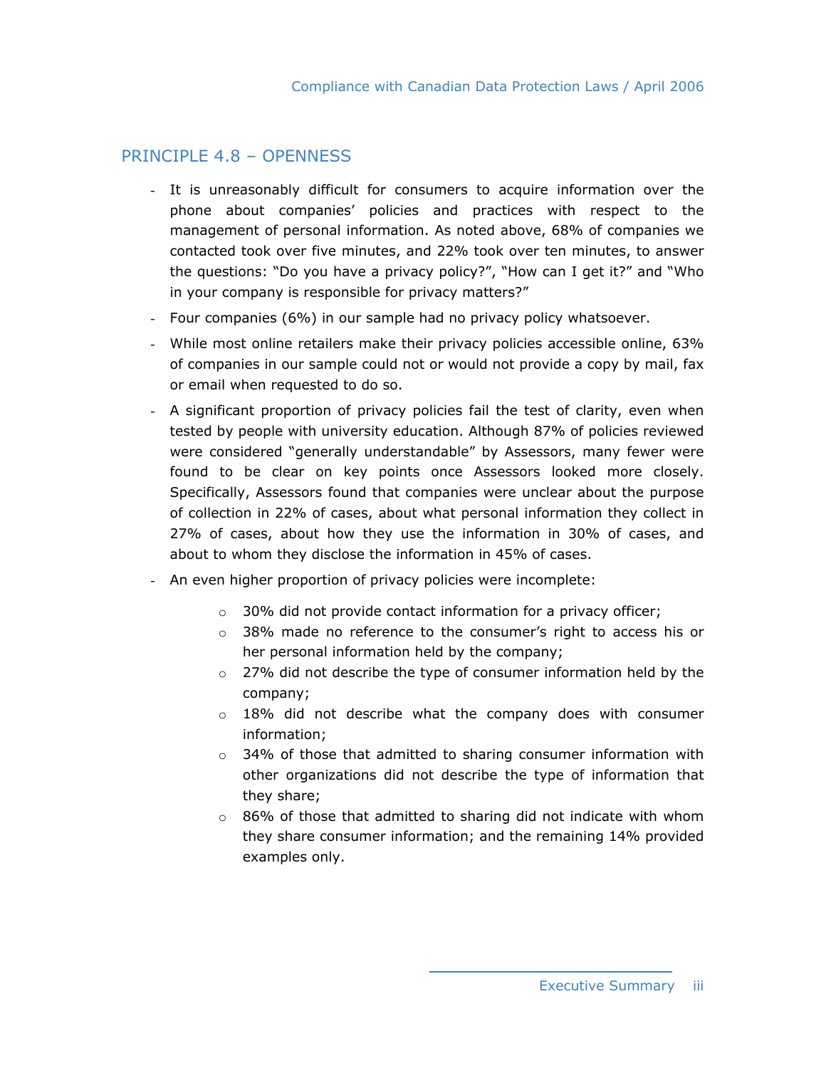## PRINCIPLE 4.8 – OPENNESS

- It is unreasonably difficult for consumers to acquire information over the phone about companies' policies and practices with respect to the management of personal information. As noted above, 68% of companies we contacted took over five minutes, and 22% took over ten minutes, to answer the questions: "Do you have a privacy policy?", "How can I get it?" and "Who in your company is responsible for privacy matters?"
- Four companies (6%) in our sample had no privacy policy whatsoever.
- While most online retailers make their privacy policies accessible online, 63% of companies in our sample could not or would not provide a copy by mail, fax or email when requested to do so.
- A significant proportion of privacy policies fail the test of clarity, even when tested by people with university education. Although 87% of policies reviewed were considered "generally understandable" by Assessors, many fewer were found to be clear on key points once Assessors looked more closely. Specifically, Assessors found that companies were unclear about the purpose of collection in 22% of cases, about what personal information they collect in 27% of cases, about how they use the information in 30% of cases, and about to whom they disclose the information in 45% of cases.
- An even higher proportion of privacy policies were incomplete:
    - 30% did not provide contact information for a privacy officer;
    - 38% made no reference to the consumer's right to access his or her personal information held by the company;
    - 27% did not describe the type of consumer information held by the company;
    - 18% did not describe what the company does with consumer information;
    - 34% of those that admitted to sharing consumer information with other organizations did not describe the type of information that they share;
    - 86% of those that admitted to sharing did not indicate with whom they share consumer information; and the remaining 14% provided examples only.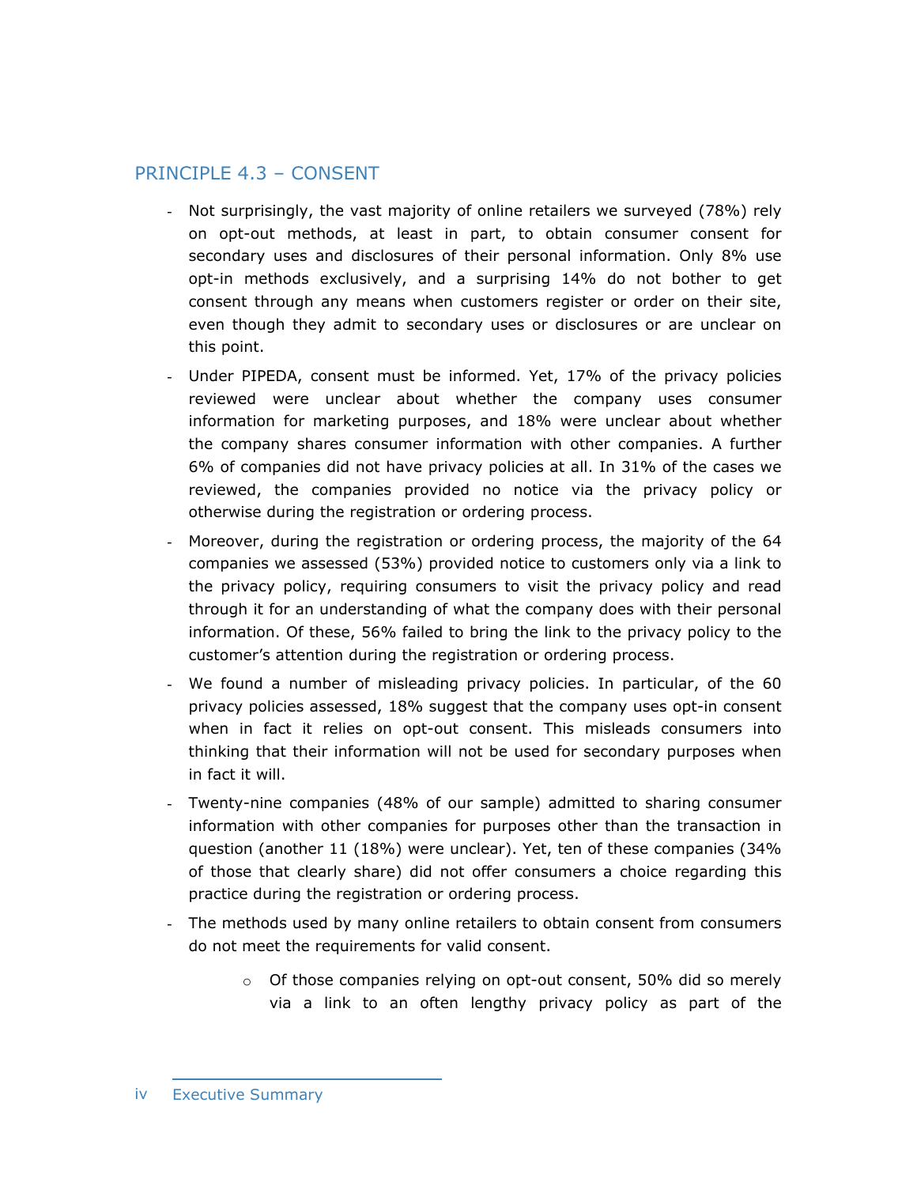## PRINCIPLE 4.3 – CONSENT

- Not surprisingly, the vast majority of online retailers we surveyed (78%) rely on opt-out methods, at least in part, to obtain consumer consent for secondary uses and disclosures of their personal information. Only 8% use opt-in methods exclusively, and a surprising 14% do not bother to get consent through any means when customers register or order on their site, even though they admit to secondary uses or disclosures or are unclear on this point.
- Under PIPEDA, consent must be informed. Yet, 17% of the privacy policies reviewed were unclear about whether the company uses consumer information for marketing purposes, and 18% were unclear about whether the company shares consumer information with other companies. A further 6% of companies did not have privacy policies at all. In 31% of the cases we reviewed, the companies provided no notice via the privacy policy or otherwise during the registration or ordering process.
- Moreover, during the registration or ordering process, the majority of the 64 companies we assessed (53%) provided notice to customers only via a link to the privacy policy, requiring consumers to visit the privacy policy and read through it for an understanding of what the company does with their personal information. Of these, 56% failed to bring the link to the privacy policy to the customer's attention during the registration or ordering process.
- We found a number of misleading privacy policies. In particular, of the 60 privacy policies assessed, 18% suggest that the company uses opt-in consent when in fact it relies on opt-out consent. This misleads consumers into thinking that their information will not be used for secondary purposes when in fact it will.
- Twenty-nine companies (48% of our sample) admitted to sharing consumer information with other companies for purposes other than the transaction in question (another 11 (18%) were unclear). Yet, ten of these companies (34% of those that clearly share) did not offer consumers a choice regarding this practice during the registration or ordering process.
- The methods used by many online retailers to obtain consent from consumers do not meet the requirements for valid consent.
    - Of those companies relying on opt-out consent, 50% did so merely via a link to an often lengthy privacy policy as part of the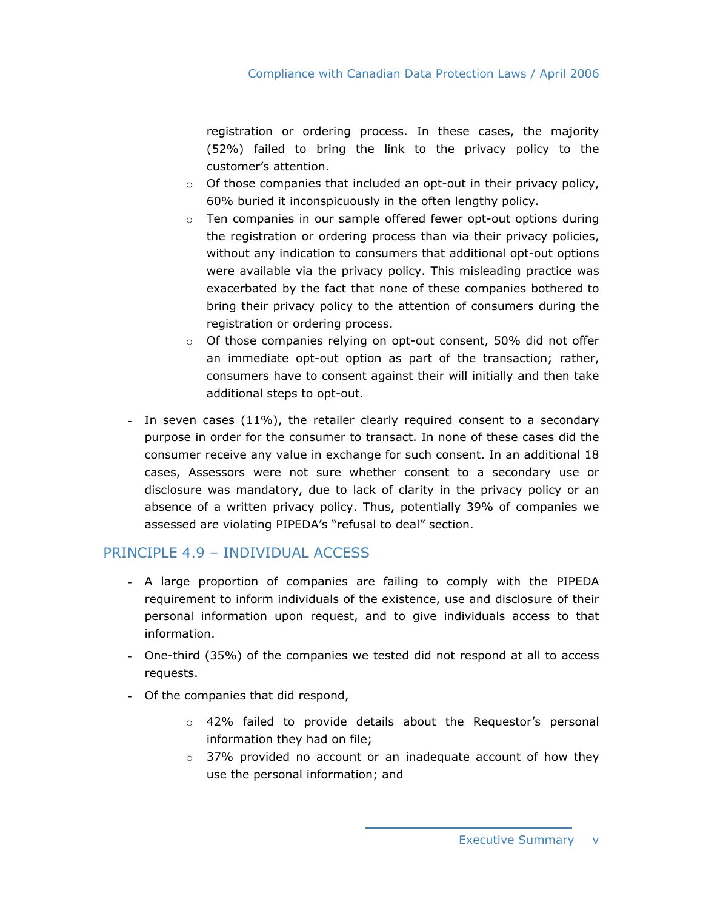registration or ordering process. In these cases, the majority (52%) failed to bring the link to the privacy policy to the customer's attention.
    - Of those companies that included an opt-out in their privacy policy, 60% buried it inconspicuously in the often lengthy policy.
    - Ten companies in our sample offered fewer opt-out options during the registration or ordering process than via their privacy policies, without any indication to consumers that additional opt-out options were available via the privacy policy. This misleading practice was exacerbated by the fact that none of these companies bothered to bring their privacy policy to the attention of consumers during the registration or ordering process.
    - Of those companies relying on opt-out consent, 50% did not offer an immediate opt-out option as part of the transaction; rather, consumers have to consent against their will initially and then take additional steps to opt-out.

- In seven cases (11%), the retailer clearly required consent to a secondary purpose in order for the consumer to transact. In none of these cases did the consumer receive any value in exchange for such consent. In an additional 18 cases, Assessors were not sure whether consent to a secondary use or disclosure was mandatory, due to lack of clarity in the privacy policy or an absence of a written privacy policy. Thus, potentially 39% of companies we assessed are violating PIPEDA's "refusal to deal" section.

## PRINCIPLE 4.9 – INDIVIDUAL ACCESS

- A large proportion of companies are failing to comply with the PIPEDA requirement to inform individuals of the existence, use and disclosure of their personal information upon request, and to give individuals access to that information.
- One-third (35%) of the companies we tested did not respond at all to access requests.
- Of the companies that did respond,
    - 42% failed to provide details about the Requestor's personal information they had on file;
    - 37% provided no account or an inadequate account of how they use the personal information; and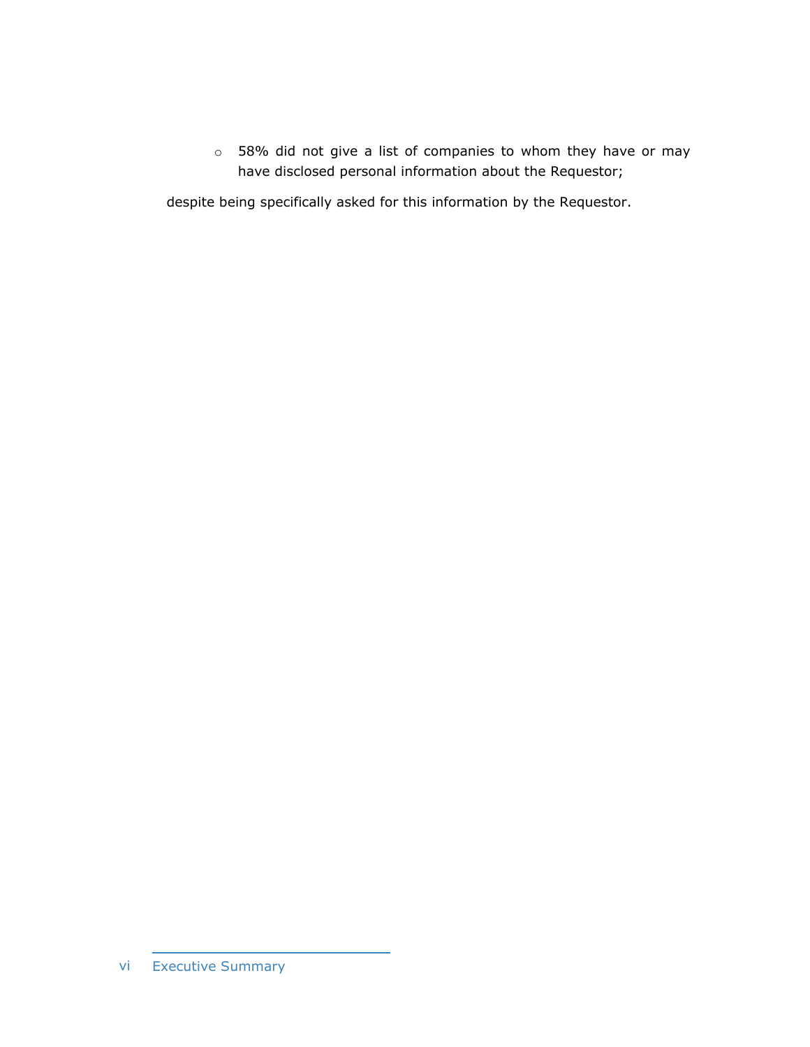- 58% did not give a list of companies to whom they have or may have disclosed personal information about the Requestor;

despite being specifically asked for this information by the Requestor.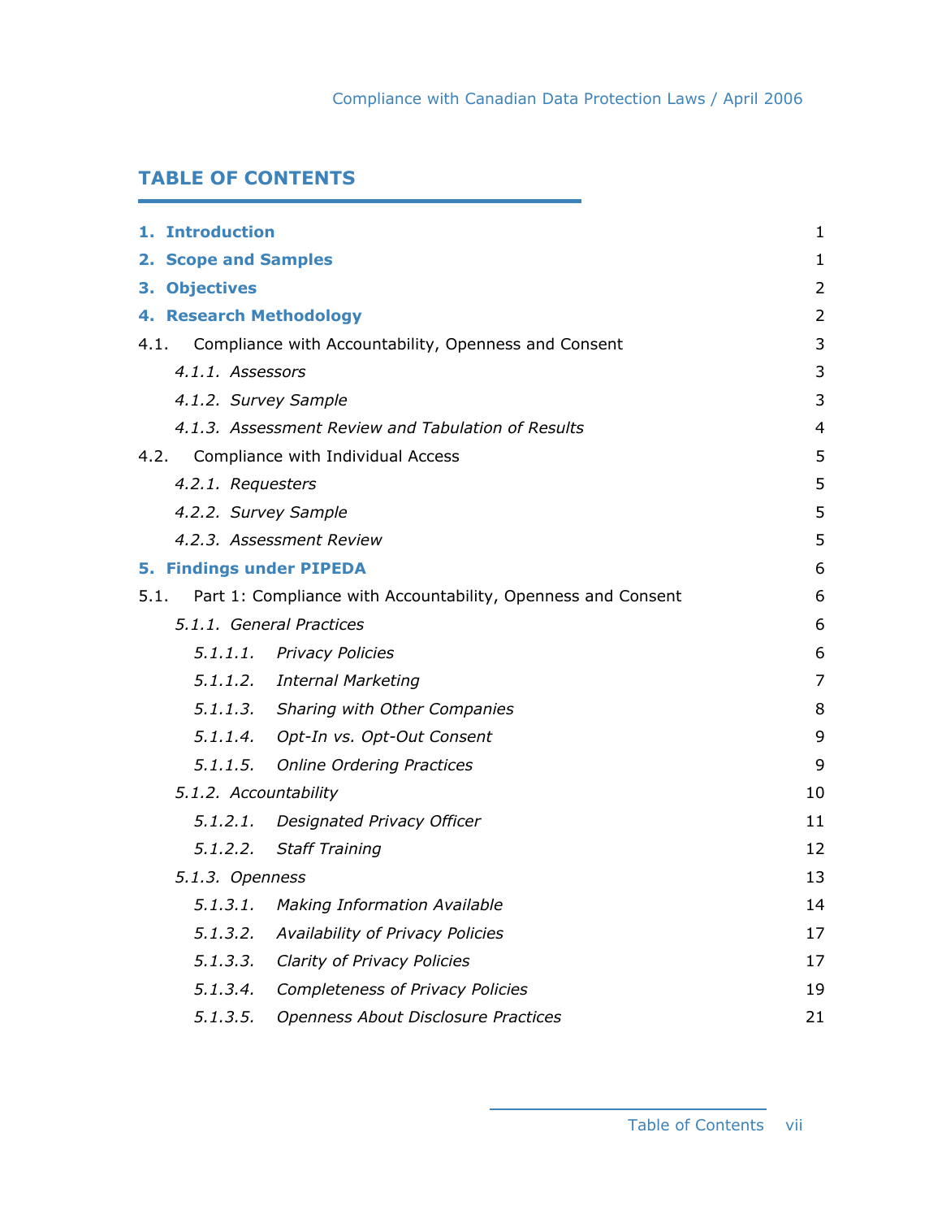## TABLE OF CONTENTS

| | |
|---|---|
| **1. Introduction** | 1 |
| **2. Scope and Samples** | 1 |
| **3. Objectives** | 2 |
| **4. Research Methodology** | 2 |
| 4.1. Compliance with Accountability, Openness and Consent | 3 |
| *4.1.1. Assessors* | 3 |
| *4.1.2. Survey Sample* | 3 |
| *4.1.3. Assessment Review and Tabulation of Results* | 4 |
| 4.2. Compliance with Individual Access | 5 |
| *4.2.1. Requesters* | 5 |
| *4.2.2. Survey Sample* | 5 |
| *4.2.3. Assessment Review* | 5 |
| **5. Findings under PIPEDA** | 6 |
| 5.1. Part 1: Compliance with Accountability, Openness and Consent | 6 |
| *5.1.1. General Practices* | 6 |
| *5.1.1.1. Privacy Policies* | 6 |
| *5.1.1.2. Internal Marketing* | 7 |
| *5.1.1.3. Sharing with Other Companies* | 8 |
| *5.1.1.4. Opt-In vs. Opt-Out Consent* | 9 |
| *5.1.1.5. Online Ordering Practices* | 9 |
| *5.1.2. Accountability* | 10 |
| *5.1.2.1. Designated Privacy Officer* | 11 |
| *5.1.2.2. Staff Training* | 12 |
| *5.1.3. Openness* | 13 |
| *5.1.3.1. Making Information Available* | 14 |
| *5.1.3.2. Availability of Privacy Policies* | 17 |
| *5.1.3.3. Clarity of Privacy Policies* | 17 |
| *5.1.3.4. Completeness of Privacy Policies* | 19 |
| *5.1.3.5. Openness About Disclosure Practices* | 21 |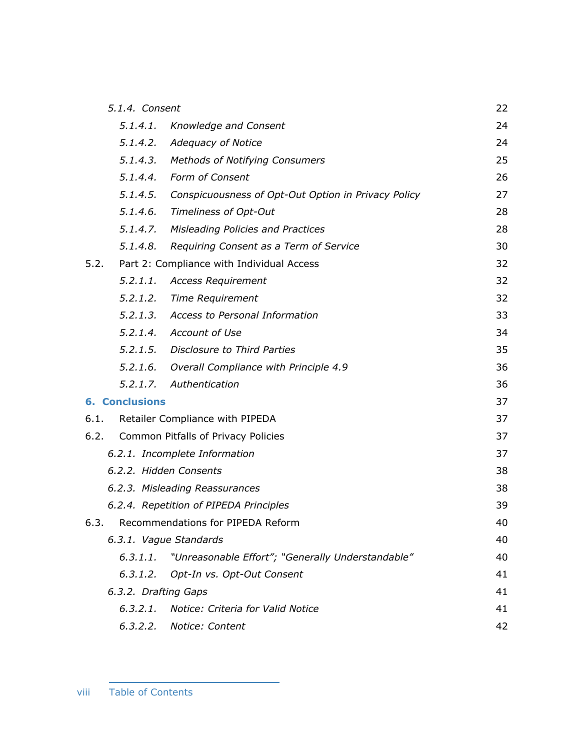*5.1.4. Consent* 22

*5.1.4.1. Knowledge and Consent* 24

*5.1.4.2. Adequacy of Notice* 24

*5.1.4.3. Methods of Notifying Consumers* 25

*5.1.4.4. Form of Consent* 26

*5.1.4.5. Conspicuousness of Opt-Out Option in Privacy Policy* 27

*5.1.4.6. Timeliness of Opt-Out* 28

*5.1.4.7. Misleading Policies and Practices* 28

*5.1.4.8. Requiring Consent as a Term of Service* 30

5.2. Part 2: Compliance with Individual Access 32

*5.2.1.1. Access Requirement* 32

*5.2.1.2. Time Requirement* 32

*5.2.1.3. Access to Personal Information* 33

*5.2.1.4. Account of Use* 34

*5.2.1.5. Disclosure to Third Parties* 35

*5.2.1.6. Overall Compliance with Principle 4.9* 36

*5.2.1.7. Authentication* 36

**6. Conclusions** 37

6.1. Retailer Compliance with PIPEDA 37

6.2. Common Pitfalls of Privacy Policies 37

*6.2.1. Incomplete Information* 37

*6.2.2. Hidden Consents* 38

*6.2.3. Misleading Reassurances* 38

*6.2.4. Repetition of PIPEDA Principles* 39

6.3. Recommendations for PIPEDA Reform 40

*6.3.1. Vague Standards* 40

*6.3.1.1. "Unreasonable Effort"; "Generally Understandable"* 40

*6.3.1.2. Opt-In vs. Opt-Out Consent* 41

*6.3.2. Drafting Gaps* 41

*6.3.2.1. Notice: Criteria for Valid Notice* 41

*6.3.2.2. Notice: Content* 42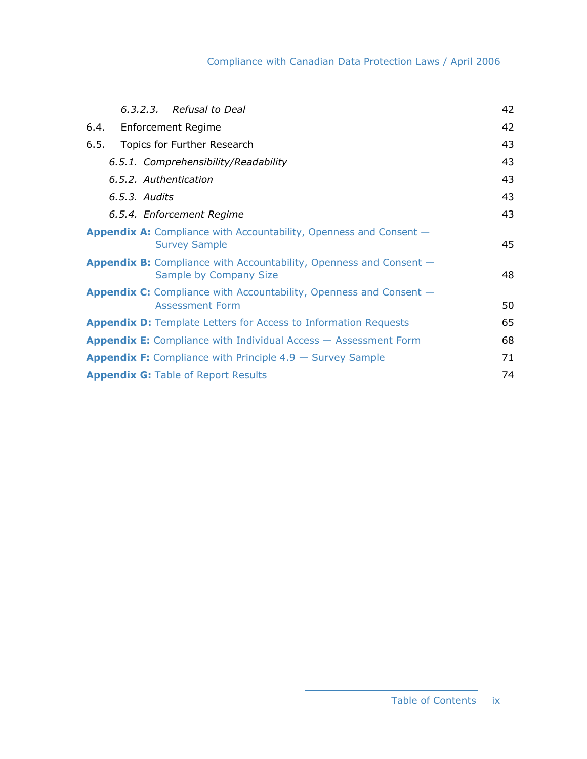| | |
|---|---|
| *6.3.2.3. Refusal to Deal* | 42 |
| 6.4. Enforcement Regime | 42 |
| 6.5. Topics for Further Research | 43 |
| *6.5.1. Comprehensibility/Readability* | 43 |
| *6.5.2. Authentication* | 43 |
| *6.5.3. Audits* | 43 |
| *6.5.4. Enforcement Regime* | 43 |
| **Appendix A:** Compliance with Accountability, Openness and Consent — Survey Sample | 45 |
| **Appendix B:** Compliance with Accountability, Openness and Consent — Sample by Company Size | 48 |
| **Appendix C:** Compliance with Accountability, Openness and Consent — Assessment Form | 50 |
| **Appendix D:** Template Letters for Access to Information Requests | 65 |
| **Appendix E:** Compliance with Individual Access — Assessment Form | 68 |
| **Appendix F:** Compliance with Principle 4.9 — Survey Sample | 71 |
| **Appendix G:** Table of Report Results | 74 |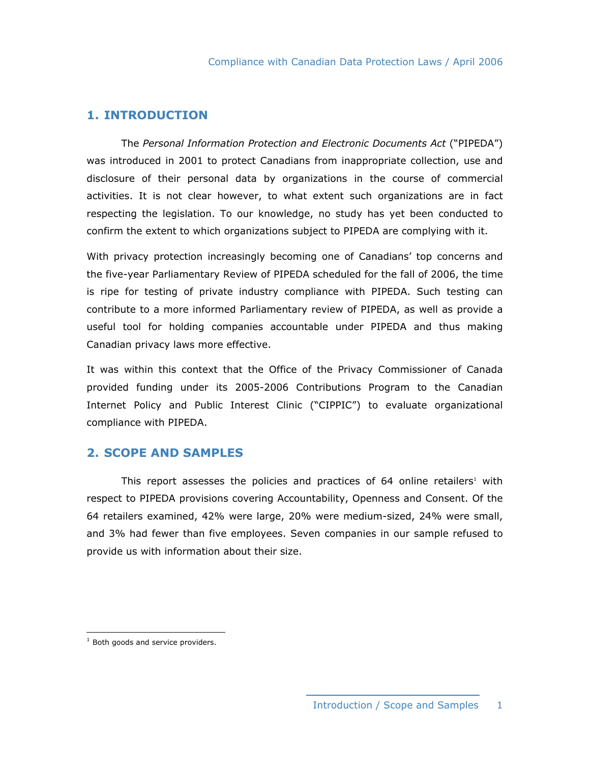## 1. INTRODUCTION

The *Personal Information Protection and Electronic Documents Act* ("PIPEDA") was introduced in 2001 to protect Canadians from inappropriate collection, use and disclosure of their personal data by organizations in the course of commercial activities. It is not clear however, to what extent such organizations are in fact respecting the legislation. To our knowledge, no study has yet been conducted to confirm the extent to which organizations subject to PIPEDA are complying with it.

With privacy protection increasingly becoming one of Canadians' top concerns and the five-year Parliamentary Review of PIPEDA scheduled for the fall of 2006, the time is ripe for testing of private industry compliance with PIPEDA. Such testing can contribute to a more informed Parliamentary review of PIPEDA, as well as provide a useful tool for holding companies accountable under PIPEDA and thus making Canadian privacy laws more effective.

It was within this context that the Office of the Privacy Commissioner of Canada provided funding under its 2005-2006 Contributions Program to the Canadian Internet Policy and Public Interest Clinic ("CIPPIC") to evaluate organizational compliance with PIPEDA.

## 2. SCOPE AND SAMPLES

This report assesses the policies and practices of 64 online retailers[1] with respect to PIPEDA provisions covering Accountability, Openness and Consent. Of the 64 retailers examined, 42% were large, 20% were medium-sized, 24% were small, and 3% had fewer than five employees. Seven companies in our sample refused to provide us with information about their size.

[1] Both goods and service providers.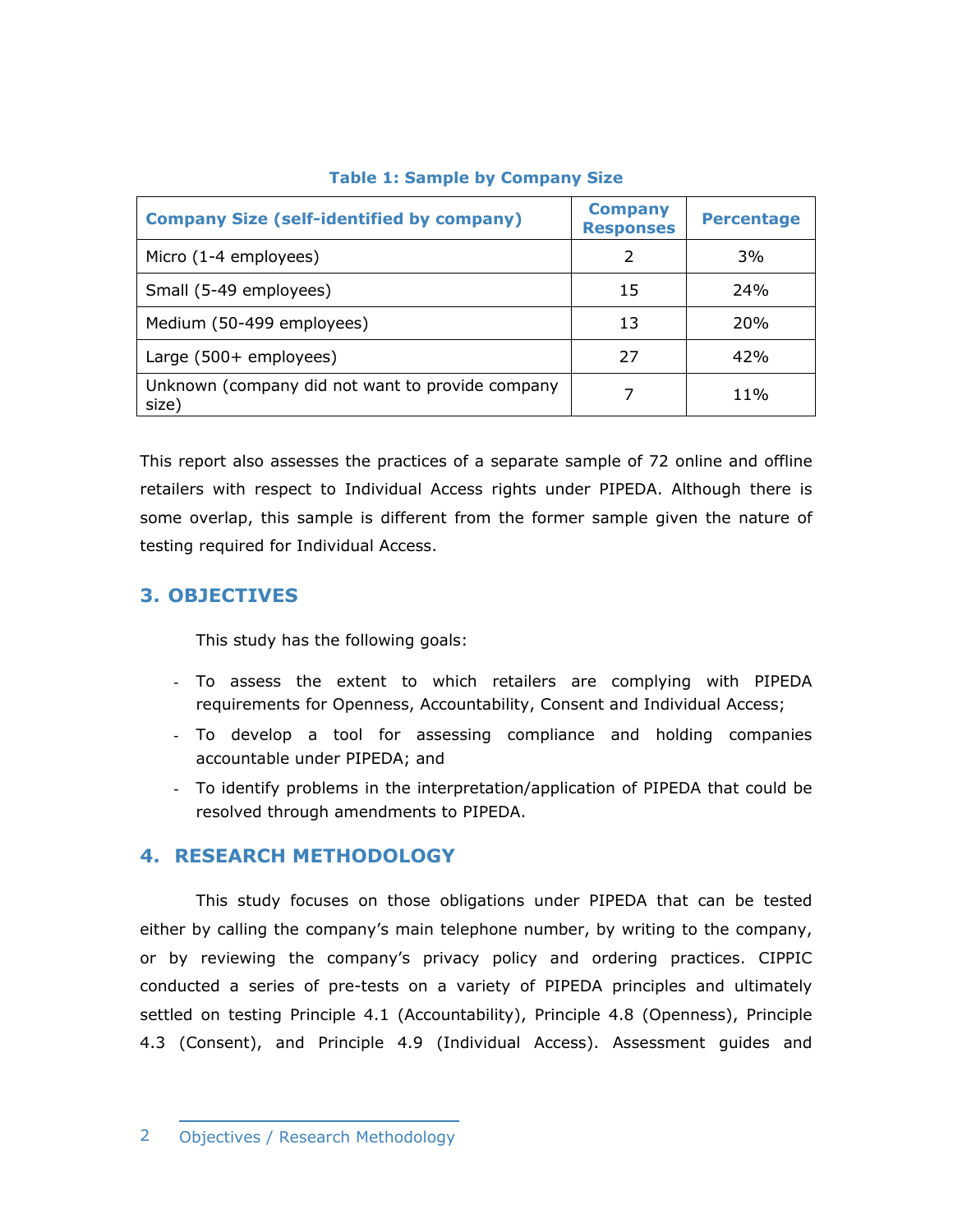**Table 1: Sample by Company Size**

| Company Size (self-identified by company) | Company Responses | Percentage |
|---|---|---|
| Micro (1-4 employees) | 2 | 3% |
| Small (5-49 employees) | 15 | 24% |
| Medium (50-499 employees) | 13 | 20% |
| Large (500+ employees) | 27 | 42% |
| Unknown (company did not want to provide company size) | 7 | 11% |

This report also assesses the practices of a separate sample of 72 online and offline retailers with respect to Individual Access rights under PIPEDA. Although there is some overlap, this sample is different from the former sample given the nature of testing required for Individual Access.

## 3. OBJECTIVES

This study has the following goals:

- To assess the extent to which retailers are complying with PIPEDA requirements for Openness, Accountability, Consent and Individual Access;
- To develop a tool for assessing compliance and holding companies accountable under PIPEDA; and
- To identify problems in the interpretation/application of PIPEDA that could be resolved through amendments to PIPEDA.

## 4. RESEARCH METHODOLOGY

This study focuses on those obligations under PIPEDA that can be tested either by calling the company's main telephone number, by writing to the company, or by reviewing the company's privacy policy and ordering practices. CIPPIC conducted a series of pre-tests on a variety of PIPEDA principles and ultimately settled on testing Principle 4.1 (Accountability), Principle 4.8 (Openness), Principle 4.3 (Consent), and Principle 4.9 (Individual Access). Assessment guides and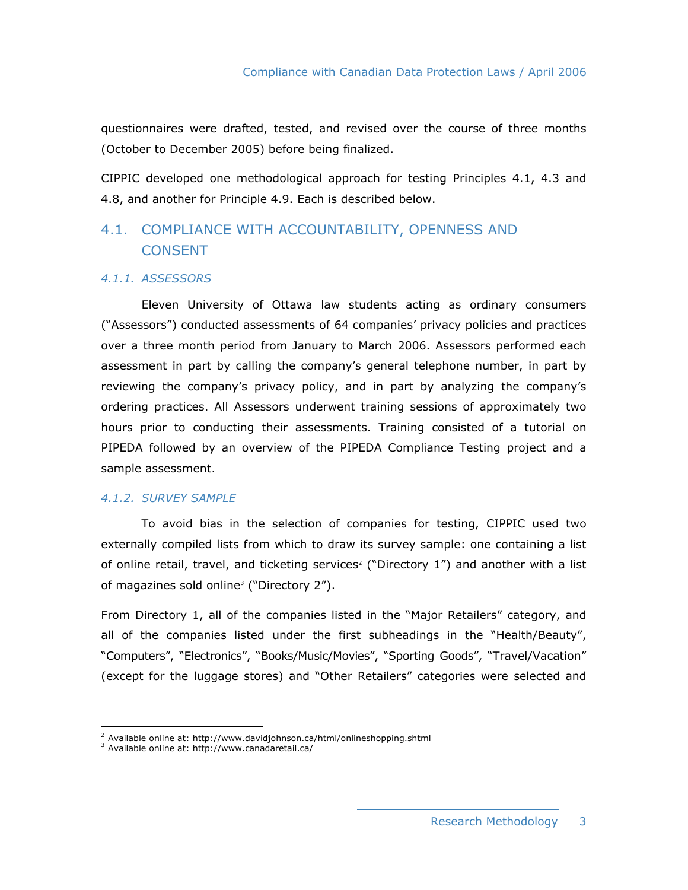questionnaires were drafted, tested, and revised over the course of three months (October to December 2005) before being finalized.

CIPPIC developed one methodological approach for testing Principles 4.1, 4.3 and 4.8, and another for Principle 4.9. Each is described below.

## 4.1. COMPLIANCE WITH ACCOUNTABILITY, OPENNESS AND CONSENT

### *4.1.1. ASSESSORS*

Eleven University of Ottawa law students acting as ordinary consumers ("Assessors") conducted assessments of 64 companies' privacy policies and practices over a three month period from January to March 2006. Assessors performed each assessment in part by calling the company's general telephone number, in part by reviewing the company's privacy policy, and in part by analyzing the company's ordering practices. All Assessors underwent training sessions of approximately two hours prior to conducting their assessments. Training consisted of a tutorial on PIPEDA followed by an overview of the PIPEDA Compliance Testing project and a sample assessment.

### *4.1.2. SURVEY SAMPLE*

To avoid bias in the selection of companies for testing, CIPPIC used two externally compiled lists from which to draw its survey sample: one containing a list of online retail, travel, and ticketing services[2] ("Directory 1") and another with a list of magazines sold online[3] ("Directory 2").

From Directory 1, all of the companies listed in the "Major Retailers" category, and all of the companies listed under the first subheadings in the "Health/Beauty", "Computers", "Electronics", "Books/Music/Movies", "Sporting Goods", "Travel/Vacation" (except for the luggage stores) and "Other Retailers" categories were selected and

[2] Available online at: http://www.davidjohnson.ca/html/onlineshopping.shtml
[3] Available online at: http://www.canadaretail.ca/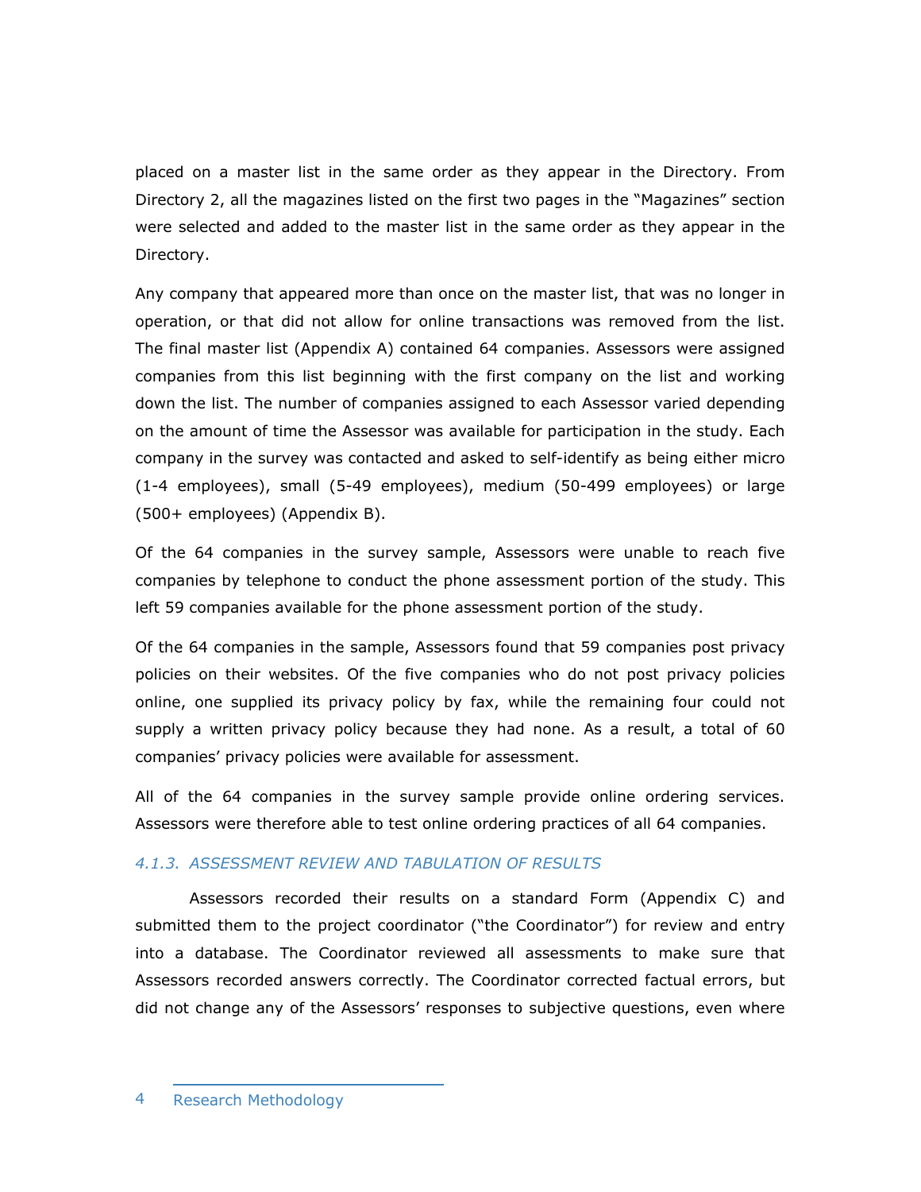placed on a master list in the same order as they appear in the Directory. From Directory 2, all the magazines listed on the first two pages in the "Magazines" section were selected and added to the master list in the same order as they appear in the Directory.

Any company that appeared more than once on the master list, that was no longer in operation, or that did not allow for online transactions was removed from the list. The final master list (Appendix A) contained 64 companies. Assessors were assigned companies from this list beginning with the first company on the list and working down the list. The number of companies assigned to each Assessor varied depending on the amount of time the Assessor was available for participation in the study. Each company in the survey was contacted and asked to self-identify as being either micro (1-4 employees), small (5-49 employees), medium (50-499 employees) or large (500+ employees) (Appendix B).

Of the 64 companies in the survey sample, Assessors were unable to reach five companies by telephone to conduct the phone assessment portion of the study. This left 59 companies available for the phone assessment portion of the study.

Of the 64 companies in the sample, Assessors found that 59 companies post privacy policies on their websites. Of the five companies who do not post privacy policies online, one supplied its privacy policy by fax, while the remaining four could not supply a written privacy policy because they had none. As a result, a total of 60 companies' privacy policies were available for assessment.

All of the 64 companies in the survey sample provide online ordering services. Assessors were therefore able to test online ordering practices of all 64 companies.

#### *4.1.3. ASSESSMENT REVIEW AND TABULATION OF RESULTS*

Assessors recorded their results on a standard Form (Appendix C) and submitted them to the project coordinator ("the Coordinator") for review and entry into a database. The Coordinator reviewed all assessments to make sure that Assessors recorded answers correctly. The Coordinator corrected factual errors, but did not change any of the Assessors' responses to subjective questions, even where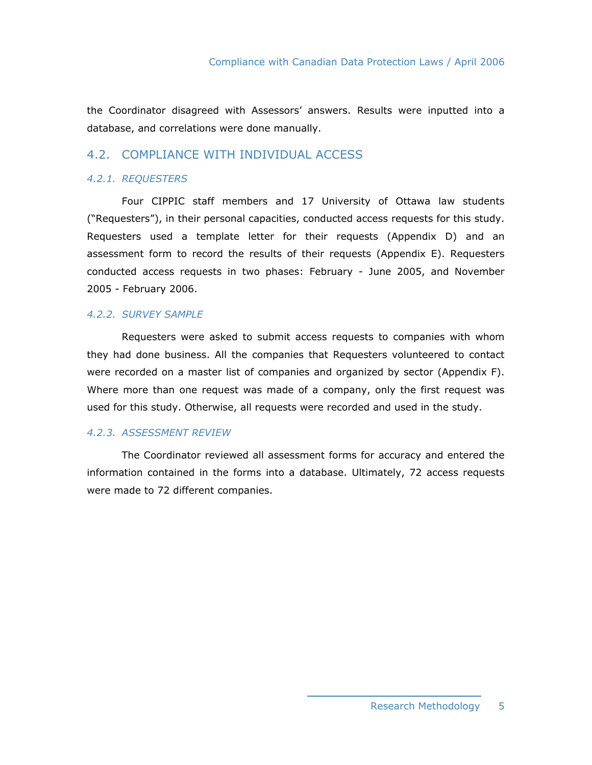the Coordinator disagreed with Assessors' answers. Results were inputted into a database, and correlations were done manually.

## 4.2. COMPLIANCE WITH INDIVIDUAL ACCESS

### *4.2.1. REQUESTERS*

Four CIPPIC staff members and 17 University of Ottawa law students ("Requesters"), in their personal capacities, conducted access requests for this study. Requesters used a template letter for their requests (Appendix D) and an assessment form to record the results of their requests (Appendix E). Requesters conducted access requests in two phases: February - June 2005, and November 2005 - February 2006.

### *4.2.2. SURVEY SAMPLE*

Requesters were asked to submit access requests to companies with whom they had done business. All the companies that Requesters volunteered to contact were recorded on a master list of companies and organized by sector (Appendix F). Where more than one request was made of a company, only the first request was used for this study. Otherwise, all requests were recorded and used in the study.

### *4.2.3. ASSESSMENT REVIEW*

The Coordinator reviewed all assessment forms for accuracy and entered the information contained in the forms into a database. Ultimately, 72 access requests were made to 72 different companies.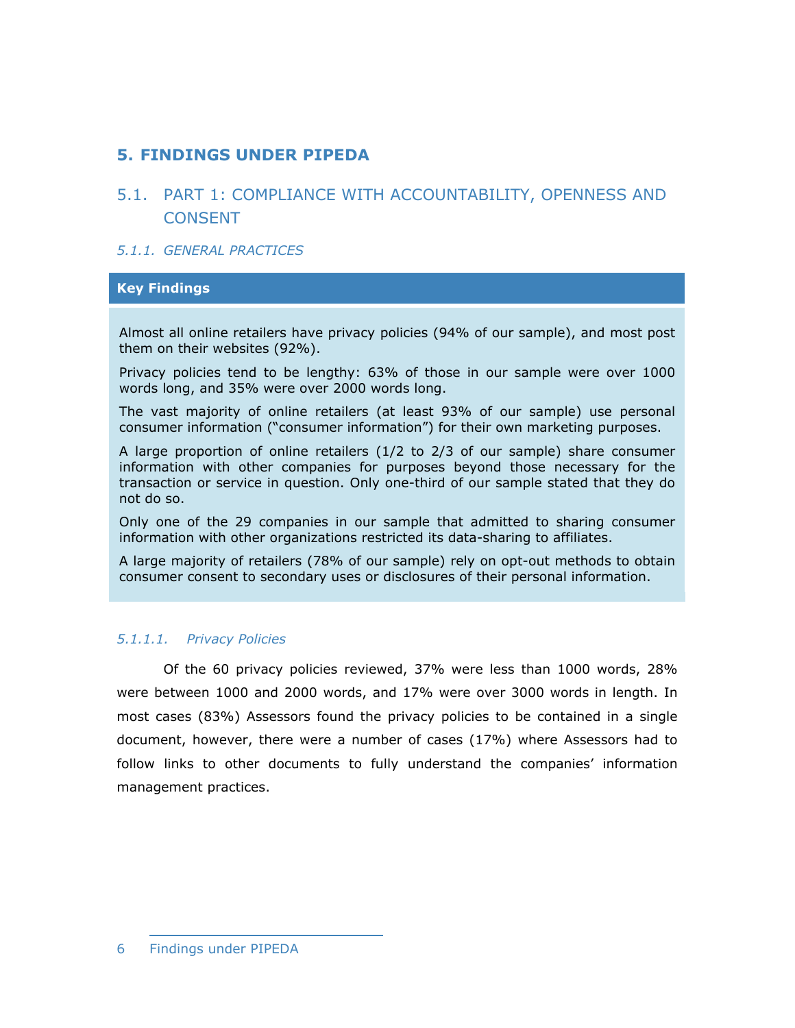# 5. FINDINGS UNDER PIPEDA

## 5.1. PART 1: COMPLIANCE WITH ACCOUNTABILITY, OPENNESS AND CONSENT

### *5.1.1. GENERAL PRACTICES*

**Key Findings**

Almost all online retailers have privacy policies (94% of our sample), and most post them on their websites (92%).

Privacy policies tend to be lengthy: 63% of those in our sample were over 1000 words long, and 35% were over 2000 words long.

The vast majority of online retailers (at least 93% of our sample) use personal consumer information ("consumer information") for their own marketing purposes.

A large proportion of online retailers (1/2 to 2/3 of our sample) share consumer information with other companies for purposes beyond those necessary for the transaction or service in question. Only one-third of our sample stated that they do not do so.

Only one of the 29 companies in our sample that admitted to sharing consumer information with other organizations restricted its data-sharing to affiliates.

A large majority of retailers (78% of our sample) rely on opt-out methods to obtain consumer consent to secondary uses or disclosures of their personal information.

#### *5.1.1.1. Privacy Policies*

Of the 60 privacy policies reviewed, 37% were less than 1000 words, 28% were between 1000 and 2000 words, and 17% were over 3000 words in length. In most cases (83%) Assessors found the privacy policies to be contained in a single document, however, there were a number of cases (17%) where Assessors had to follow links to other documents to fully understand the companies' information management practices.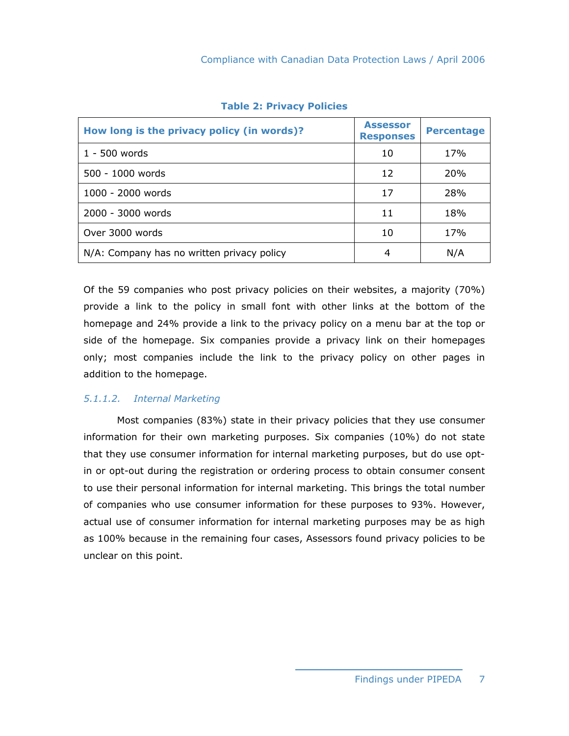**Table 2: Privacy Policies**

| How long is the privacy policy (in words)? | Assessor Responses | Percentage |
|---|---|---|
| 1 - 500 words | 10 | 17% |
| 500 - 1000 words | 12 | 20% |
| 1000 - 2000 words | 17 | 28% |
| 2000 - 3000 words | 11 | 18% |
| Over 3000 words | 10 | 17% |
| N/A: Company has no written privacy policy | 4 | N/A |

Of the 59 companies who post privacy policies on their websites, a majority (70%) provide a link to the policy in small font with other links at the bottom of the homepage and 24% provide a link to the privacy policy on a menu bar at the top or side of the homepage. Six companies provide a privacy link on their homepages only; most companies include the link to the privacy policy on other pages in addition to the homepage.

#### *5.1.1.2. Internal Marketing*

Most companies (83%) state in their privacy policies that they use consumer information for their own marketing purposes. Six companies (10%) do not state that they use consumer information for internal marketing purposes, but do use opt-in or opt-out during the registration or ordering process to obtain consumer consent to use their personal information for internal marketing. This brings the total number of companies who use consumer information for these purposes to 93%. However, actual use of consumer information for internal marketing purposes may be as high as 100% because in the remaining four cases, Assessors found privacy policies to be unclear on this point.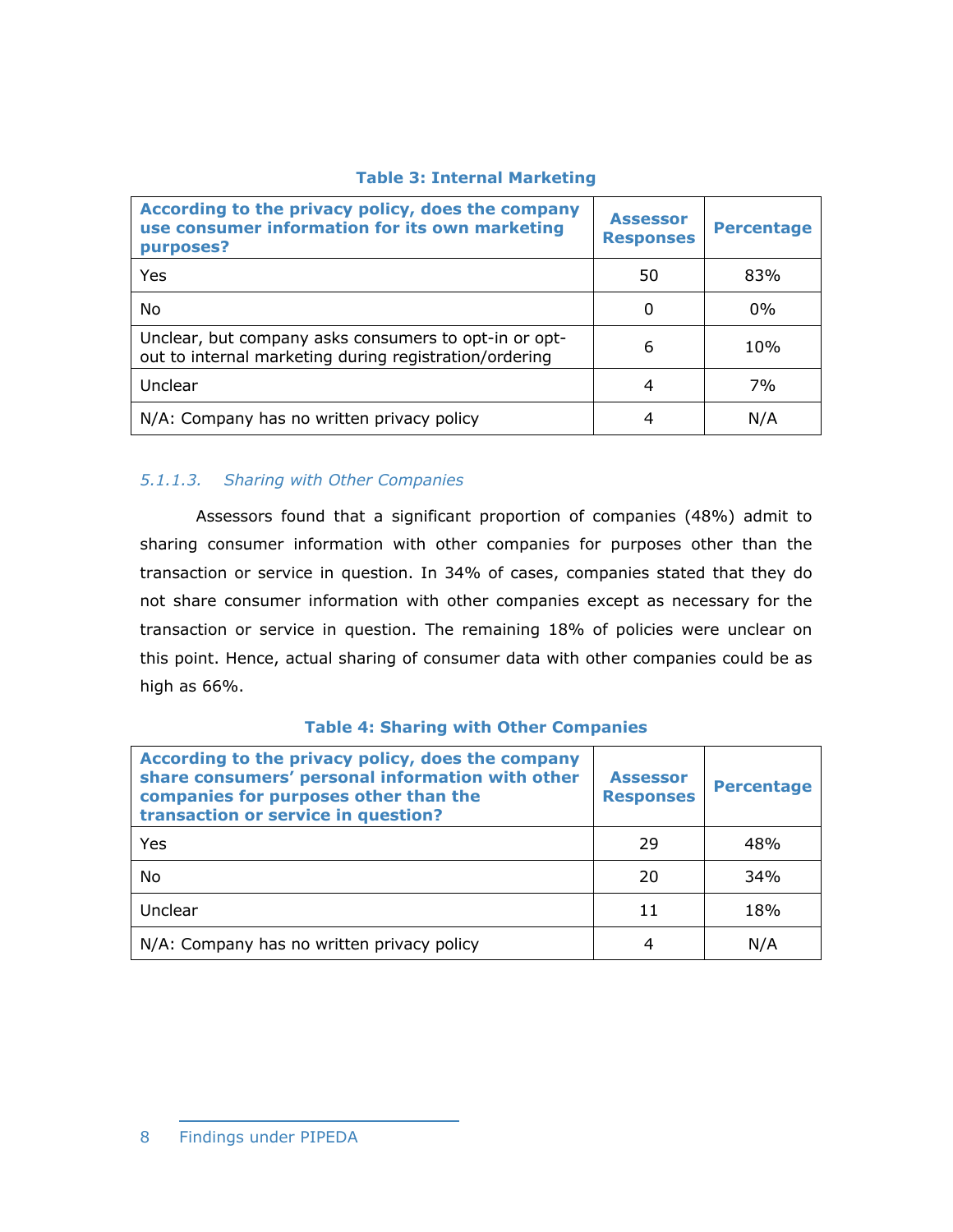**Table 3: Internal Marketing**

| According to the privacy policy, does the company use consumer information for its own marketing purposes? | Assessor Responses | Percentage |
|---|---|---|
| Yes | 50 | 83% |
| No | 0 | 0% |
| Unclear, but company asks consumers to opt-in or opt-out to internal marketing during registration/ordering | 6 | 10% |
| Unclear | 4 | 7% |
| N/A: Company has no written privacy policy | 4 | N/A |

#### *5.1.1.3. Sharing with Other Companies*

Assessors found that a significant proportion of companies (48%) admit to sharing consumer information with other companies for purposes other than the transaction or service in question. In 34% of cases, companies stated that they do not share consumer information with other companies except as necessary for the transaction or service in question. The remaining 18% of policies were unclear on this point. Hence, actual sharing of consumer data with other companies could be as high as 66%.

**Table 4: Sharing with Other Companies**

| According to the privacy policy, does the company share consumers' personal information with other companies for purposes other than the transaction or service in question? | Assessor Responses | Percentage |
|---|---|---|
| Yes | 29 | 48% |
| No | 20 | 34% |
| Unclear | 11 | 18% |
| N/A: Company has no written privacy policy | 4 | N/A |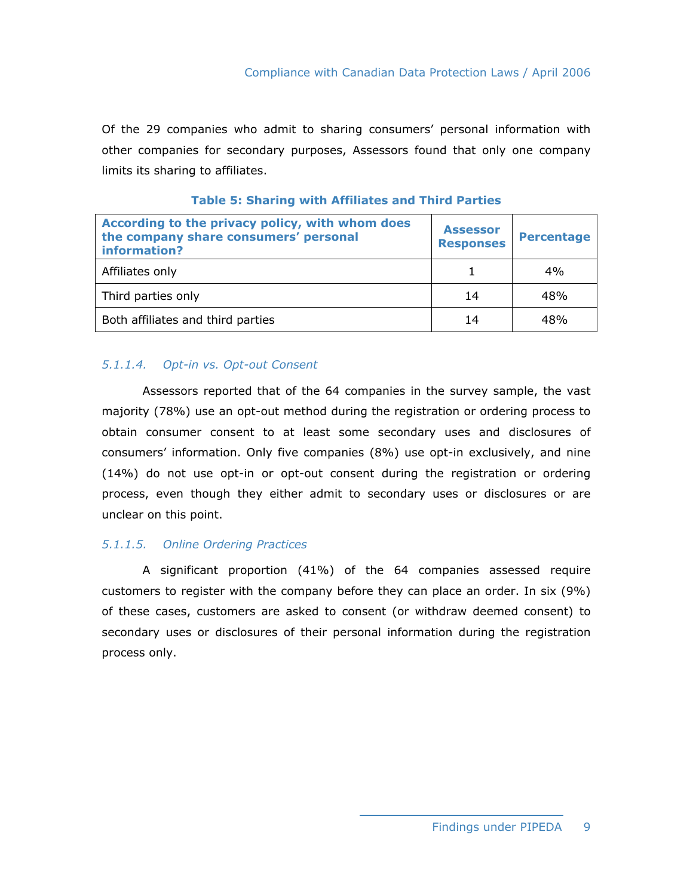Of the 29 companies who admit to sharing consumers' personal information with other companies for secondary purposes, Assessors found that only one company limits its sharing to affiliates.

**Table 5: Sharing with Affiliates and Third Parties**

| According to the privacy policy, with whom does the company share consumers' personal information? | Assessor Responses | Percentage |
|---|---|---|
| Affiliates only | 1 | 4% |
| Third parties only | 14 | 48% |
| Both affiliates and third parties | 14 | 48% |

#### *5.1.1.4. Opt-in vs. Opt-out Consent*

Assessors reported that of the 64 companies in the survey sample, the vast majority (78%) use an opt-out method during the registration or ordering process to obtain consumer consent to at least some secondary uses and disclosures of consumers' information. Only five companies (8%) use opt-in exclusively, and nine (14%) do not use opt-in or opt-out consent during the registration or ordering process, even though they either admit to secondary uses or disclosures or are unclear on this point.

#### *5.1.1.5. Online Ordering Practices*

A significant proportion (41%) of the 64 companies assessed require customers to register with the company before they can place an order. In six (9%) of these cases, customers are asked to consent (or withdraw deemed consent) to secondary uses or disclosures of their personal information during the registration process only.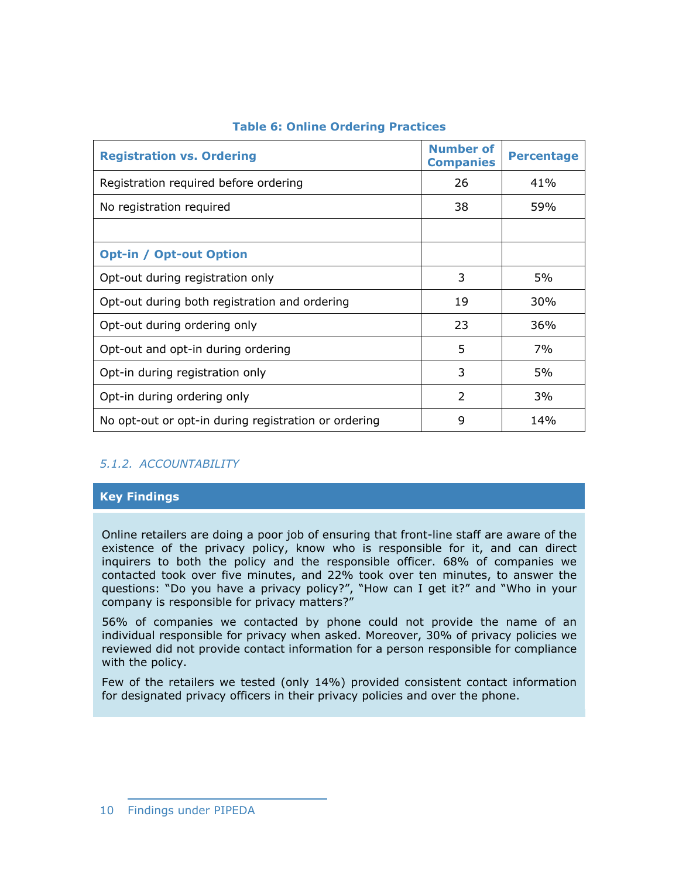**Table 6: Online Ordering Practices**

| Registration vs. Ordering | Number of Companies | Percentage |
|---|---|---|
| Registration required before ordering | 26 | 41% |
| No registration required | 38 | 59% |
| | | |
| **Opt-in / Opt-out Option** | | |
| Opt-out during registration only | 3 | 5% |
| Opt-out during both registration and ordering | 19 | 30% |
| Opt-out during ordering only | 23 | 36% |
| Opt-out and opt-in during ordering | 5 | 7% |
| Opt-in during registration only | 3 | 5% |
| Opt-in during ordering only | 2 | 3% |
| No opt-out or opt-in during registration or ordering | 9 | 14% |

### *5.1.2. ACCOUNTABILITY*

**Key Findings**

Online retailers are doing a poor job of ensuring that front-line staff are aware of the existence of the privacy policy, know who is responsible for it, and can direct inquirers to both the policy and the responsible officer. 68% of companies we contacted took over five minutes, and 22% took over ten minutes, to answer the questions: “Do you have a privacy policy?”, “How can I get it?” and “Who in your company is responsible for privacy matters?”

56% of companies we contacted by phone could not provide the name of an individual responsible for privacy when asked. Moreover, 30% of privacy policies we reviewed did not provide contact information for a person responsible for compliance with the policy.

Few of the retailers we tested (only 14%) provided consistent contact information for designated privacy officers in their privacy policies and over the phone.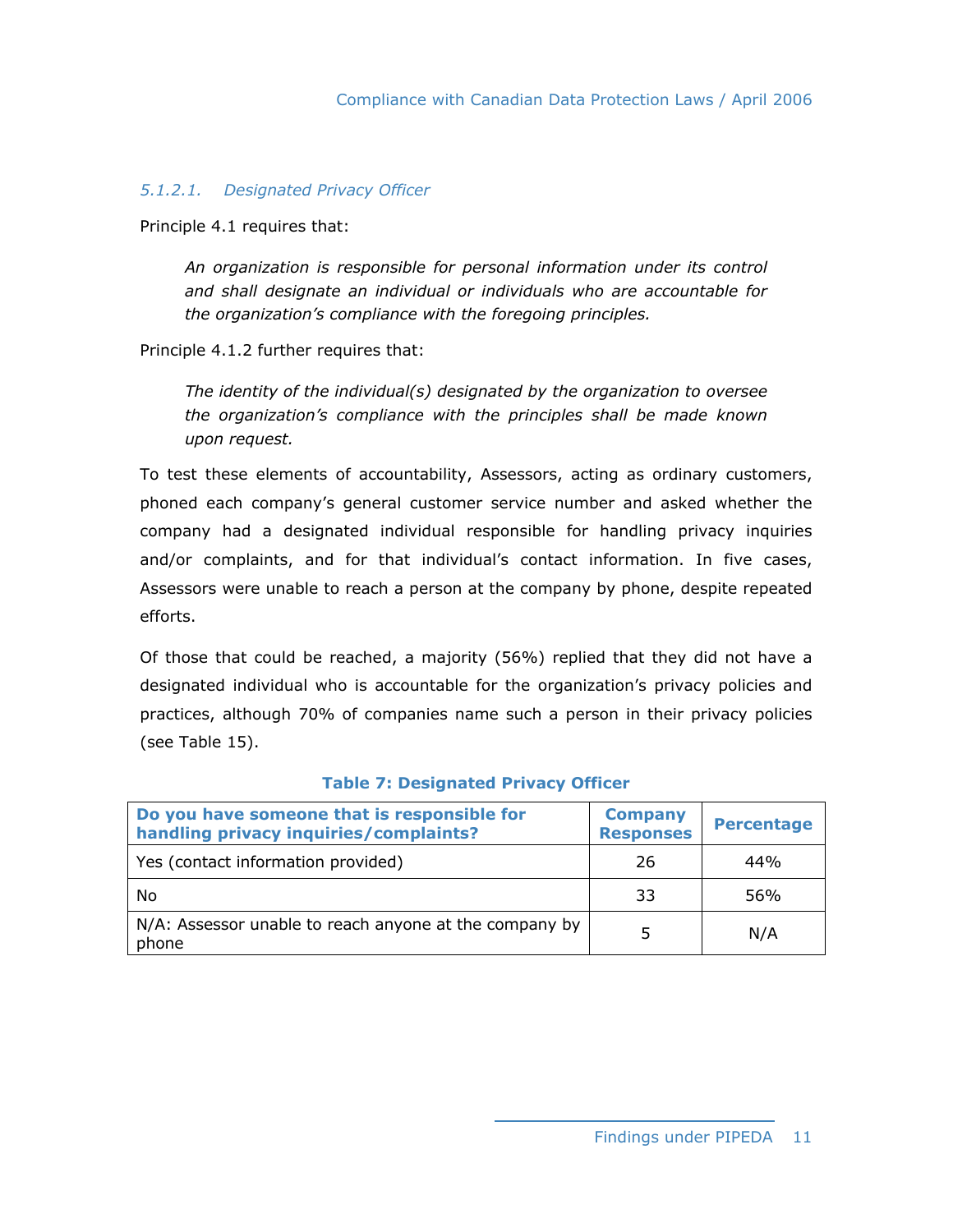#### *5.1.2.1. Designated Privacy Officer*

Principle 4.1 requires that:

> *An organization is responsible for personal information under its control and shall designate an individual or individuals who are accountable for the organization's compliance with the foregoing principles.*

Principle 4.1.2 further requires that:

> *The identity of the individual(s) designated by the organization to oversee the organization's compliance with the principles shall be made known upon request.*

To test these elements of accountability, Assessors, acting as ordinary customers, phoned each company's general customer service number and asked whether the company had a designated individual responsible for handling privacy inquiries and/or complaints, and for that individual's contact information. In five cases, Assessors were unable to reach a person at the company by phone, despite repeated efforts.

Of those that could be reached, a majority (56%) replied that they did not have a designated individual who is accountable for the organization's privacy policies and practices, although 70% of companies name such a person in their privacy policies (see Table 15).

**Table 7: Designated Privacy Officer**

| Do you have someone that is responsible for handling privacy inquiries/complaints? | Company Responses | Percentage |
| --- | --- | --- |
| Yes (contact information provided) | 26 | 44% |
| No | 33 | 56% |
| N/A: Assessor unable to reach anyone at the company by phone | 5 | N/A |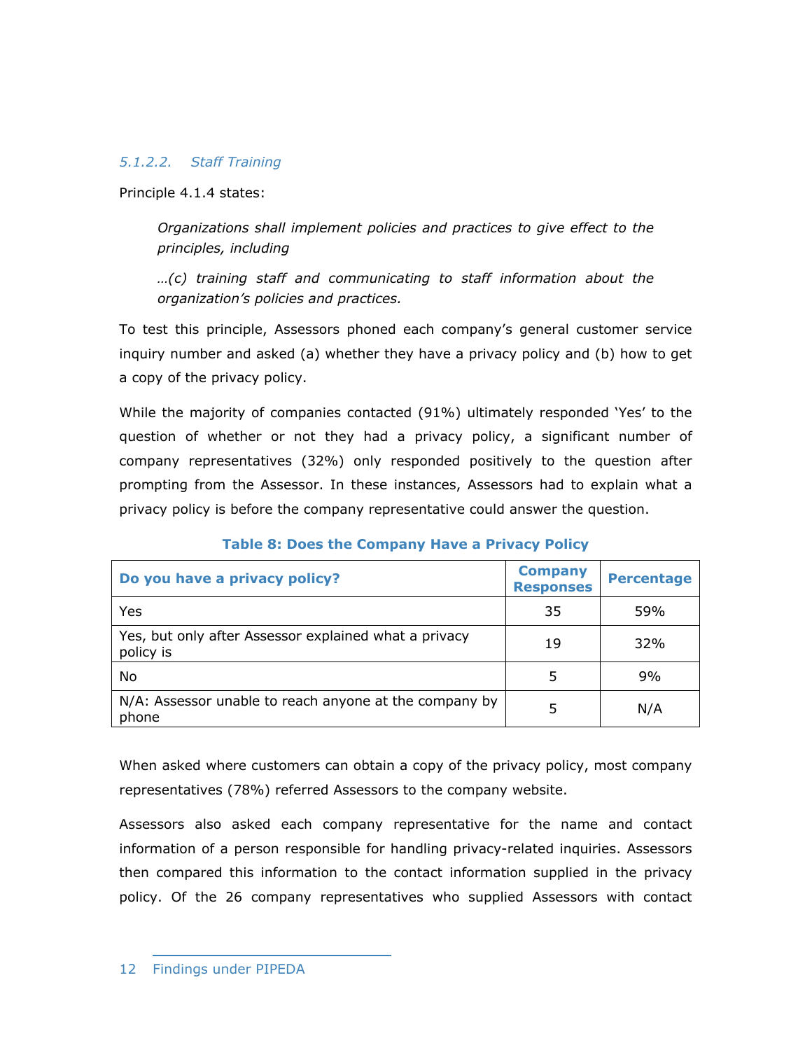##### *5.1.2.2. Staff Training*

Principle 4.1.4 states:

> *Organizations shall implement policies and practices to give effect to the principles, including*
>
> *…(c) training staff and communicating to staff information about the organization's policies and practices.*

To test this principle, Assessors phoned each company's general customer service inquiry number and asked (a) whether they have a privacy policy and (b) how to get a copy of the privacy policy.

While the majority of companies contacted (91%) ultimately responded 'Yes' to the question of whether or not they had a privacy policy, a significant number of company representatives (32%) only responded positively to the question after prompting from the Assessor. In these instances, Assessors had to explain what a privacy policy is before the company representative could answer the question.

**Table 8: Does the Company Have a Privacy Policy**

| Do you have a privacy policy? | Company Responses | Percentage |
|---|---|---|
| Yes | 35 | 59% |
| Yes, but only after Assessor explained what a privacy policy is | 19 | 32% |
| No | 5 | 9% |
| N/A: Assessor unable to reach anyone at the company by phone | 5 | N/A |

When asked where customers can obtain a copy of the privacy policy, most company representatives (78%) referred Assessors to the company website.

Assessors also asked each company representative for the name and contact information of a person responsible for handling privacy-related inquiries. Assessors then compared this information to the contact information supplied in the privacy policy. Of the 26 company representatives who supplied Assessors with contact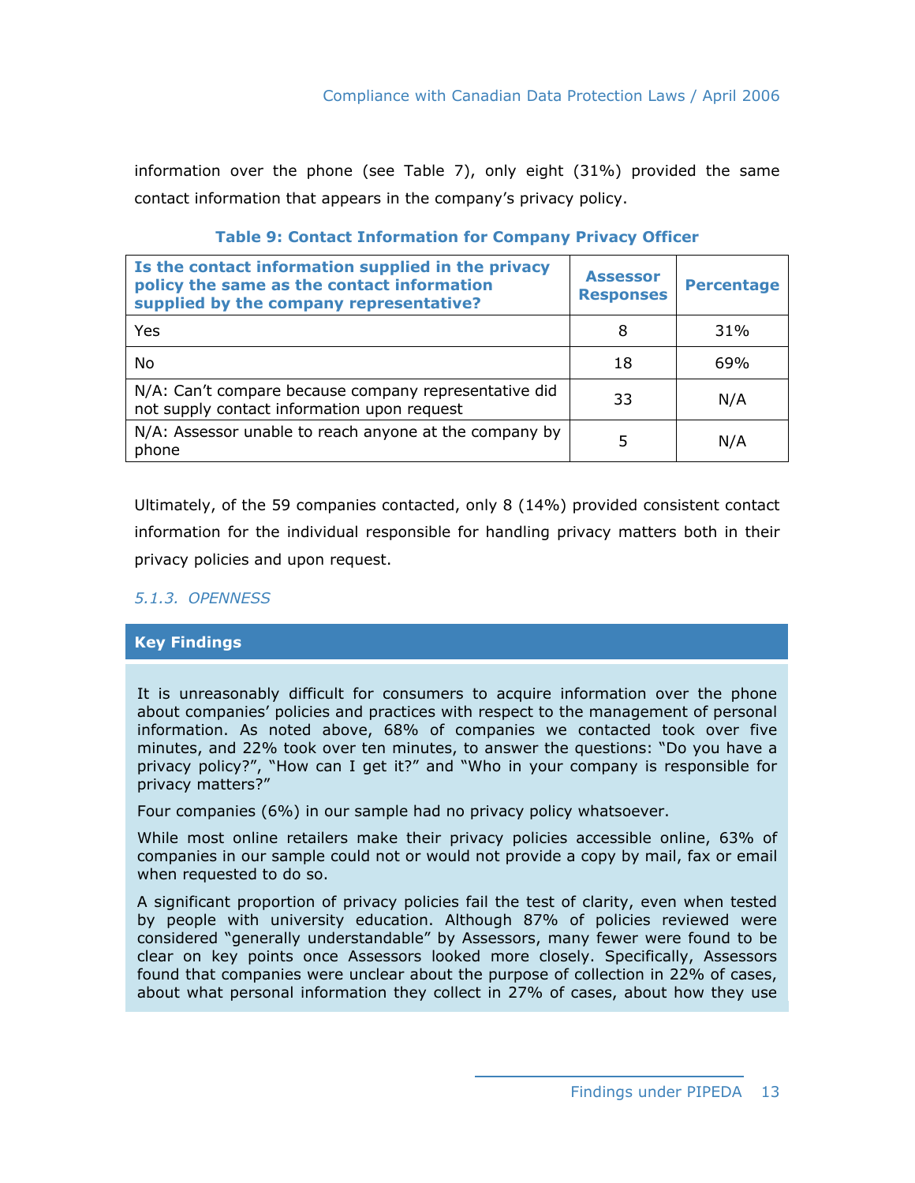information over the phone (see Table 7), only eight (31%) provided the same contact information that appears in the company's privacy policy.

**Table 9: Contact Information for Company Privacy Officer**

| Is the contact information supplied in the privacy policy the same as the contact information supplied by the company representative? | Assessor Responses | Percentage |
|---|---|---|
| Yes | 8 | 31% |
| No | 18 | 69% |
| N/A: Can't compare because company representative did not supply contact information upon request | 33 | N/A |
| N/A: Assessor unable to reach anyone at the company by phone | 5 | N/A |

Ultimately, of the 59 companies contacted, only 8 (14%) provided consistent contact information for the individual responsible for handling privacy matters both in their privacy policies and upon request.

### *5.1.3. OPENNESS*

**Key Findings**

It is unreasonably difficult for consumers to acquire information over the phone about companies' policies and practices with respect to the management of personal information. As noted above, 68% of companies we contacted took over five minutes, and 22% took over ten minutes, to answer the questions: "Do you have a privacy policy?", "How can I get it?" and "Who in your company is responsible for privacy matters?"

Four companies (6%) in our sample had no privacy policy whatsoever.

While most online retailers make their privacy policies accessible online, 63% of companies in our sample could not or would not provide a copy by mail, fax or email when requested to do so.

A significant proportion of privacy policies fail the test of clarity, even when tested by people with university education. Although 87% of policies reviewed were considered "generally understandable" by Assessors, many fewer were found to be clear on key points once Assessors looked more closely. Specifically, Assessors found that companies were unclear about the purpose of collection in 22% of cases, about what personal information they collect in 27% of cases, about how they use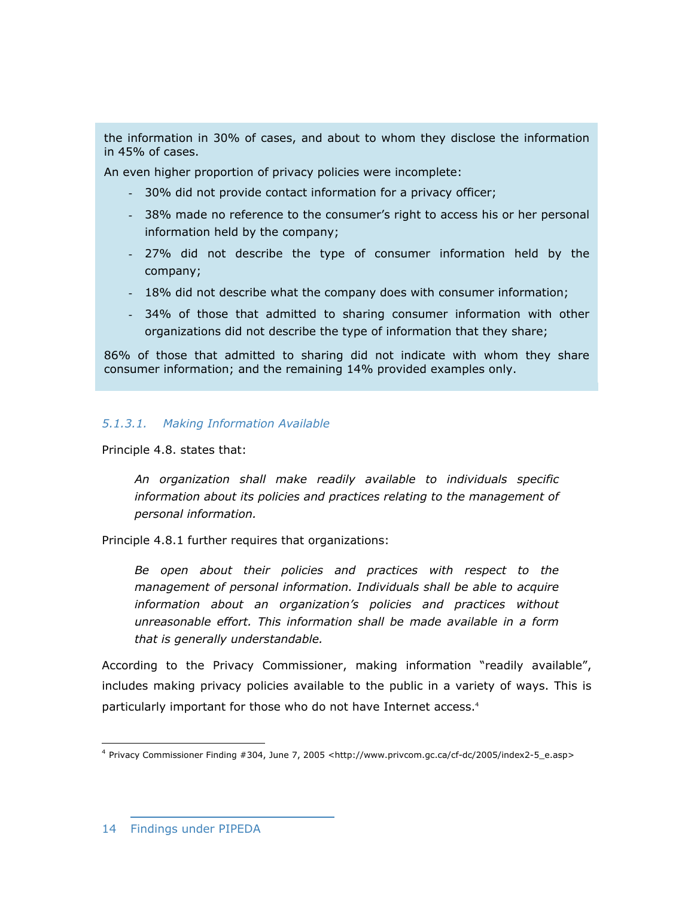the information in 30% of cases, and about to whom they disclose the information in 45% of cases.

An even higher proportion of privacy policies were incomplete:

- 30% did not provide contact information for a privacy officer;
- 38% made no reference to the consumer's right to access his or her personal information held by the company;
- 27% did not describe the type of consumer information held by the company;
- 18% did not describe what the company does with consumer information;
- 34% of those that admitted to sharing consumer information with other organizations did not describe the type of information that they share;

86% of those that admitted to sharing did not indicate with whom they share consumer information; and the remaining 14% provided examples only.

#### *5.1.3.1. Making Information Available*

Principle 4.8. states that:

> *An organization shall make readily available to individuals specific information about its policies and practices relating to the management of personal information.*

Principle 4.8.1 further requires that organizations:

> *Be open about their policies and practices with respect to the management of personal information. Individuals shall be able to acquire information about an organization's policies and practices without unreasonable effort. This information shall be made available in a form that is generally understandable.*

According to the Privacy Commissioner, making information "readily available", includes making privacy policies available to the public in a variety of ways. This is particularly important for those who do not have Internet access.[4]

[4] Privacy Commissioner Finding #304, June 7, 2005 <http://www.privcom.gc.ca/cf-dc/2005/index2-5_e.asp>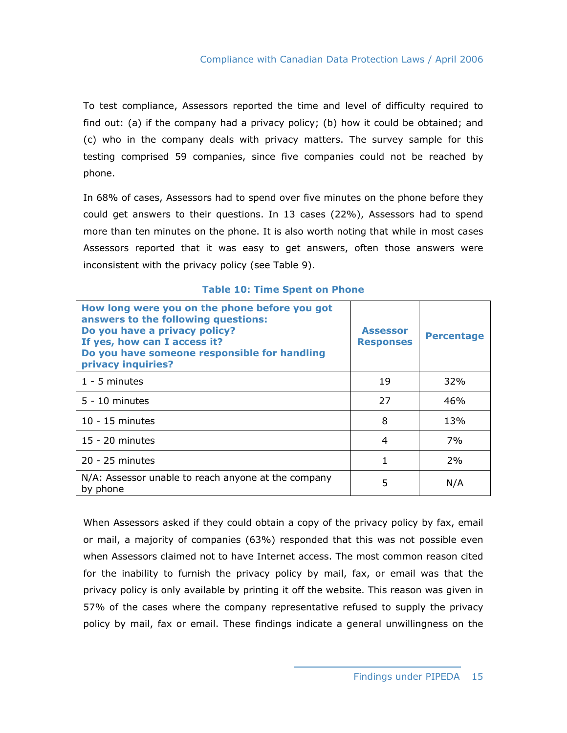To test compliance, Assessors reported the time and level of difficulty required to find out: (a) if the company had a privacy policy; (b) how it could be obtained; and (c) who in the company deals with privacy matters. The survey sample for this testing comprised 59 companies, since five companies could not be reached by phone.

In 68% of cases, Assessors had to spend over five minutes on the phone before they could get answers to their questions. In 13 cases (22%), Assessors had to spend more than ten minutes on the phone. It is also worth noting that while in most cases Assessors reported that it was easy to get answers, often those answers were inconsistent with the privacy policy (see Table 9).

**Table 10: Time Spent on Phone**

| How long were you on the phone before you got answers to the following questions: Do you have a privacy policy? If yes, how can I access it? Do you have someone responsible for handling privacy inquiries? | Assessor Responses | Percentage |
|---|---|---|
| 1 - 5 minutes | 19 | 32% |
| 5 - 10 minutes | 27 | 46% |
| 10 - 15 minutes | 8 | 13% |
| 15 - 20 minutes | 4 | 7% |
| 20 - 25 minutes | 1 | 2% |
| N/A: Assessor unable to reach anyone at the company by phone | 5 | N/A |

When Assessors asked if they could obtain a copy of the privacy policy by fax, email or mail, a majority of companies (63%) responded that this was not possible even when Assessors claimed not to have Internet access. The most common reason cited for the inability to furnish the privacy policy by mail, fax, or email was that the privacy policy is only available by printing it off the website. This reason was given in 57% of the cases where the company representative refused to supply the privacy policy by mail, fax or email. These findings indicate a general unwillingness on the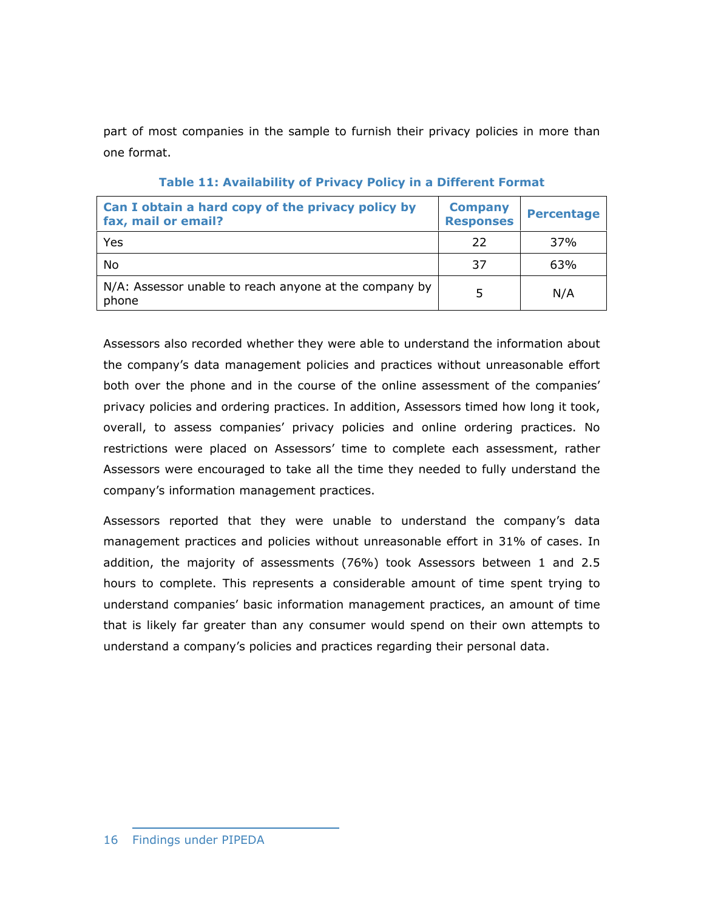part of most companies in the sample to furnish their privacy policies in more than one format.

**Table 11: Availability of Privacy Policy in a Different Format**

| Can I obtain a hard copy of the privacy policy by fax, mail or email? | Company Responses | Percentage |
|---|---|---|
| Yes | 22 | 37% |
| No | 37 | 63% |
| N/A: Assessor unable to reach anyone at the company by phone | 5 | N/A |

Assessors also recorded whether they were able to understand the information about the company's data management policies and practices without unreasonable effort both over the phone and in the course of the online assessment of the companies' privacy policies and ordering practices. In addition, Assessors timed how long it took, overall, to assess companies' privacy policies and online ordering practices. No restrictions were placed on Assessors' time to complete each assessment, rather Assessors were encouraged to take all the time they needed to fully understand the company's information management practices.

Assessors reported that they were unable to understand the company's data management practices and policies without unreasonable effort in 31% of cases. In addition, the majority of assessments (76%) took Assessors between 1 and 2.5 hours to complete. This represents a considerable amount of time spent trying to understand companies' basic information management practices, an amount of time that is likely far greater than any consumer would spend on their own attempts to understand a company's policies and practices regarding their personal data.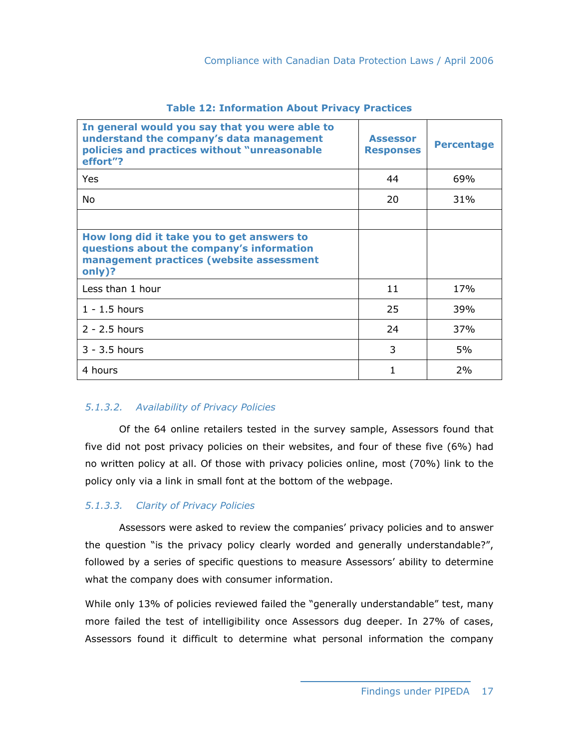**Table 12: Information About Privacy Practices**

| In general would you say that you were able to understand the company's data management policies and practices without "unreasonable effort"? | Assessor Responses | Percentage |
|---|---|---|
| Yes | 44 | 69% |
| No | 20 | 31% |
| | | |
| **How long did it take you to get answers to questions about the company's information management practices (website assessment only)?** | | |
| Less than 1 hour | 11 | 17% |
| 1 - 1.5 hours | 25 | 39% |
| 2 - 2.5 hours | 24 | 37% |
| 3 - 3.5 hours | 3 | 5% |
| 4 hours | 1 | 2% |

#### *5.1.3.2. Availability of Privacy Policies*

Of the 64 online retailers tested in the survey sample, Assessors found that five did not post privacy policies on their websites, and four of these five (6%) had no written policy at all. Of those with privacy policies online, most (70%) link to the policy only via a link in small font at the bottom of the webpage.

#### *5.1.3.3. Clarity of Privacy Policies*

Assessors were asked to review the companies' privacy policies and to answer the question "is the privacy policy clearly worded and generally understandable?", followed by a series of specific questions to measure Assessors' ability to determine what the company does with consumer information.

While only 13% of policies reviewed failed the "generally understandable" test, many more failed the test of intelligibility once Assessors dug deeper. In 27% of cases, Assessors found it difficult to determine what personal information the company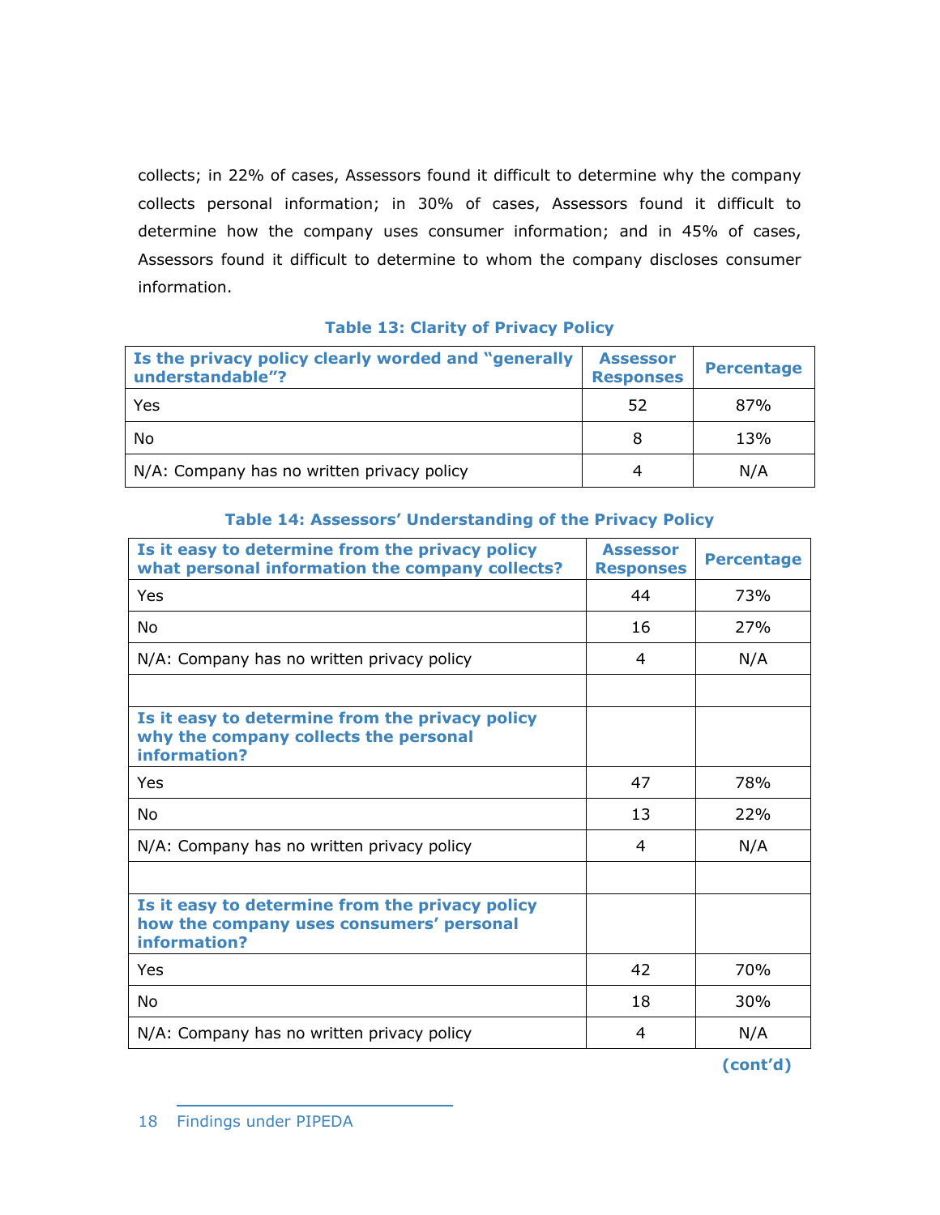collects; in 22% of cases, Assessors found it difficult to determine why the company collects personal information; in 30% of cases, Assessors found it difficult to determine how the company uses consumer information; and in 45% of cases, Assessors found it difficult to determine to whom the company discloses consumer information.

**Table 13: Clarity of Privacy Policy**

| Is the privacy policy clearly worded and "generally understandable"? | Assessor Responses | Percentage |
|---|---|---|
| Yes | 52 | 87% |
| No | 8 | 13% |
| N/A: Company has no written privacy policy | 4 | N/A |

**Table 14: Assessors' Understanding of the Privacy Policy**

| Is it easy to determine from the privacy policy what personal information the company collects? | Assessor Responses | Percentage |
|---|---|---|
| Yes | 44 | 73% |
| No | 16 | 27% |
| N/A: Company has no written privacy policy | 4 | N/A |
| | | |
| **Is it easy to determine from the privacy policy why the company collects the personal information?** | | |
| Yes | 47 | 78% |
| No | 13 | 22% |
| N/A: Company has no written privacy policy | 4 | N/A |
| | | |
| **Is it easy to determine from the privacy policy how the company uses consumers' personal information?** | | |
| Yes | 42 | 70% |
| No | 18 | 30% |
| N/A: Company has no written privacy policy | 4 | N/A |

**(cont'd)**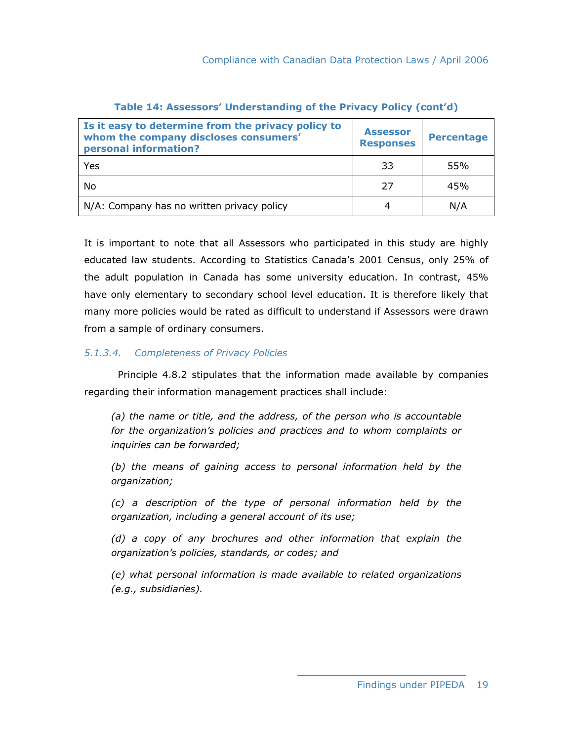**Table 14: Assessors' Understanding of the Privacy Policy (cont'd)**

| Is it easy to determine from the privacy policy to whom the company discloses consumers' personal information? | Assessor Responses | Percentage |
|---|---|---|
| Yes | 33 | 55% |
| No | 27 | 45% |
| N/A: Company has no written privacy policy | 4 | N/A |

It is important to note that all Assessors who participated in this study are highly educated law students. According to Statistics Canada's 2001 Census, only 25% of the adult population in Canada has some university education. In contrast, 45% have only elementary to secondary school level education. It is therefore likely that many more policies would be rated as difficult to understand if Assessors were drawn from a sample of ordinary consumers.

#### *5.1.3.4. Completeness of Privacy Policies*

Principle 4.8.2 stipulates that the information made available by companies regarding their information management practices shall include:

> *(a) the name or title, and the address, of the person who is accountable for the organization's policies and practices and to whom complaints or inquiries can be forwarded;*
>
> *(b) the means of gaining access to personal information held by the organization;*
>
> *(c) a description of the type of personal information held by the organization, including a general account of its use;*
>
> *(d) a copy of any brochures and other information that explain the organization's policies, standards, or codes; and*
>
> *(e) what personal information is made available to related organizations (e.g., subsidiaries).*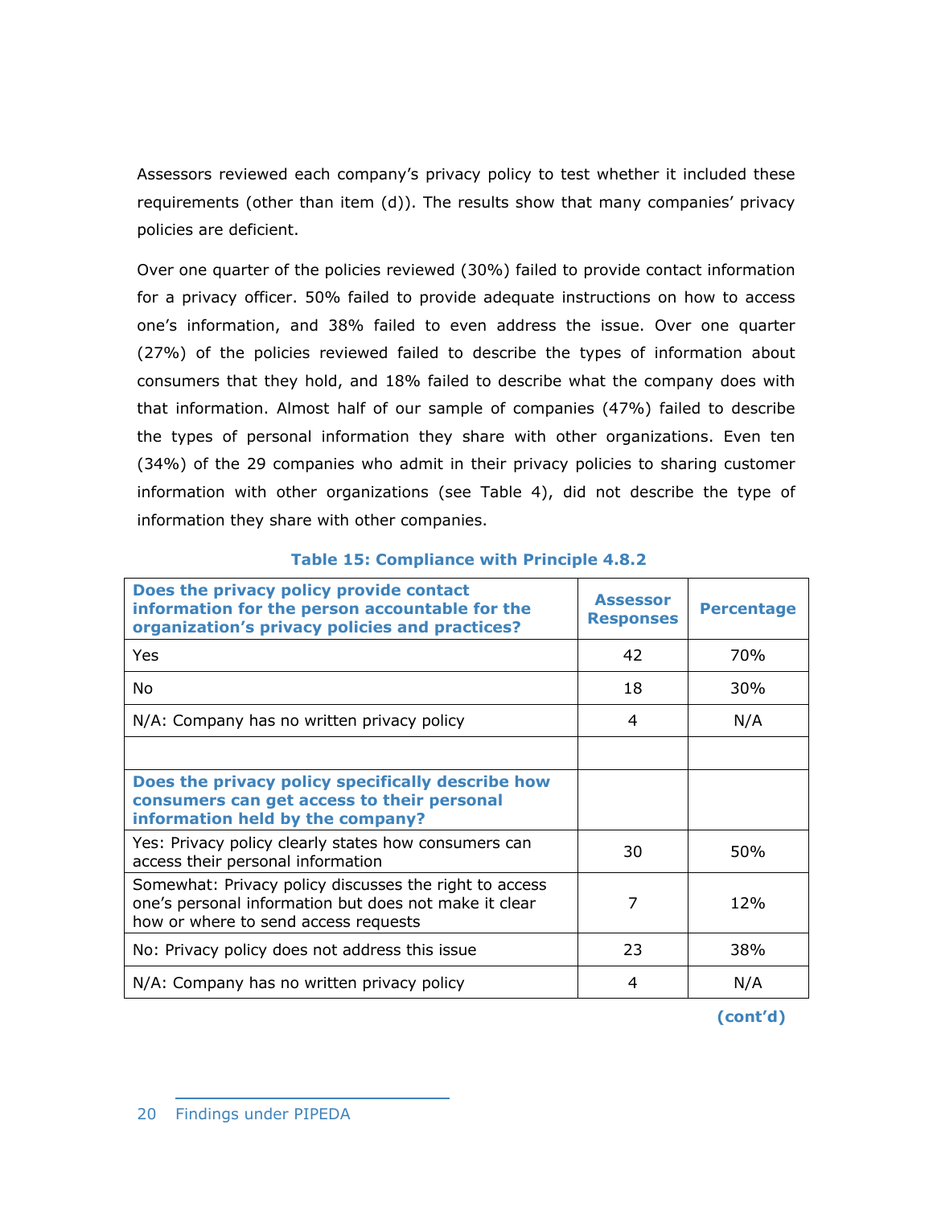Assessors reviewed each company's privacy policy to test whether it included these requirements (other than item (d)). The results show that many companies' privacy policies are deficient.

Over one quarter of the policies reviewed (30%) failed to provide contact information for a privacy officer. 50% failed to provide adequate instructions on how to access one's information, and 38% failed to even address the issue. Over one quarter (27%) of the policies reviewed failed to describe the types of information about consumers that they hold, and 18% failed to describe what the company does with that information. Almost half of our sample of companies (47%) failed to describe the types of personal information they share with other organizations. Even ten (34%) of the 29 companies who admit in their privacy policies to sharing customer information with other organizations (see Table 4), did not describe the type of information they share with other companies.

**Table 15: Compliance with Principle 4.8.2**

| Does the privacy policy provide contact information for the person accountable for the organization's privacy policies and practices? | Assessor Responses | Percentage |
|---|---|---|
| Yes | 42 | 70% |
| No | 18 | 30% |
| N/A: Company has no written privacy policy | 4 | N/A |
| | | |
| **Does the privacy policy specifically describe how consumers can get access to their personal information held by the company?** | | |
| Yes: Privacy policy clearly states how consumers can access their personal information | 30 | 50% |
| Somewhat: Privacy policy discusses the right to access one's personal information but does not make it clear how or where to send access requests | 7 | 12% |
| No: Privacy policy does not address this issue | 23 | 38% |
| N/A: Company has no written privacy policy | 4 | N/A |

**(cont'd)**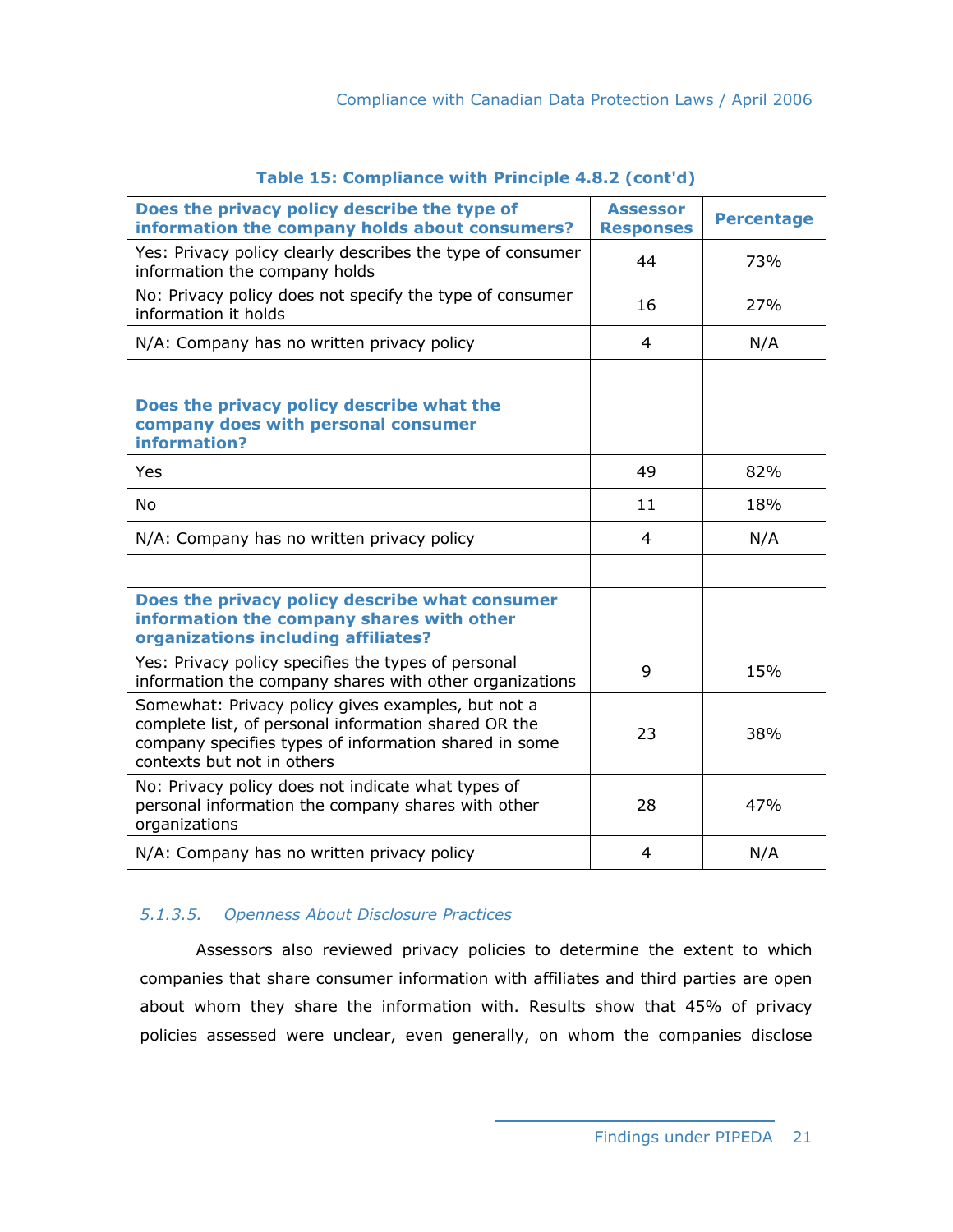**Table 15: Compliance with Principle 4.8.2 (cont'd)**

| Does the privacy policy describe the type of information the company holds about consumers? | Assessor Responses | Percentage |
|---|---|---|
| Yes: Privacy policy clearly describes the type of consumer information the company holds | 44 | 73% |
| No: Privacy policy does not specify the type of consumer information it holds | 16 | 27% |
| N/A: Company has no written privacy policy | 4 | N/A |
| | | |
| **Does the privacy policy describe what the company does with personal consumer information?** | | |
| Yes | 49 | 82% |
| No | 11 | 18% |
| N/A: Company has no written privacy policy | 4 | N/A |
| | | |
| **Does the privacy policy describe what consumer information the company shares with other organizations including affiliates?** | | |
| Yes: Privacy policy specifies the types of personal information the company shares with other organizations | 9 | 15% |
| Somewhat: Privacy policy gives examples, but not a complete list, of personal information shared OR the company specifies types of information shared in some contexts but not in others | 23 | 38% |
| No: Privacy policy does not indicate what types of personal information the company shares with other organizations | 28 | 47% |
| N/A: Company has no written privacy policy | 4 | N/A |

#### *5.1.3.5. Openness About Disclosure Practices*

Assessors also reviewed privacy policies to determine the extent to which companies that share consumer information with affiliates and third parties are open about whom they share the information with. Results show that 45% of privacy policies assessed were unclear, even generally, on whom the companies disclose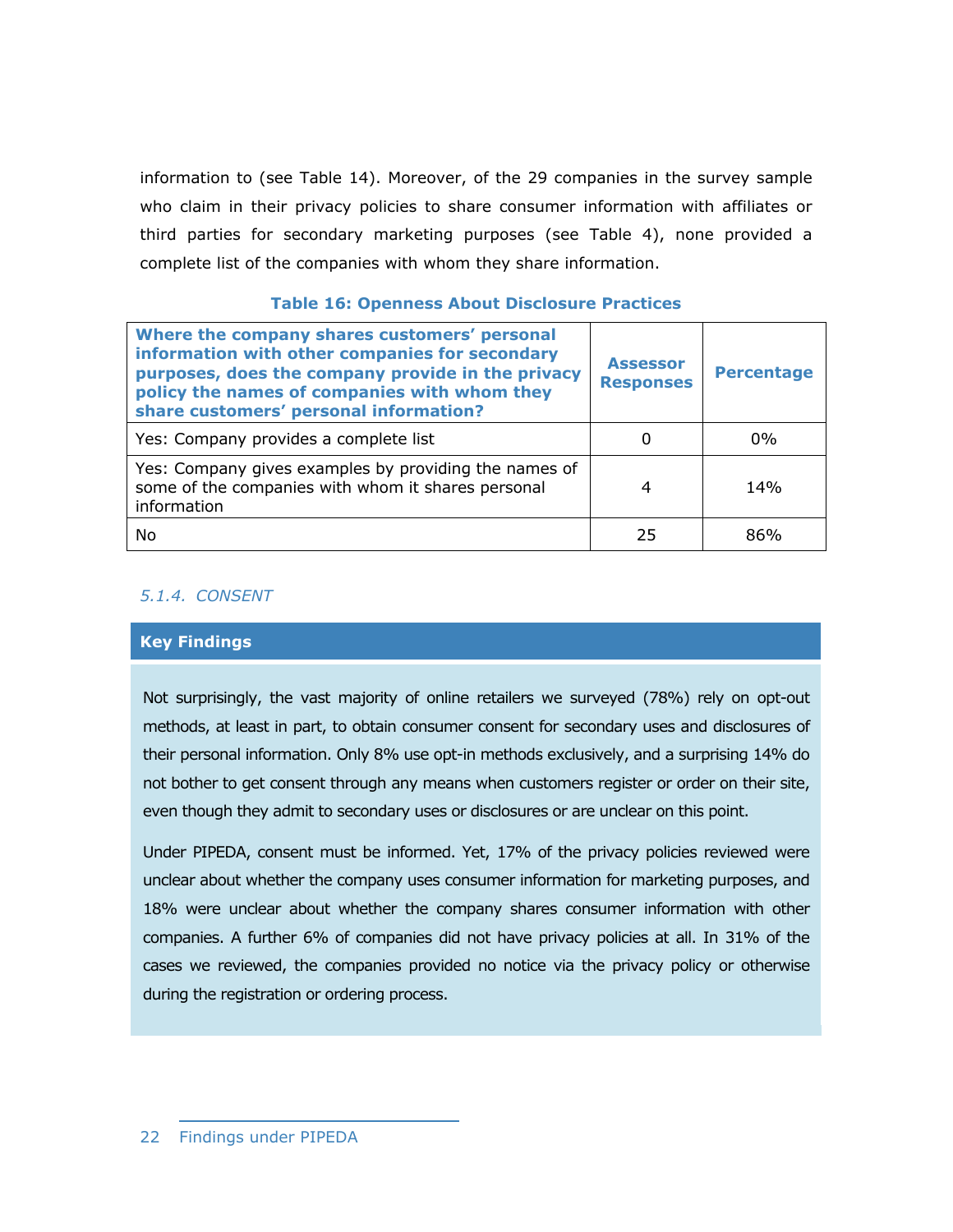information to (see Table 14). Moreover, of the 29 companies in the survey sample who claim in their privacy policies to share consumer information with affiliates or third parties for secondary marketing purposes (see Table 4), none provided a complete list of the companies with whom they share information.

**Table 16: Openness About Disclosure Practices**

| Where the company shares customers' personal information with other companies for secondary purposes, does the company provide in the privacy policy the names of companies with whom they share customers' personal information? | Assessor Responses | Percentage |
|---|---|---|
| Yes: Company provides a complete list | 0 | 0% |
| Yes: Company gives examples by providing the names of some of the companies with whom it shares personal information | 4 | 14% |
| No | 25 | 86% |

#### *5.1.4. CONSENT*

**Key Findings**

Not surprisingly, the vast majority of online retailers we surveyed (78%) rely on opt-out methods, at least in part, to obtain consumer consent for secondary uses and disclosures of their personal information. Only 8% use opt-in methods exclusively, and a surprising 14% do not bother to get consent through any means when customers register or order on their site, even though they admit to secondary uses or disclosures or are unclear on this point.

Under PIPEDA, consent must be informed. Yet, 17% of the privacy policies reviewed were unclear about whether the company uses consumer information for marketing purposes, and 18% were unclear about whether the company shares consumer information with other companies. A further 6% of companies did not have privacy policies at all. In 31% of the cases we reviewed, the companies provided no notice via the privacy policy or otherwise during the registration or ordering process.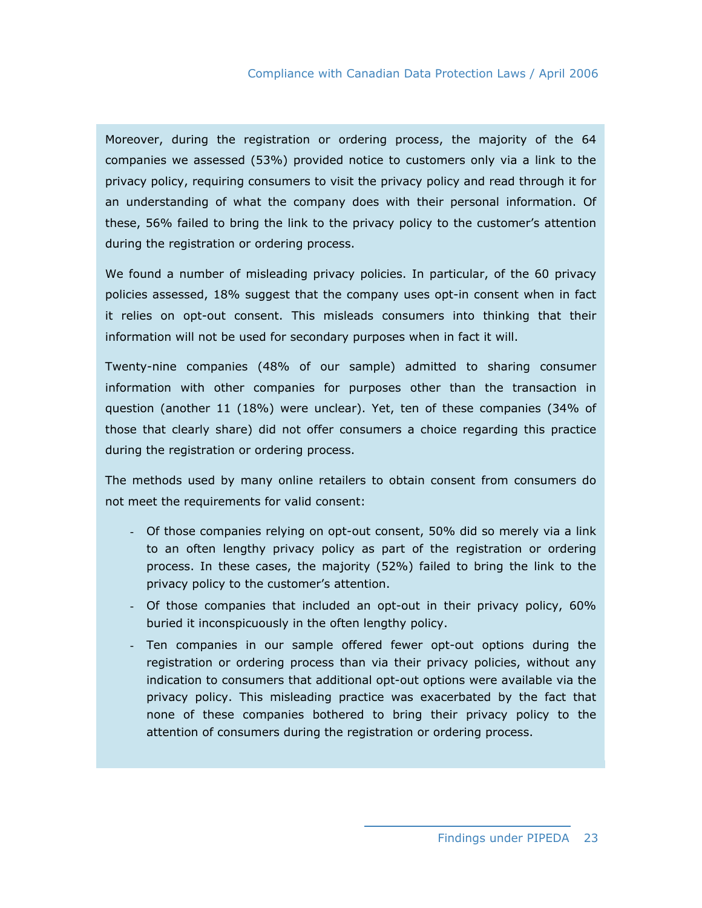Moreover, during the registration or ordering process, the majority of the 64 companies we assessed (53%) provided notice to customers only via a link to the privacy policy, requiring consumers to visit the privacy policy and read through it for an understanding of what the company does with their personal information. Of these, 56% failed to bring the link to the privacy policy to the customer's attention during the registration or ordering process.

We found a number of misleading privacy policies. In particular, of the 60 privacy policies assessed, 18% suggest that the company uses opt-in consent when in fact it relies on opt-out consent. This misleads consumers into thinking that their information will not be used for secondary purposes when in fact it will.

Twenty-nine companies (48% of our sample) admitted to sharing consumer information with other companies for purposes other than the transaction in question (another 11 (18%) were unclear). Yet, ten of these companies (34% of those that clearly share) did not offer consumers a choice regarding this practice during the registration or ordering process.

The methods used by many online retailers to obtain consent from consumers do not meet the requirements for valid consent:

- Of those companies relying on opt-out consent, 50% did so merely via a link to an often lengthy privacy policy as part of the registration or ordering process. In these cases, the majority (52%) failed to bring the link to the privacy policy to the customer's attention.
- Of those companies that included an opt-out in their privacy policy, 60% buried it inconspicuously in the often lengthy policy.
- Ten companies in our sample offered fewer opt-out options during the registration or ordering process than via their privacy policies, without any indication to consumers that additional opt-out options were available via the privacy policy. This misleading practice was exacerbated by the fact that none of these companies bothered to bring their privacy policy to the attention of consumers during the registration or ordering process.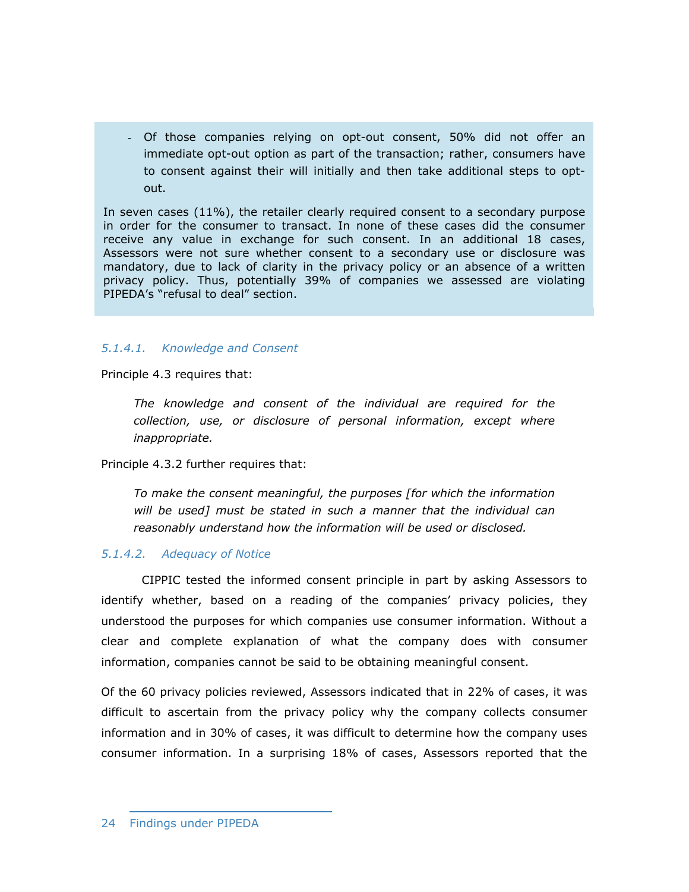- Of those companies relying on opt-out consent, 50% did not offer an immediate opt-out option as part of the transaction; rather, consumers have to consent against their will initially and then take additional steps to opt-out.

In seven cases (11%), the retailer clearly required consent to a secondary purpose in order for the consumer to transact. In none of these cases did the consumer receive any value in exchange for such consent. In an additional 18 cases, Assessors were not sure whether consent to a secondary use or disclosure was mandatory, due to lack of clarity in the privacy policy or an absence of a written privacy policy. Thus, potentially 39% of companies we assessed are violating PIPEDA's "refusal to deal" section.

#### *5.1.4.1. Knowledge and Consent*

Principle 4.3 requires that:

> *The knowledge and consent of the individual are required for the collection, use, or disclosure of personal information, except where inappropriate.*

Principle 4.3.2 further requires that:

> *To make the consent meaningful, the purposes [for which the information will be used] must be stated in such a manner that the individual can reasonably understand how the information will be used or disclosed.*

#### *5.1.4.2. Adequacy of Notice*

CIPPIC tested the informed consent principle in part by asking Assessors to identify whether, based on a reading of the companies' privacy policies, they understood the purposes for which companies use consumer information. Without a clear and complete explanation of what the company does with consumer information, companies cannot be said to be obtaining meaningful consent.

Of the 60 privacy policies reviewed, Assessors indicated that in 22% of cases, it was difficult to ascertain from the privacy policy why the company collects consumer information and in 30% of cases, it was difficult to determine how the company uses consumer information. In a surprising 18% of cases, Assessors reported that the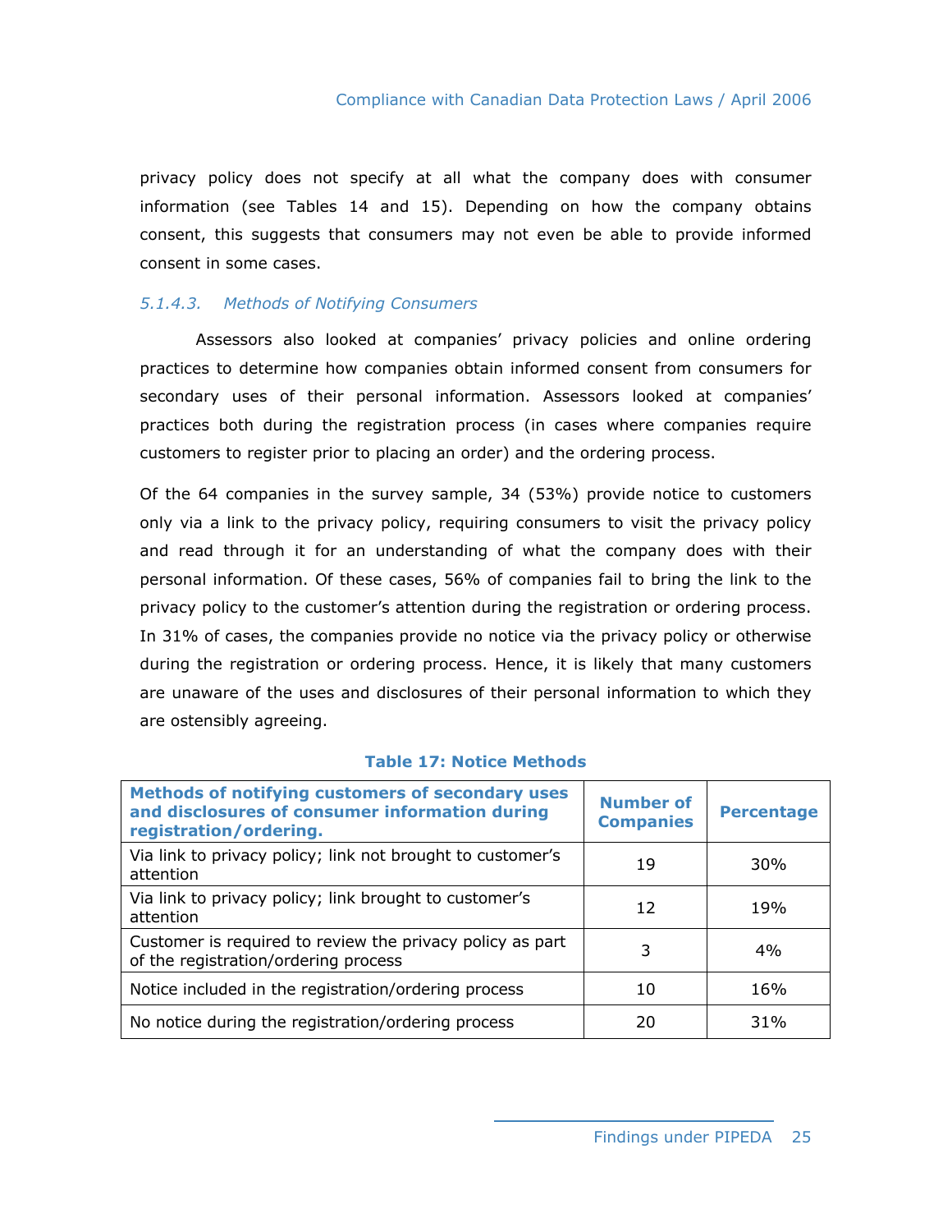privacy policy does not specify at all what the company does with consumer information (see Tables 14 and 15). Depending on how the company obtains consent, this suggests that consumers may not even be able to provide informed consent in some cases.

#### *5.1.4.3. Methods of Notifying Consumers*

Assessors also looked at companies' privacy policies and online ordering practices to determine how companies obtain informed consent from consumers for secondary uses of their personal information. Assessors looked at companies' practices both during the registration process (in cases where companies require customers to register prior to placing an order) and the ordering process.

Of the 64 companies in the survey sample, 34 (53%) provide notice to customers only via a link to the privacy policy, requiring consumers to visit the privacy policy and read through it for an understanding of what the company does with their personal information. Of these cases, 56% of companies fail to bring the link to the privacy policy to the customer's attention during the registration or ordering process. In 31% of cases, the companies provide no notice via the privacy policy or otherwise during the registration or ordering process. Hence, it is likely that many customers are unaware of the uses and disclosures of their personal information to which they are ostensibly agreeing.

**Table 17: Notice Methods**

| Methods of notifying customers of secondary uses and disclosures of consumer information during registration/ordering. | Number of Companies | Percentage |
|---|---|---|
| Via link to privacy policy; link not brought to customer's attention | 19 | 30% |
| Via link to privacy policy; link brought to customer's attention | 12 | 19% |
| Customer is required to review the privacy policy as part of the registration/ordering process | 3 | 4% |
| Notice included in the registration/ordering process | 10 | 16% |
| No notice during the registration/ordering process | 20 | 31% |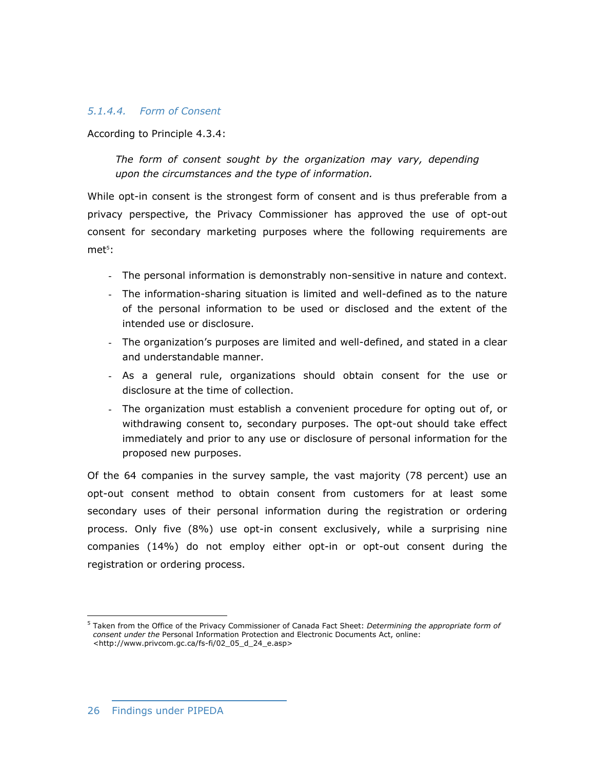#### *5.1.4.4. Form of Consent*

According to Principle 4.3.4:

> *The form of consent sought by the organization may vary, depending upon the circumstances and the type of information.*

While opt-in consent is the strongest form of consent and is thus preferable from a privacy perspective, the Privacy Commissioner has approved the use of opt-out consent for secondary marketing purposes where the following requirements are met[5]:

- The personal information is demonstrably non-sensitive in nature and context.
- The information-sharing situation is limited and well-defined as to the nature of the personal information to be used or disclosed and the extent of the intended use or disclosure.
- The organization's purposes are limited and well-defined, and stated in a clear and understandable manner.
- As a general rule, organizations should obtain consent for the use or disclosure at the time of collection.
- The organization must establish a convenient procedure for opting out of, or withdrawing consent to, secondary purposes. The opt-out should take effect immediately and prior to any use or disclosure of personal information for the proposed new purposes.

Of the 64 companies in the survey sample, the vast majority (78 percent) use an opt-out consent method to obtain consent from customers for at least some secondary uses of their personal information during the registration or ordering process. Only five (8%) use opt-in consent exclusively, while a surprising nine companies (14%) do not employ either opt-in or opt-out consent during the registration or ordering process.

---

[5] Taken from the Office of the Privacy Commissioner of Canada Fact Sheet: *Determining the appropriate form of consent under the* Personal Information Protection and Electronic Documents Act, online: <http://www.privcom.gc.ca/fs-fi/02_05_d_24_e.asp>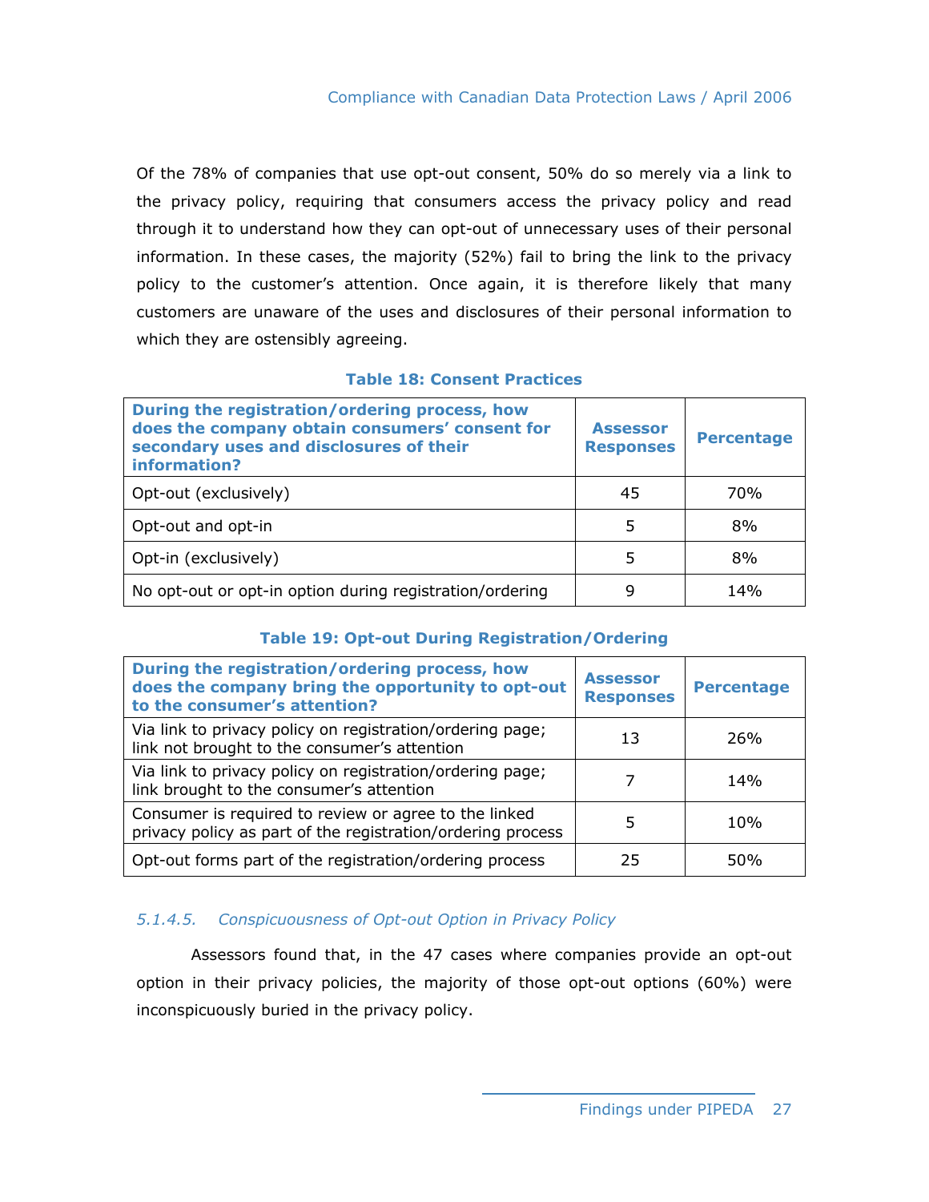Of the 78% of companies that use opt-out consent, 50% do so merely via a link to the privacy policy, requiring that consumers access the privacy policy and read through it to understand how they can opt-out of unnecessary uses of their personal information. In these cases, the majority (52%) fail to bring the link to the privacy policy to the customer's attention. Once again, it is therefore likely that many customers are unaware of the uses and disclosures of their personal information to which they are ostensibly agreeing.

**Table 18: Consent Practices**

| During the registration/ordering process, how does the company obtain consumers' consent for secondary uses and disclosures of their information? | Assessor Responses | Percentage |
|---|---|---|
| Opt-out (exclusively) | 45 | 70% |
| Opt-out and opt-in | 5 | 8% |
| Opt-in (exclusively) | 5 | 8% |
| No opt-out or opt-in option during registration/ordering | 9 | 14% |

**Table 19: Opt-out During Registration/Ordering**

| During the registration/ordering process, how does the company bring the opportunity to opt-out to the consumer's attention? | Assessor Responses | Percentage |
|---|---|---|
| Via link to privacy policy on registration/ordering page; link not brought to the consumer's attention | 13 | 26% |
| Via link to privacy policy on registration/ordering page; link brought to the consumer's attention | 7 | 14% |
| Consumer is required to review or agree to the linked privacy policy as part of the registration/ordering process | 5 | 10% |
| Opt-out forms part of the registration/ordering process | 25 | 50% |

#### *5.1.4.5. Conspicuousness of Opt-out Option in Privacy Policy*

Assessors found that, in the 47 cases where companies provide an opt-out option in their privacy policies, the majority of those opt-out options (60%) were inconspicuously buried in the privacy policy.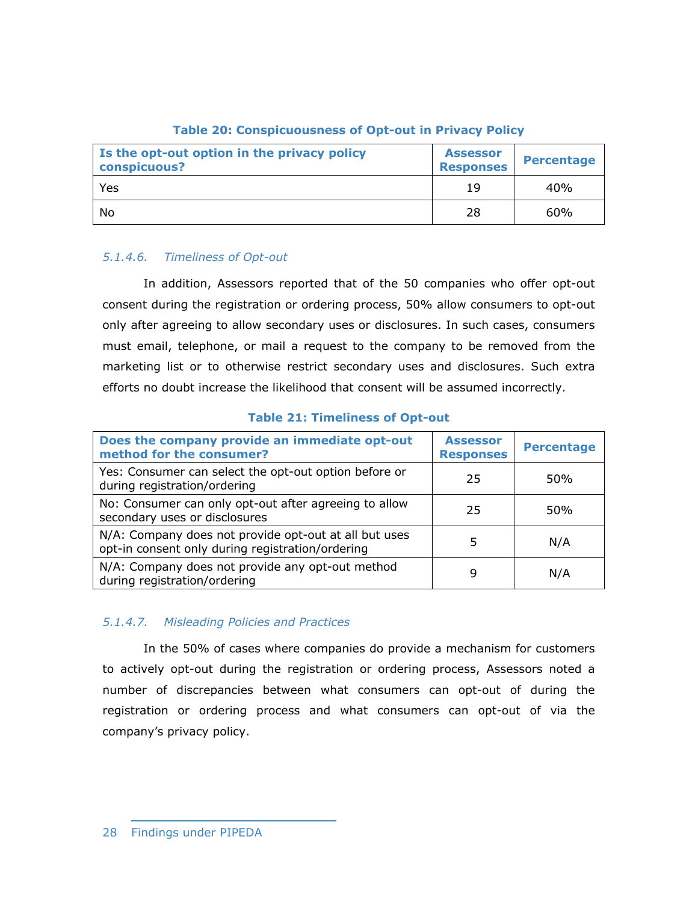**Table 20: Conspicuousness of Opt-out in Privacy Policy**

| Is the opt-out option in the privacy policy conspicuous? | Assessor Responses | Percentage |
|---|---|---|
| Yes | 19 | 40% |
| No | 28 | 60% |

#### *5.1.4.6. Timeliness of Opt-out*

In addition, Assessors reported that of the 50 companies who offer opt-out consent during the registration or ordering process, 50% allow consumers to opt-out only after agreeing to allow secondary uses or disclosures. In such cases, consumers must email, telephone, or mail a request to the company to be removed from the marketing list or to otherwise restrict secondary uses and disclosures. Such extra efforts no doubt increase the likelihood that consent will be assumed incorrectly.

**Table 21: Timeliness of Opt-out**

| Does the company provide an immediate opt-out method for the consumer? | Assessor Responses | Percentage |
|---|---|---|
| Yes: Consumer can select the opt-out option before or during registration/ordering | 25 | 50% |
| No: Consumer can only opt-out after agreeing to allow secondary uses or disclosures | 25 | 50% |
| N/A: Company does not provide opt-out at all but uses opt-in consent only during registration/ordering | 5 | N/A |
| N/A: Company does not provide any opt-out method during registration/ordering | 9 | N/A |

#### *5.1.4.7. Misleading Policies and Practices*

In the 50% of cases where companies do provide a mechanism for customers to actively opt-out during the registration or ordering process, Assessors noted a number of discrepancies between what consumers can opt-out of during the registration or ordering process and what consumers can opt-out of via the company's privacy policy.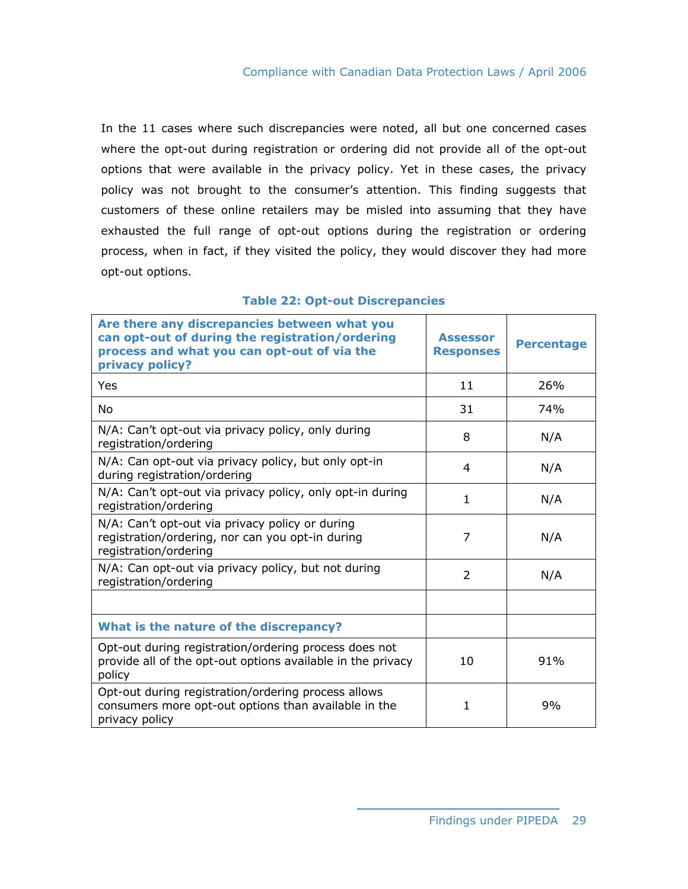In the 11 cases where such discrepancies were noted, all but one concerned cases where the opt-out during registration or ordering did not provide all of the opt-out options that were available in the privacy policy. Yet in these cases, the privacy policy was not brought to the consumer's attention. This finding suggests that customers of these online retailers may be misled into assuming that they have exhausted the full range of opt-out options during the registration or ordering process, when in fact, if they visited the policy, they would discover they had more opt-out options.

**Table 22: Opt-out Discrepancies**

| **Are there any discrepancies between what you can opt-out of during the registration/ordering process and what you can opt-out of via the privacy policy?** | **Assessor Responses** | **Percentage** |
|---|---|---|
| Yes | 11 | 26% |
| No | 31 | 74% |
| N/A: Can't opt-out via privacy policy, only during registration/ordering | 8 | N/A |
| N/A: Can opt-out via privacy policy, but only opt-in during registration/ordering | 4 | N/A |
| N/A: Can't opt-out via privacy policy, only opt-in during registration/ordering | 1 | N/A |
| N/A: Can't opt-out via privacy policy or during registration/ordering, nor can you opt-in during registration/ordering | 7 | N/A |
| N/A: Can opt-out via privacy policy, but not during registration/ordering | 2 | N/A |
| | | |
| **What is the nature of the discrepancy?** | | |
| Opt-out during registration/ordering process does not provide all of the opt-out options available in the privacy policy | 10 | 91% |
| Opt-out during registration/ordering process allows consumers more opt-out options than available in the privacy policy | 1 | 9% |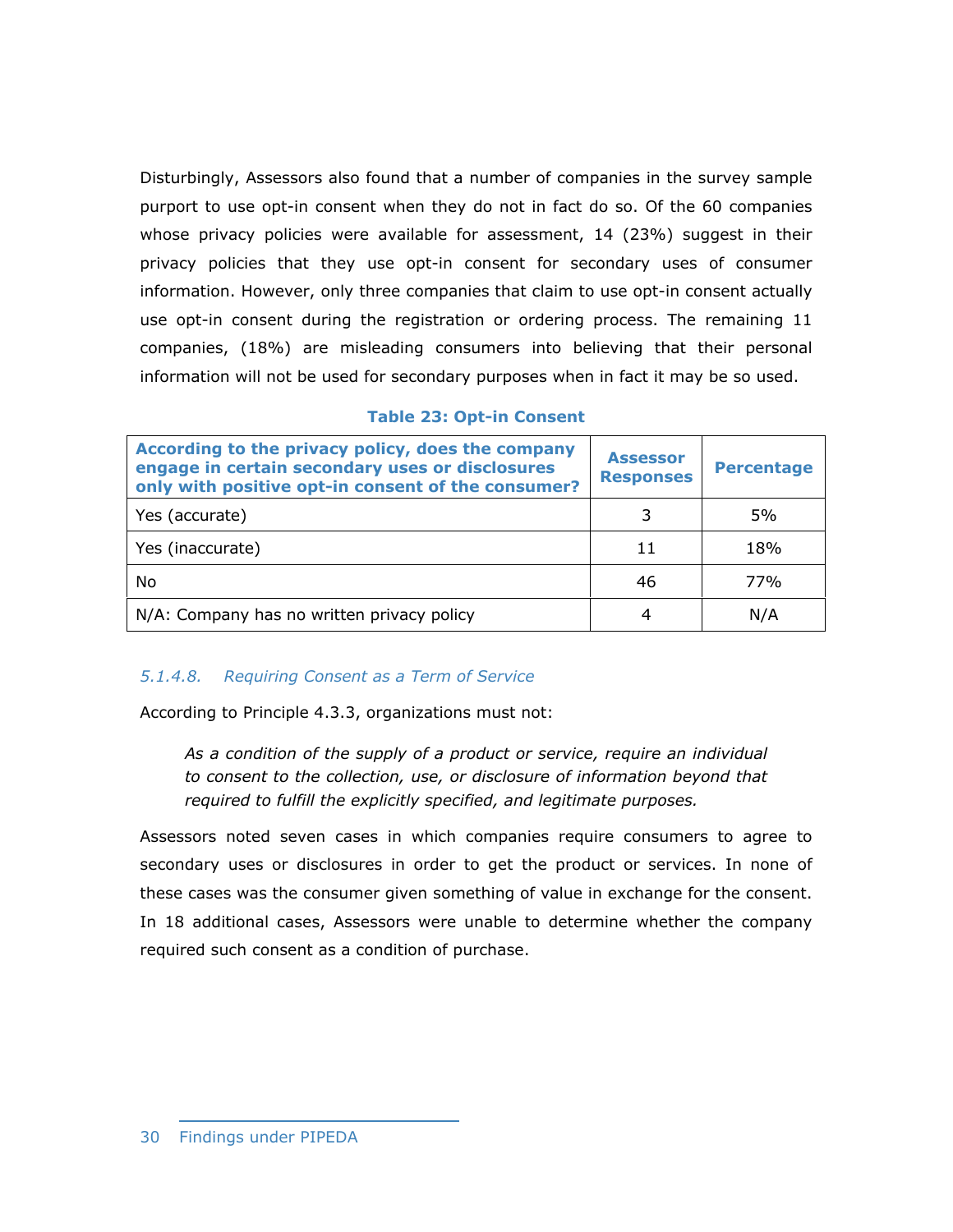Disturbingly, Assessors also found that a number of companies in the survey sample purport to use opt-in consent when they do not in fact do so. Of the 60 companies whose privacy policies were available for assessment, 14 (23%) suggest in their privacy policies that they use opt-in consent for secondary uses of consumer information. However, only three companies that claim to use opt-in consent actually use opt-in consent during the registration or ordering process. The remaining 11 companies, (18%) are misleading consumers into believing that their personal information will not be used for secondary purposes when in fact it may be so used.

**Table 23: Opt-in Consent**

| According to the privacy policy, does the company engage in certain secondary uses or disclosures only with positive opt-in consent of the consumer? | Assessor Responses | Percentage |
| --- | --- | --- |
| Yes (accurate) | 3 | 5% |
| Yes (inaccurate) | 11 | 18% |
| No | 46 | 77% |
| N/A: Company has no written privacy policy | 4 | N/A |

#### *5.1.4.8. Requiring Consent as a Term of Service*

According to Principle 4.3.3, organizations must not:

> *As a condition of the supply of a product or service, require an individual to consent to the collection, use, or disclosure of information beyond that required to fulfill the explicitly specified, and legitimate purposes.*

Assessors noted seven cases in which companies require consumers to agree to secondary uses or disclosures in order to get the product or services. In none of these cases was the consumer given something of value in exchange for the consent. In 18 additional cases, Assessors were unable to determine whether the company required such consent as a condition of purchase.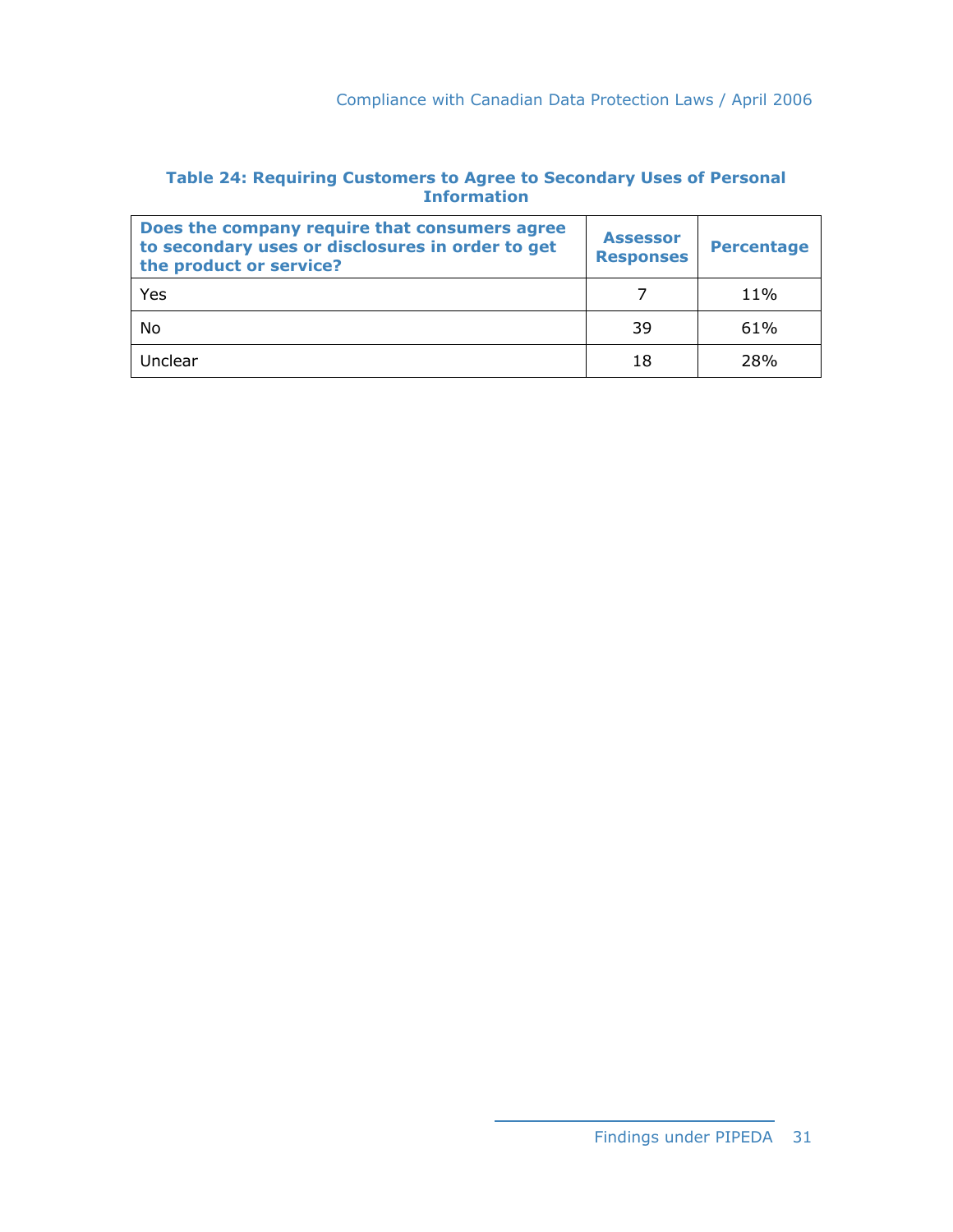**Table 24: Requiring Customers to Agree to Secondary Uses of Personal Information**

| Does the company require that consumers agree to secondary uses or disclosures in order to get the product or service? | Assessor Responses | Percentage |
|---|---|---|
| Yes | 7 | 11% |
| No | 39 | 61% |
| Unclear | 18 | 28% |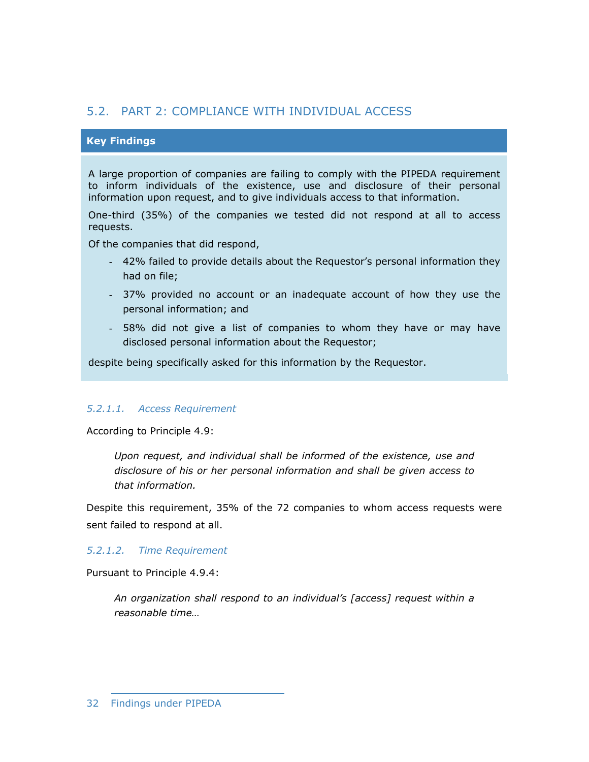## 5.2. PART 2: COMPLIANCE WITH INDIVIDUAL ACCESS

**Key Findings**

A large proportion of companies are failing to comply with the PIPEDA requirement to inform individuals of the existence, use and disclosure of their personal information upon request, and to give individuals access to that information.

One-third (35%) of the companies we tested did not respond at all to access requests.

Of the companies that did respond,

- 42% failed to provide details about the Requestor's personal information they had on file;
- 37% provided no account or an inadequate account of how they use the personal information; and
- 58% did not give a list of companies to whom they have or may have disclosed personal information about the Requestor;

despite being specifically asked for this information by the Requestor.

#### *5.2.1.1. Access Requirement*

According to Principle 4.9:

> *Upon request, and individual shall be informed of the existence, use and disclosure of his or her personal information and shall be given access to that information.*

Despite this requirement, 35% of the 72 companies to whom access requests were sent failed to respond at all.

#### *5.2.1.2. Time Requirement*

Pursuant to Principle 4.9.4:

> *An organization shall respond to an individual's [access] request within a reasonable time…*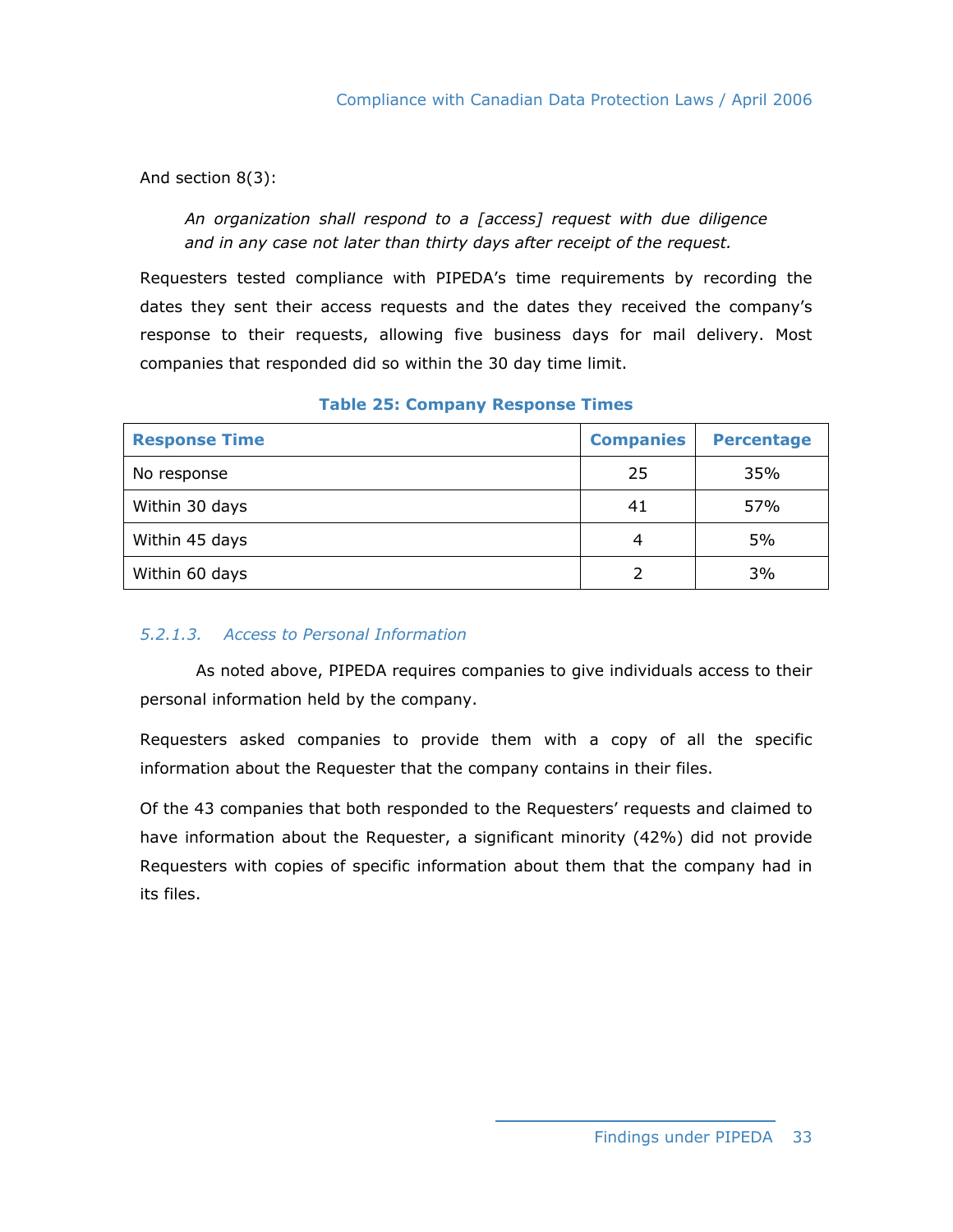And section 8(3):

> *An organization shall respond to a [access] request with due diligence and in any case not later than thirty days after receipt of the request.*

Requesters tested compliance with PIPEDA's time requirements by recording the dates they sent their access requests and the dates they received the company's response to their requests, allowing five business days for mail delivery. Most companies that responded did so within the 30 day time limit.

**Table 25: Company Response Times**

| Response Time | Companies | Percentage |
| --- | --- | --- |
| No response | 25 | 35% |
| Within 30 days | 41 | 57% |
| Within 45 days | 4 | 5% |
| Within 60 days | 2 | 3% |

#### *5.2.1.3. Access to Personal Information*

As noted above, PIPEDA requires companies to give individuals access to their personal information held by the company.

Requesters asked companies to provide them with a copy of all the specific information about the Requester that the company contains in their files.

Of the 43 companies that both responded to the Requesters' requests and claimed to have information about the Requester, a significant minority (42%) did not provide Requesters with copies of specific information about them that the company had in its files.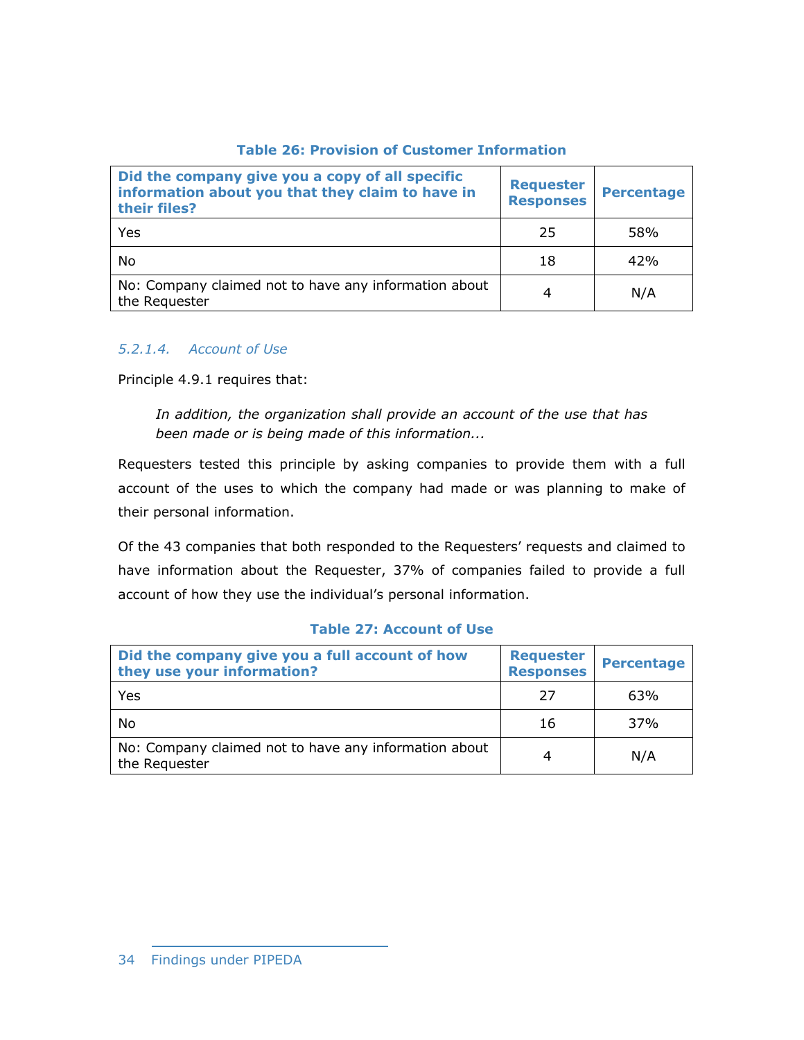**Table 26: Provision of Customer Information**

| Did the company give you a copy of all specific information about you that they claim to have in their files? | Requester Responses | Percentage |
|---|---|---|
| Yes | 25 | 58% |
| No | 18 | 42% |
| No: Company claimed not to have any information about the Requester | 4 | N/A |

#### *5.2.1.4. Account of Use*

Principle 4.9.1 requires that:

> *In addition, the organization shall provide an account of the use that has been made or is being made of this information...*

Requesters tested this principle by asking companies to provide them with a full account of the uses to which the company had made or was planning to make of their personal information.

Of the 43 companies that both responded to the Requesters' requests and claimed to have information about the Requester, 37% of companies failed to provide a full account of how they use the individual's personal information.

**Table 27: Account of Use**

| Did the company give you a full account of how they use your information? | Requester Responses | Percentage |
|---|---|---|
| Yes | 27 | 63% |
| No | 16 | 37% |
| No: Company claimed not to have any information about the Requester | 4 | N/A |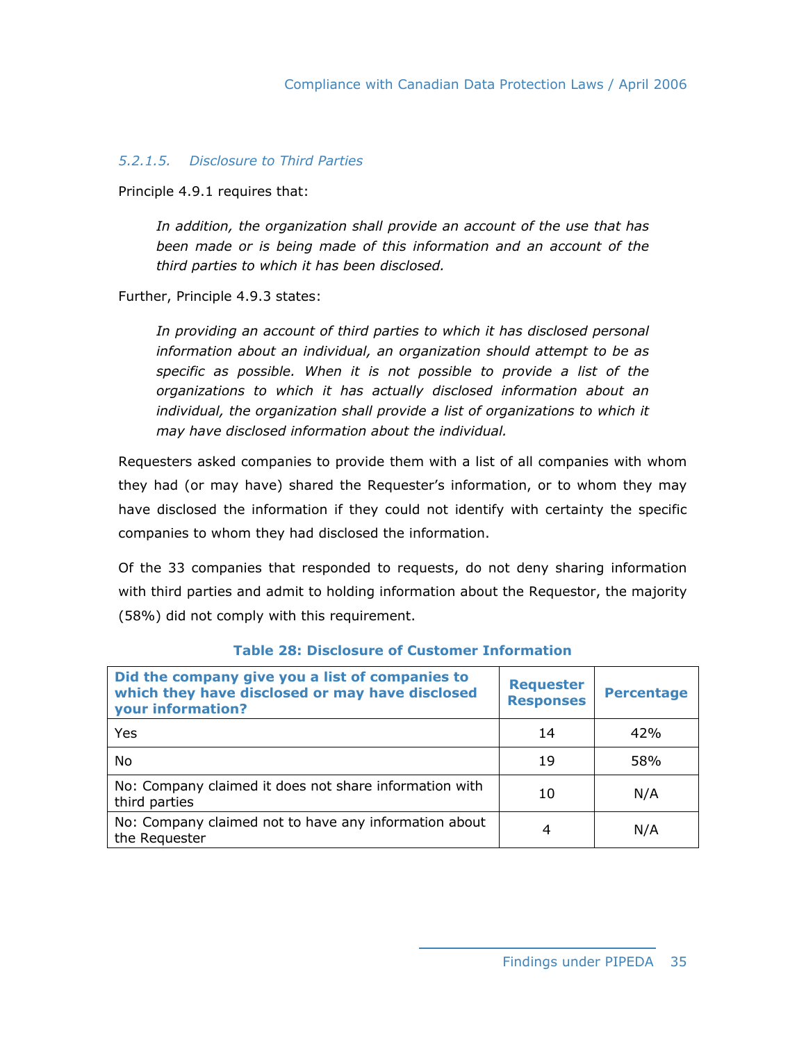##### *5.2.1.5. Disclosure to Third Parties*

Principle 4.9.1 requires that:

> *In addition, the organization shall provide an account of the use that has been made or is being made of this information and an account of the third parties to which it has been disclosed.*

Further, Principle 4.9.3 states:

> *In providing an account of third parties to which it has disclosed personal information about an individual, an organization should attempt to be as specific as possible. When it is not possible to provide a list of the organizations to which it has actually disclosed information about an individual, the organization shall provide a list of organizations to which it may have disclosed information about the individual.*

Requesters asked companies to provide them with a list of all companies with whom they had (or may have) shared the Requester's information, or to whom they may have disclosed the information if they could not identify with certainty the specific companies to whom they had disclosed the information.

Of the 33 companies that responded to requests, do not deny sharing information with third parties and admit to holding information about the Requestor, the majority (58%) did not comply with this requirement.

**Table 28: Disclosure of Customer Information**

| Did the company give you a list of companies to which they have disclosed or may have disclosed your information? | Requester Responses | Percentage |
|---|---|---|
| Yes | 14 | 42% |
| No | 19 | 58% |
| No: Company claimed it does not share information with third parties | 10 | N/A |
| No: Company claimed not to have any information about the Requester | 4 | N/A |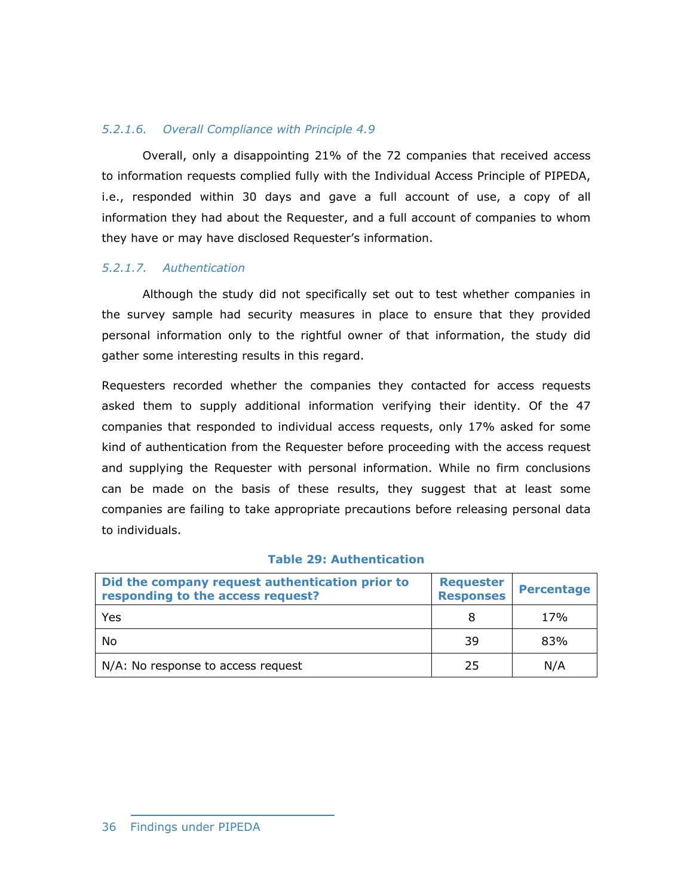#### *5.2.1.6. Overall Compliance with Principle 4.9*

Overall, only a disappointing 21% of the 72 companies that received access to information requests complied fully with the Individual Access Principle of PIPEDA, i.e., responded within 30 days and gave a full account of use, a copy of all information they had about the Requester, and a full account of companies to whom they have or may have disclosed Requester's information.

#### *5.2.1.7. Authentication*

Although the study did not specifically set out to test whether companies in the survey sample had security measures in place to ensure that they provided personal information only to the rightful owner of that information, the study did gather some interesting results in this regard.

Requesters recorded whether the companies they contacted for access requests asked them to supply additional information verifying their identity. Of the 47 companies that responded to individual access requests, only 17% asked for some kind of authentication from the Requester before proceeding with the access request and supplying the Requester with personal information. While no firm conclusions can be made on the basis of these results, they suggest that at least some companies are failing to take appropriate precautions before releasing personal data to individuals.

**Table 29: Authentication**

| Did the company request authentication prior to responding to the access request? | Requester Responses | Percentage |
|---|---|---|
| Yes | 8 | 17% |
| No | 39 | 83% |
| N/A: No response to access request | 25 | N/A |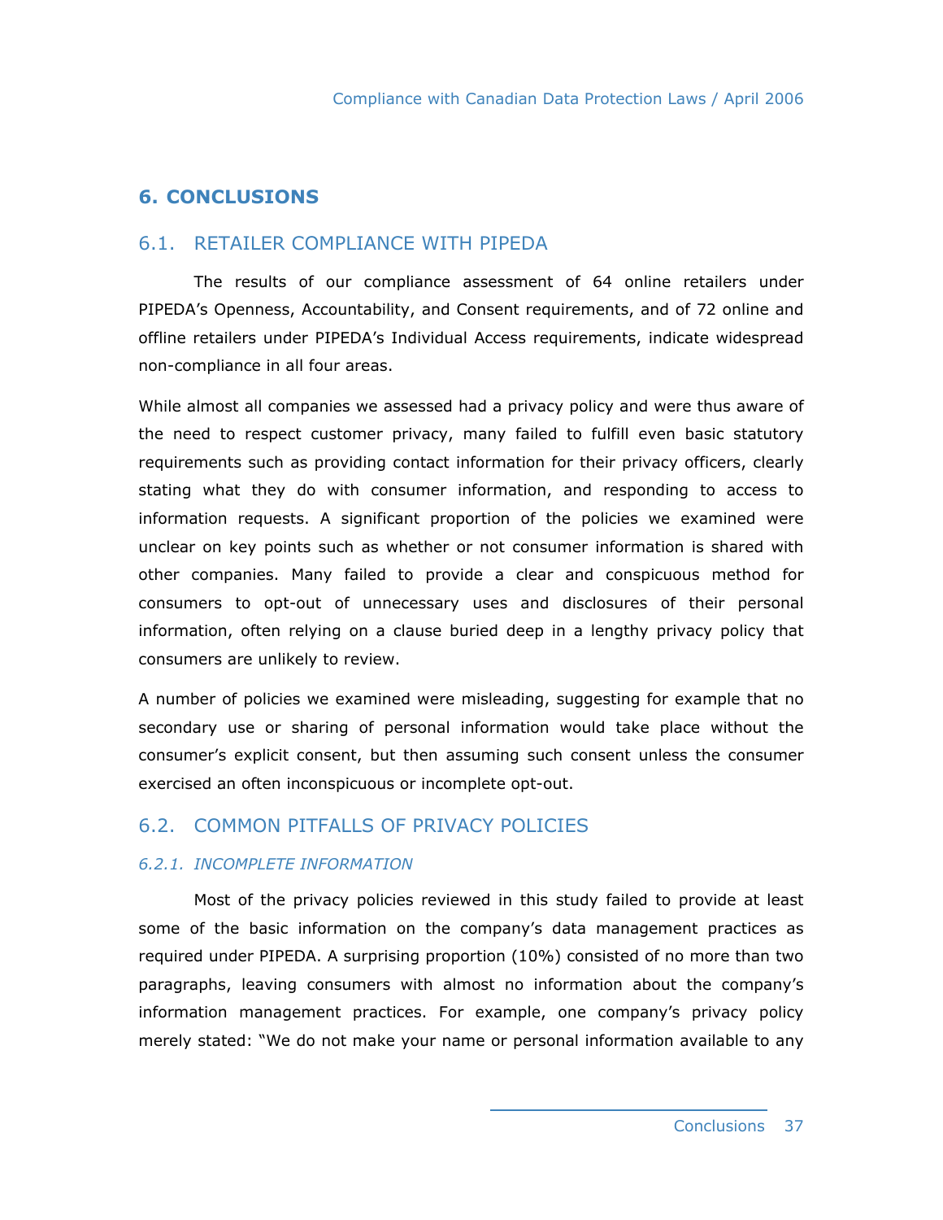# 6. CONCLUSIONS

## 6.1. RETAILER COMPLIANCE WITH PIPEDA

The results of our compliance assessment of 64 online retailers under PIPEDA's Openness, Accountability, and Consent requirements, and of 72 online and offline retailers under PIPEDA's Individual Access requirements, indicate widespread non-compliance in all four areas.

While almost all companies we assessed had a privacy policy and were thus aware of the need to respect customer privacy, many failed to fulfill even basic statutory requirements such as providing contact information for their privacy officers, clearly stating what they do with consumer information, and responding to access to information requests. A significant proportion of the policies we examined were unclear on key points such as whether or not consumer information is shared with other companies. Many failed to provide a clear and conspicuous method for consumers to opt-out of unnecessary uses and disclosures of their personal information, often relying on a clause buried deep in a lengthy privacy policy that consumers are unlikely to review.

A number of policies we examined were misleading, suggesting for example that no secondary use or sharing of personal information would take place without the consumer's explicit consent, but then assuming such consent unless the consumer exercised an often inconspicuous or incomplete opt-out.

## 6.2. COMMON PITFALLS OF PRIVACY POLICIES

### *6.2.1. INCOMPLETE INFORMATION*

Most of the privacy policies reviewed in this study failed to provide at least some of the basic information on the company's data management practices as required under PIPEDA. A surprising proportion (10%) consisted of no more than two paragraphs, leaving consumers with almost no information about the company's information management practices. For example, one company's privacy policy merely stated: "We do not make your name or personal information available to any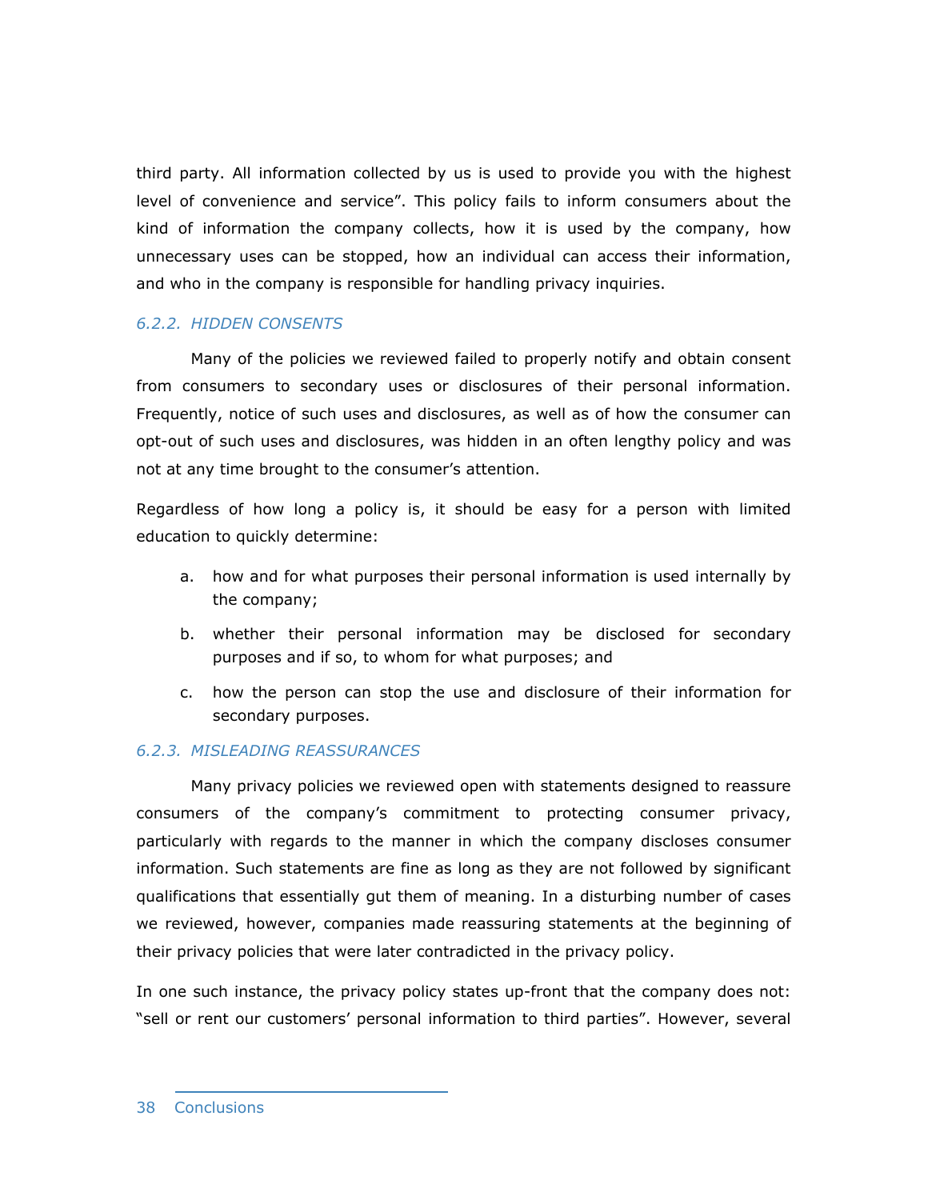third party. All information collected by us is used to provide you with the highest level of convenience and service". This policy fails to inform consumers about the kind of information the company collects, how it is used by the company, how unnecessary uses can be stopped, how an individual can access their information, and who in the company is responsible for handling privacy inquiries.

### *6.2.2. HIDDEN CONSENTS*

Many of the policies we reviewed failed to properly notify and obtain consent from consumers to secondary uses or disclosures of their personal information. Frequently, notice of such uses and disclosures, as well as of how the consumer can opt-out of such uses and disclosures, was hidden in an often lengthy policy and was not at any time brought to the consumer's attention.

Regardless of how long a policy is, it should be easy for a person with limited education to quickly determine:

a. how and for what purposes their personal information is used internally by the company;

b. whether their personal information may be disclosed for secondary purposes and if so, to whom for what purposes; and

c. how the person can stop the use and disclosure of their information for secondary purposes.

### *6.2.3. MISLEADING REASSURANCES*

Many privacy policies we reviewed open with statements designed to reassure consumers of the company's commitment to protecting consumer privacy, particularly with regards to the manner in which the company discloses consumer information. Such statements are fine as long as they are not followed by significant qualifications that essentially gut them of meaning. In a disturbing number of cases we reviewed, however, companies made reassuring statements at the beginning of their privacy policies that were later contradicted in the privacy policy.

In one such instance, the privacy policy states up-front that the company does not: "sell or rent our customers' personal information to third parties". However, several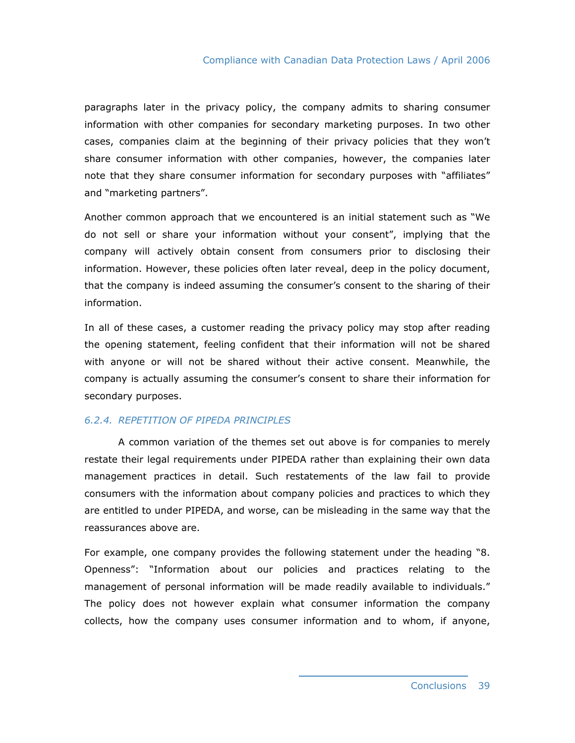paragraphs later in the privacy policy, the company admits to sharing consumer information with other companies for secondary marketing purposes. In two other cases, companies claim at the beginning of their privacy policies that they won't share consumer information with other companies, however, the companies later note that they share consumer information for secondary purposes with "affiliates" and "marketing partners".

Another common approach that we encountered is an initial statement such as "We do not sell or share your information without your consent", implying that the company will actively obtain consent from consumers prior to disclosing their information. However, these policies often later reveal, deep in the policy document, that the company is indeed assuming the consumer's consent to the sharing of their information.

In all of these cases, a customer reading the privacy policy may stop after reading the opening statement, feeling confident that their information will not be shared with anyone or will not be shared without their active consent. Meanwhile, the company is actually assuming the consumer's consent to share their information for secondary purposes.

#### *6.2.4. REPETITION OF PIPEDA PRINCIPLES*

A common variation of the themes set out above is for companies to merely restate their legal requirements under PIPEDA rather than explaining their own data management practices in detail. Such restatements of the law fail to provide consumers with the information about company policies and practices to which they are entitled to under PIPEDA, and worse, can be misleading in the same way that the reassurances above are.

For example, one company provides the following statement under the heading "8. Openness": "Information about our policies and practices relating to the management of personal information will be made readily available to individuals." The policy does not however explain what consumer information the company collects, how the company uses consumer information and to whom, if anyone,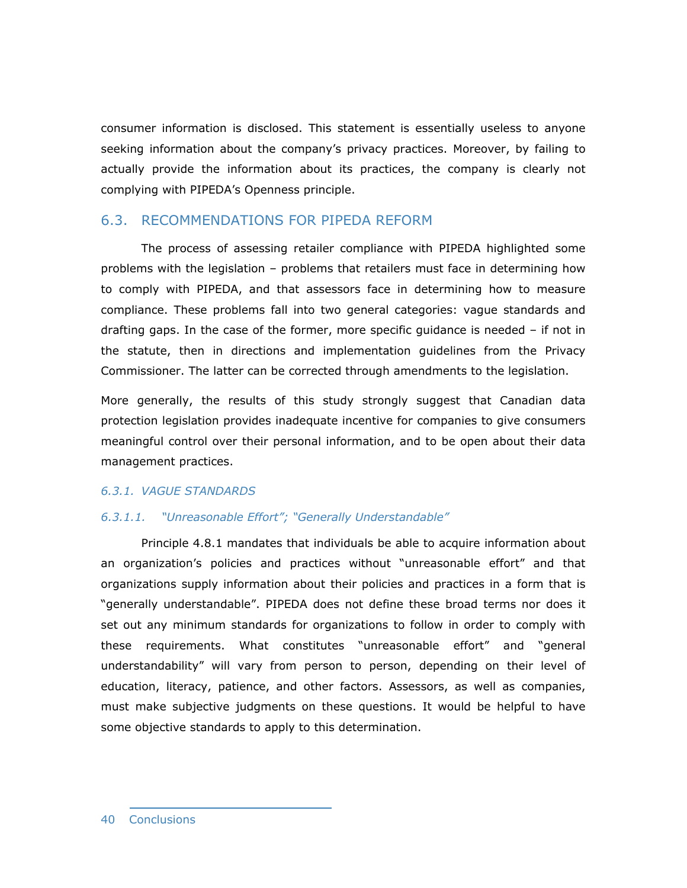consumer information is disclosed. This statement is essentially useless to anyone seeking information about the company's privacy practices. Moreover, by failing to actually provide the information about its practices, the company is clearly not complying with PIPEDA's Openness principle.

## 6.3. RECOMMENDATIONS FOR PIPEDA REFORM

The process of assessing retailer compliance with PIPEDA highlighted some problems with the legislation – problems that retailers must face in determining how to comply with PIPEDA, and that assessors face in determining how to measure compliance. These problems fall into two general categories: vague standards and drafting gaps. In the case of the former, more specific guidance is needed – if not in the statute, then in directions and implementation guidelines from the Privacy Commissioner. The latter can be corrected through amendments to the legislation.

More generally, the results of this study strongly suggest that Canadian data protection legislation provides inadequate incentive for companies to give consumers meaningful control over their personal information, and to be open about their data management practices.

### *6.3.1. VAGUE STANDARDS*

#### *6.3.1.1. "Unreasonable Effort"; "Generally Understandable"*

Principle 4.8.1 mandates that individuals be able to acquire information about an organization's policies and practices without "unreasonable effort" and that organizations supply information about their policies and practices in a form that is "generally understandable". PIPEDA does not define these broad terms nor does it set out any minimum standards for organizations to follow in order to comply with these requirements. What constitutes "unreasonable effort" and "general understandability" will vary from person to person, depending on their level of education, literacy, patience, and other factors. Assessors, as well as companies, must make subjective judgments on these questions. It would be helpful to have some objective standards to apply to this determination.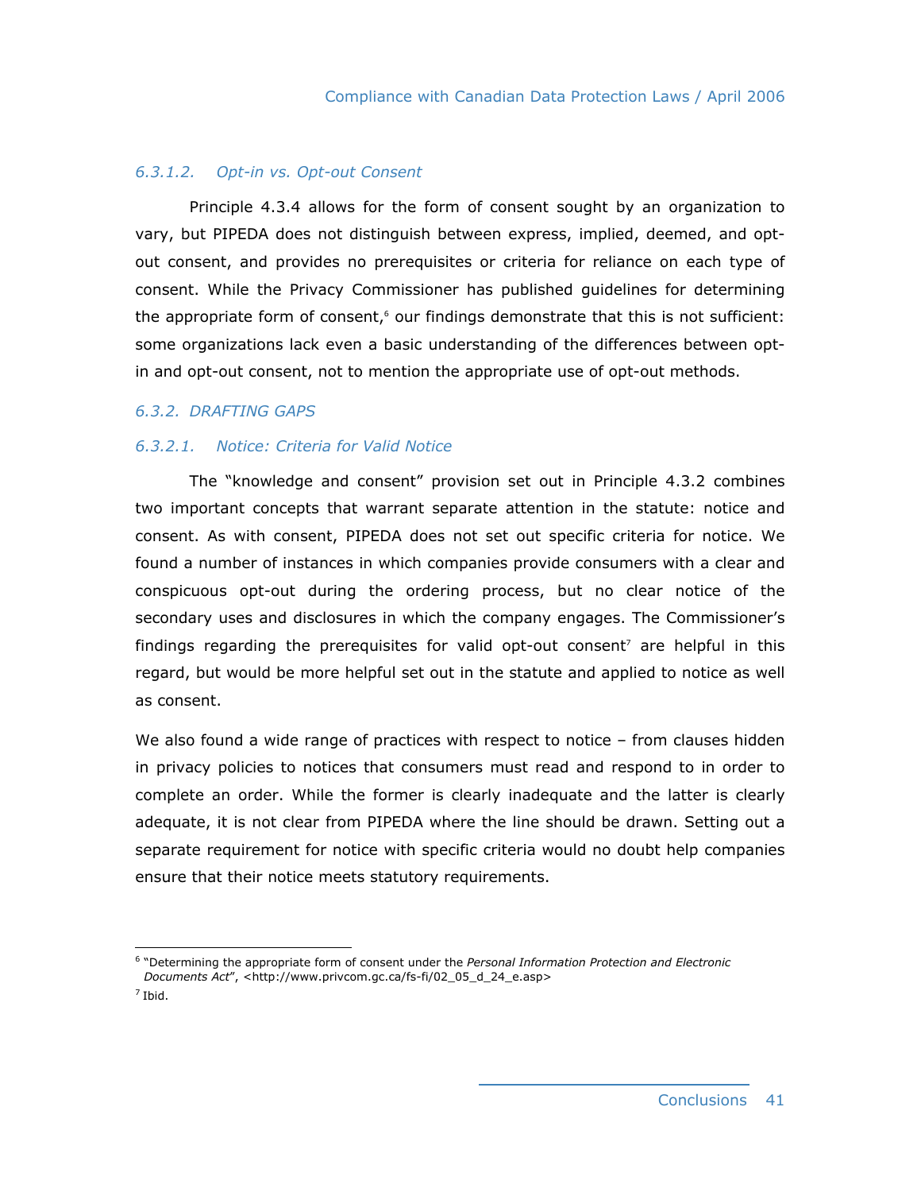#### *6.3.1.2. Opt-in vs. Opt-out Consent*

Principle 4.3.4 allows for the form of consent sought by an organization to vary, but PIPEDA does not distinguish between express, implied, deemed, and opt-out consent, and provides no prerequisites or criteria for reliance on each type of consent. While the Privacy Commissioner has published guidelines for determining the appropriate form of consent,[6] our findings demonstrate that this is not sufficient: some organizations lack even a basic understanding of the differences between opt-in and opt-out consent, not to mention the appropriate use of opt-out methods.

### *6.3.2. DRAFTING GAPS*

#### *6.3.2.1. Notice: Criteria for Valid Notice*

The "knowledge and consent" provision set out in Principle 4.3.2 combines two important concepts that warrant separate attention in the statute: notice and consent. As with consent, PIPEDA does not set out specific criteria for notice. We found a number of instances in which companies provide consumers with a clear and conspicuous opt-out during the ordering process, but no clear notice of the secondary uses and disclosures in which the company engages. The Commissioner's findings regarding the prerequisites for valid opt-out consent[7] are helpful in this regard, but would be more helpful set out in the statute and applied to notice as well as consent.

We also found a wide range of practices with respect to notice – from clauses hidden in privacy policies to notices that consumers must read and respond to in order to complete an order. While the former is clearly inadequate and the latter is clearly adequate, it is not clear from PIPEDA where the line should be drawn. Setting out a separate requirement for notice with specific criteria would no doubt help companies ensure that their notice meets statutory requirements.

---

[6] "Determining the appropriate form of consent under the *Personal Information Protection and Electronic Documents Act*", <http://www.privcom.gc.ca/fs-fi/02_05_d_24_e.asp>

[7] Ibid.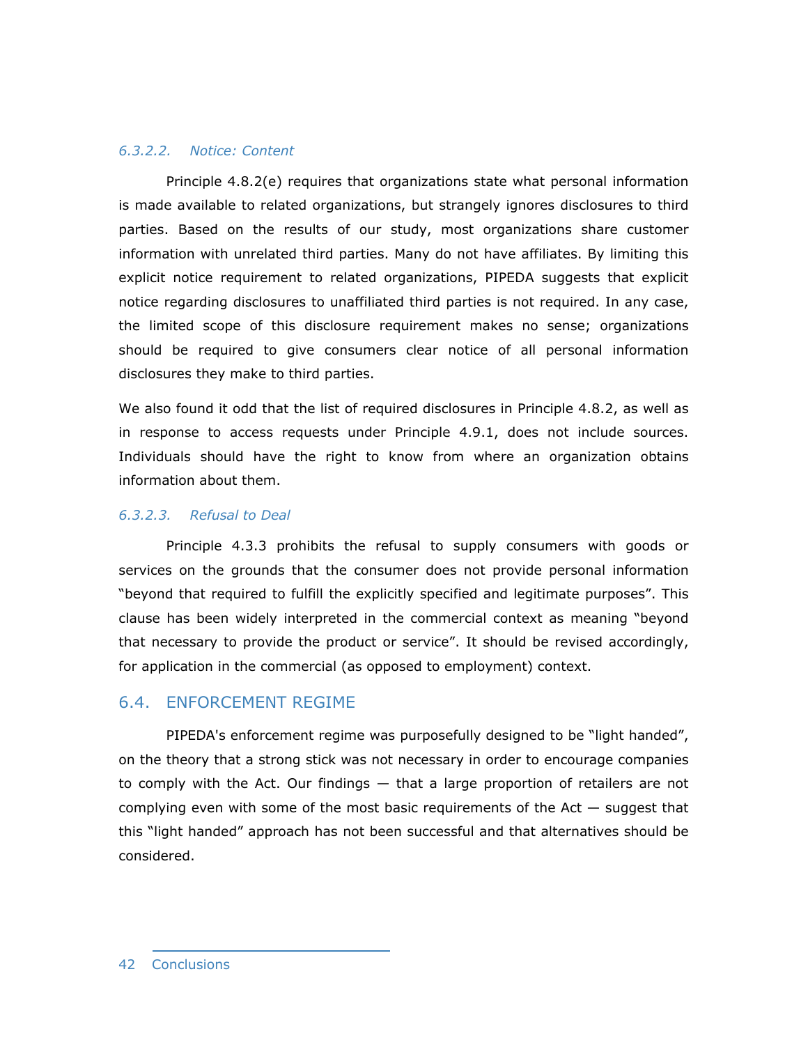#### *6.3.2.2. Notice: Content*

Principle 4.8.2(e) requires that organizations state what personal information is made available to related organizations, but strangely ignores disclosures to third parties. Based on the results of our study, most organizations share customer information with unrelated third parties. Many do not have affiliates. By limiting this explicit notice requirement to related organizations, PIPEDA suggests that explicit notice regarding disclosures to unaffiliated third parties is not required. In any case, the limited scope of this disclosure requirement makes no sense; organizations should be required to give consumers clear notice of all personal information disclosures they make to third parties.

We also found it odd that the list of required disclosures in Principle 4.8.2, as well as in response to access requests under Principle 4.9.1, does not include sources. Individuals should have the right to know from where an organization obtains information about them.

#### *6.3.2.3. Refusal to Deal*

Principle 4.3.3 prohibits the refusal to supply consumers with goods or services on the grounds that the consumer does not provide personal information "beyond that required to fulfill the explicitly specified and legitimate purposes". This clause has been widely interpreted in the commercial context as meaning "beyond that necessary to provide the product or service". It should be revised accordingly, for application in the commercial (as opposed to employment) context.

## 6.4. ENFORCEMENT REGIME

PIPEDA's enforcement regime was purposefully designed to be "light handed", on the theory that a strong stick was not necessary in order to encourage companies to comply with the Act. Our findings — that a large proportion of retailers are not complying even with some of the most basic requirements of the Act — suggest that this "light handed" approach has not been successful and that alternatives should be considered.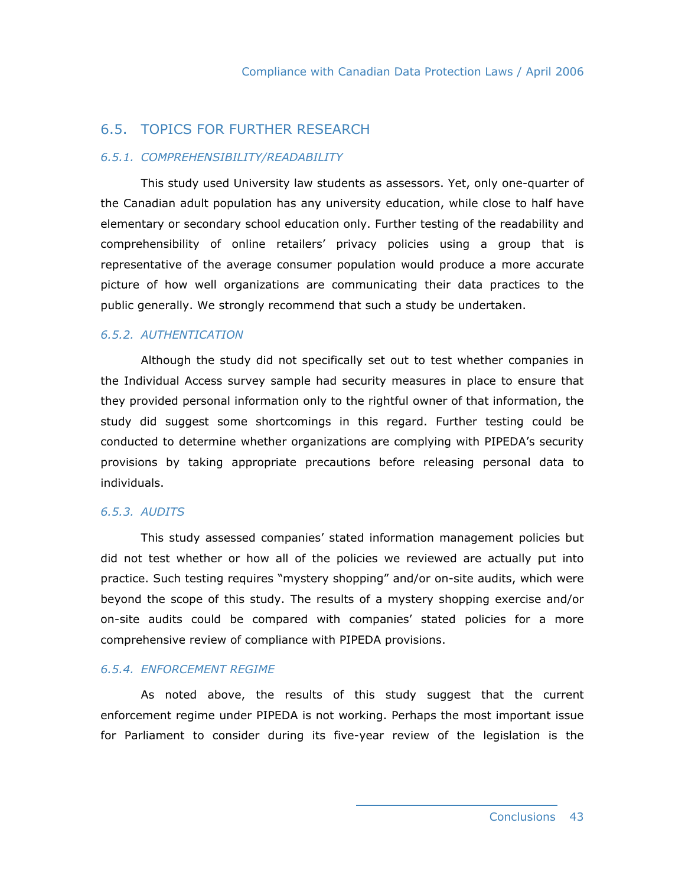## 6.5. TOPICS FOR FURTHER RESEARCH

### *6.5.1. COMPREHENSIBILITY/READABILITY*

This study used University law students as assessors. Yet, only one-quarter of the Canadian adult population has any university education, while close to half have elementary or secondary school education only. Further testing of the readability and comprehensibility of online retailers' privacy policies using a group that is representative of the average consumer population would produce a more accurate picture of how well organizations are communicating their data practices to the public generally. We strongly recommend that such a study be undertaken.

### *6.5.2. AUTHENTICATION*

Although the study did not specifically set out to test whether companies in the Individual Access survey sample had security measures in place to ensure that they provided personal information only to the rightful owner of that information, the study did suggest some shortcomings in this regard. Further testing could be conducted to determine whether organizations are complying with PIPEDA's security provisions by taking appropriate precautions before releasing personal data to individuals.

### *6.5.3. AUDITS*

This study assessed companies' stated information management policies but did not test whether or how all of the policies we reviewed are actually put into practice. Such testing requires "mystery shopping" and/or on-site audits, which were beyond the scope of this study. The results of a mystery shopping exercise and/or on-site audits could be compared with companies' stated policies for a more comprehensive review of compliance with PIPEDA provisions.

### *6.5.4. ENFORCEMENT REGIME*

As noted above, the results of this study suggest that the current enforcement regime under PIPEDA is not working. Perhaps the most important issue for Parliament to consider during its five-year review of the legislation is the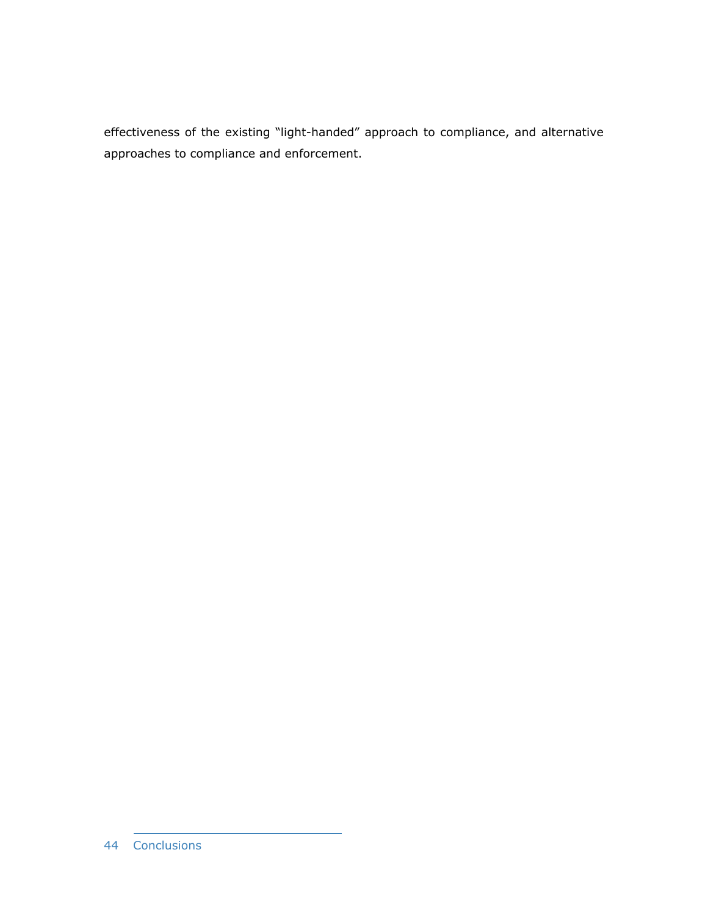effectiveness of the existing "light-handed" approach to compliance, and alternative approaches to compliance and enforcement.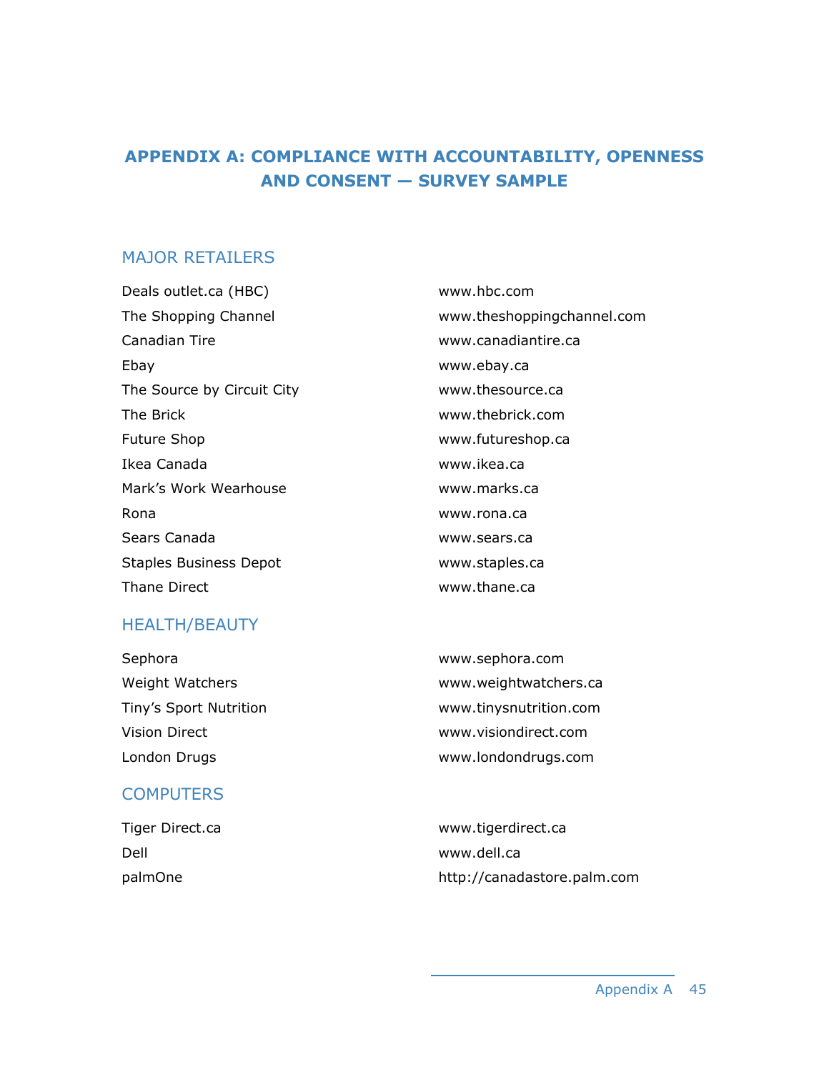# APPENDIX A: COMPLIANCE WITH ACCOUNTABILITY, OPENNESS AND CONSENT — SURVEY SAMPLE

## MAJOR RETAILERS

| | |
|---|---|
| Deals outlet.ca (HBC) | www.hbc.com |
| The Shopping Channel | www.theshoppingchannel.com |
| Canadian Tire | www.canadiantire.ca |
| Ebay | www.ebay.ca |
| The Source by Circuit City | www.thesource.ca |
| The Brick | www.thebrick.com |
| Future Shop | www.futureshop.ca |
| Ikea Canada | www.ikea.ca |
| Mark's Work Wearhouse | www.marks.ca |
| Rona | www.rona.ca |
| Sears Canada | www.sears.ca |
| Staples Business Depot | www.staples.ca |
| Thane Direct | www.thane.ca |

## HEALTH/BEAUTY

| | |
|---|---|
| Sephora | www.sephora.com |
| Weight Watchers | www.weightwatchers.ca |
| Tiny's Sport Nutrition | www.tinysnutrition.com |
| Vision Direct | www.visiondirect.com |
| London Drugs | www.londondrugs.com |

## COMPUTERS

| | |
|---|---|
| Tiger Direct.ca | www.tigerdirect.ca |
| Dell | www.dell.ca |
| palmOne | http://canadastore.palm.com |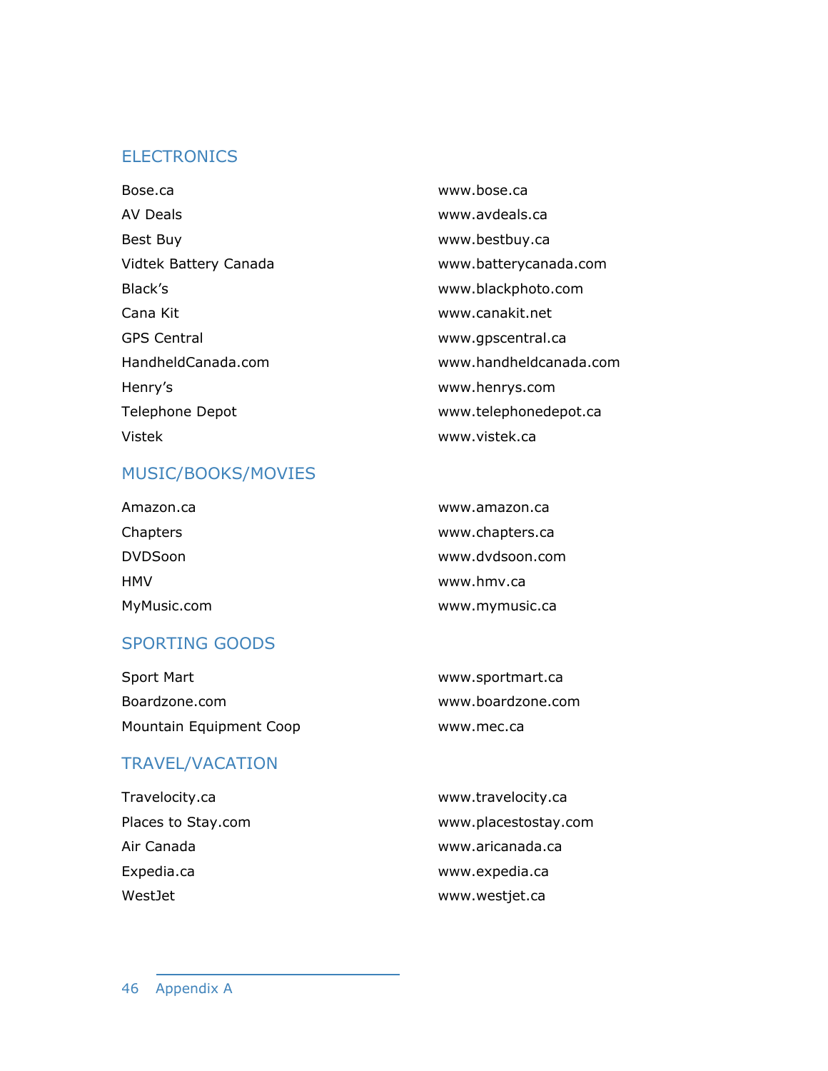## ELECTRONICS

| | |
|---|---|
| Bose.ca | www.bose.ca |
| AV Deals | www.avdeals.ca |
| Best Buy | www.bestbuy.ca |
| Vidtek Battery Canada | www.batterycanada.com |
| Black's | www.blackphoto.com |
| Cana Kit | www.canakit.net |
| GPS Central | www.gpscentral.ca |
| HandheldCanada.com | www.handheldcanada.com |
| Henry's | www.henrys.com |
| Telephone Depot | www.telephonedepot.ca |
| Vistek | www.vistek.ca |

## MUSIC/BOOKS/MOVIES

| | |
|---|---|
| Amazon.ca | www.amazon.ca |
| Chapters | www.chapters.ca |
| DVDSoon | www.dvdsoon.com |
| HMV | www.hmv.ca |
| MyMusic.com | www.mymusic.ca |

## SPORTING GOODS

| | |
|---|---|
| Sport Mart | www.sportmart.ca |
| Boardzone.com | www.boardzone.com |
| Mountain Equipment Coop | www.mec.ca |

## TRAVEL/VACATION

| | |
|---|---|
| Travelocity.ca | www.travelocity.ca |
| Places to Stay.com | www.placestostay.com |
| Air Canada | www.aricanada.ca |
| Expedia.ca | www.expedia.ca |
| WestJet | www.westjet.ca |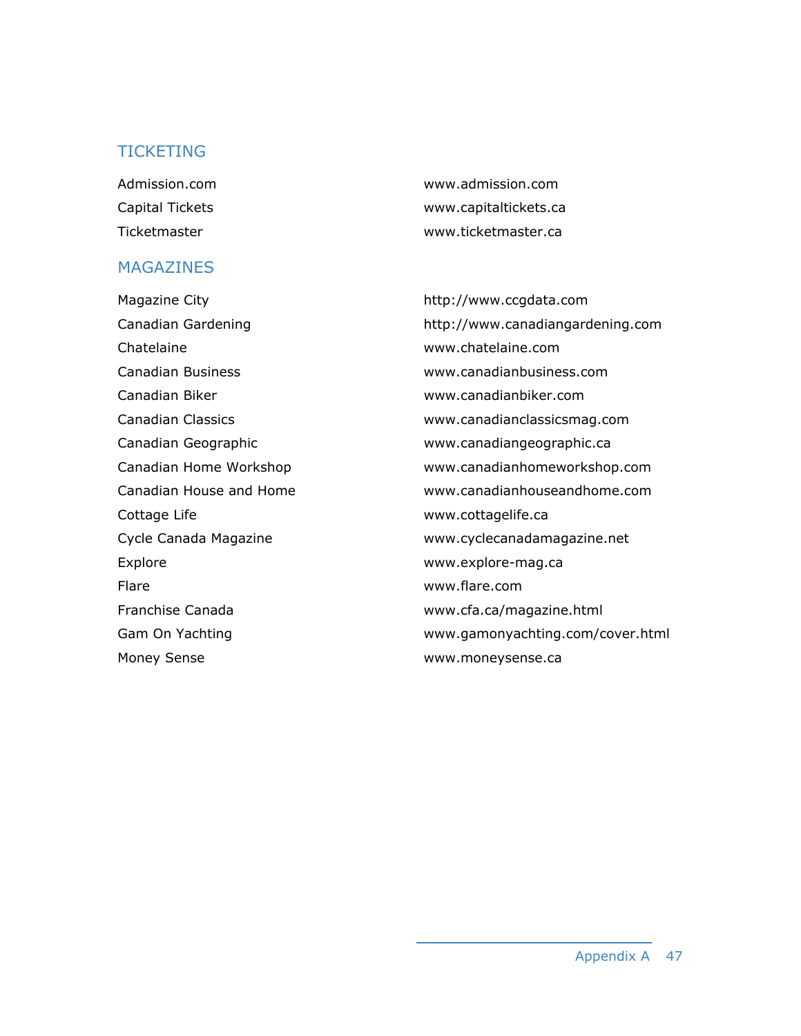## TICKETING

| | |
|---|---|
| Admission.com | www.admission.com |
| Capital Tickets | www.capitaltickets.ca |
| Ticketmaster | www.ticketmaster.ca |

## MAGAZINES

| | |
|---|---|
| Magazine City | http://www.ccgdata.com |
| Canadian Gardening | http://www.canadiangardening.com |
| Chatelaine | www.chatelaine.com |
| Canadian Business | www.canadianbusiness.com |
| Canadian Biker | www.canadianbiker.com |
| Canadian Classics | www.canadianclassicsmag.com |
| Canadian Geographic | www.canadiangeographic.ca |
| Canadian Home Workshop | www.canadianhomeworkshop.com |
| Canadian House and Home | www.canadianhouseandhome.com |
| Cottage Life | www.cottagelife.ca |
| Cycle Canada Magazine | www.cyclecanadamagazine.net |
| Explore | www.explore-mag.ca |
| Flare | www.flare.com |
| Franchise Canada | www.cfa.ca/magazine.html |
| Gam On Yachting | www.gamonyachting.com/cover.html |
| Money Sense | www.moneysense.ca |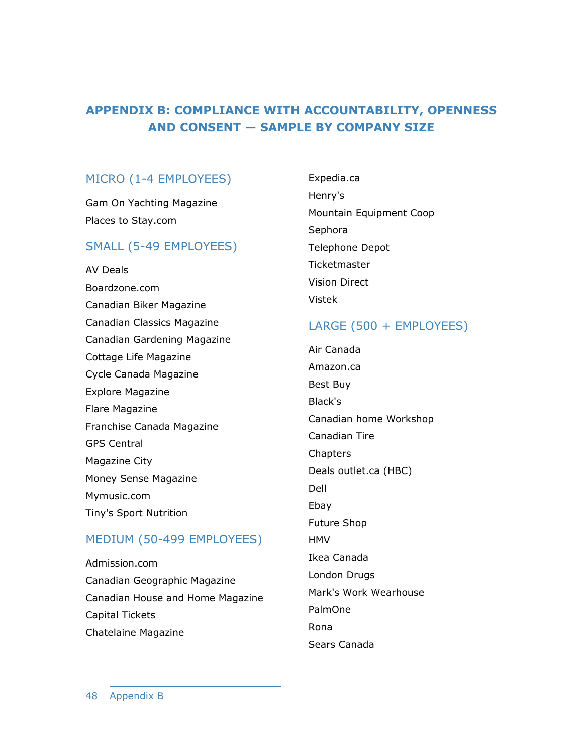# APPENDIX B: COMPLIANCE WITH ACCOUNTABILITY, OPENNESS AND CONSENT — SAMPLE BY COMPANY SIZE

## MICRO (1-4 EMPLOYEES)

Gam On Yachting Magazine

Places to Stay.com

## SMALL (5-49 EMPLOYEES)

AV Deals

Boardzone.com

Canadian Biker Magazine

Canadian Classics Magazine

Canadian Gardening Magazine

Cottage Life Magazine

Cycle Canada Magazine

Explore Magazine

Flare Magazine

Franchise Canada Magazine

GPS Central

Magazine City

Money Sense Magazine

Mymusic.com

Tiny's Sport Nutrition

## MEDIUM (50-499 EMPLOYEES)

Admission.com

Canadian Geographic Magazine

Canadian House and Home Magazine

Capital Tickets

Chatelaine Magazine

Expedia.ca

Henry's

Mountain Equipment Coop

Sephora

Telephone Depot

Ticketmaster

Vision Direct

Vistek

## LARGE (500 + EMPLOYEES)

Air Canada

Amazon.ca

Best Buy

Black's

Canadian home Workshop

Canadian Tire

Chapters

Deals outlet.ca (HBC)

Dell

Ebay

Future Shop

HMV

Ikea Canada

London Drugs

Mark's Work Wearhouse

PalmOne

Rona

Sears Canada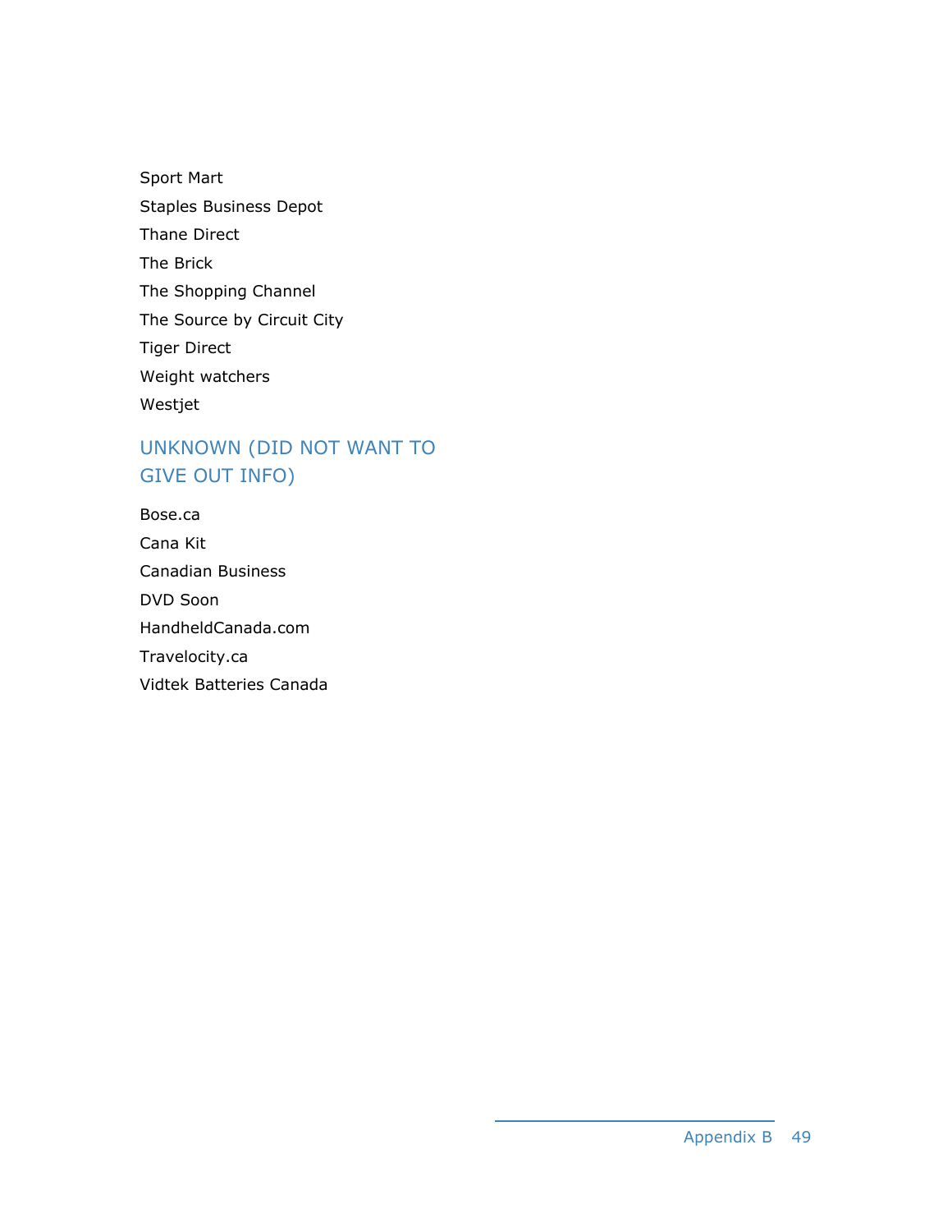Sport Mart

Staples Business Depot

Thane Direct

The Brick

The Shopping Channel

The Source by Circuit City

Tiger Direct

Weight watchers

Westjet

## UNKNOWN (DID NOT WANT TO GIVE OUT INFO)

Bose.ca

Cana Kit

Canadian Business

DVD Soon

HandheldCanada.com

Travelocity.ca

Vidtek Batteries Canada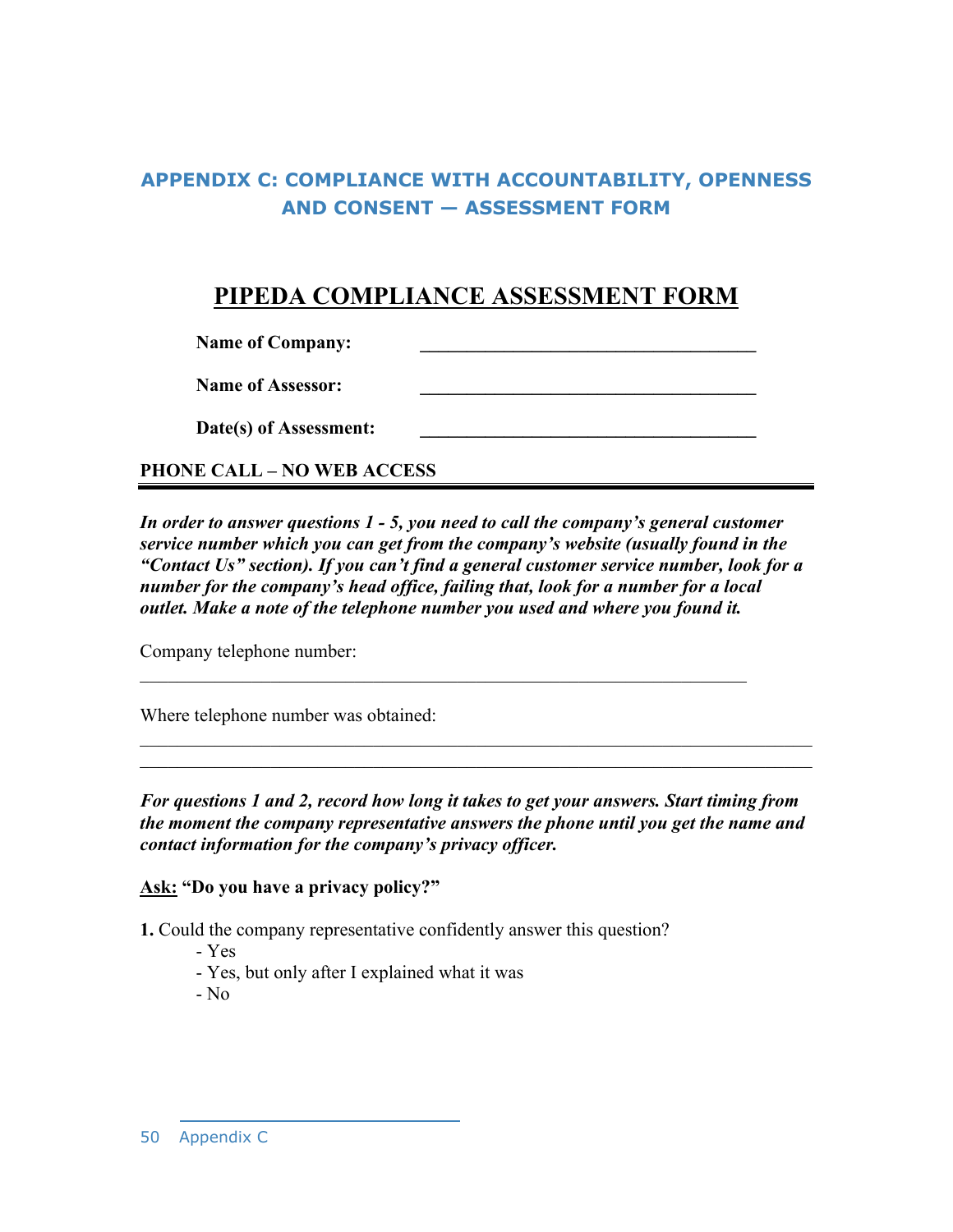## APPENDIX C: COMPLIANCE WITH ACCOUNTABILITY, OPENNESS AND CONSENT — ASSESSMENT FORM

# PIPEDA COMPLIANCE ASSESSMENT FORM

**Name of Company:** ____________________________________

**Name of Assessor:** ____________________________________

**Date(s) of Assessment:** ____________________________________

**PHONE CALL – NO WEB ACCESS**

---

***In order to answer questions 1 - 5, you need to call the company's general customer service number which you can get from the company's website (usually found in the "Contact Us" section). If you can't find a general customer service number, look for a number for the company's head office, failing that, look for a number for a local outlet. Make a note of the telephone number you used and where you found it.***

Company telephone number:

____________________________________________________________________

Where telephone number was obtained:

____________________________________________________________________

____________________________________________________________________

***For questions 1 and 2, record how long it takes to get your answers. Start timing from the moment the company representative answers the phone until you get the name and contact information for the company's privacy officer.***

<u>**Ask:**</u> **"Do you have a privacy policy?"**

**1.** Could the company representative confidently answer this question?

- Yes
- Yes, but only after I explained what it was
- No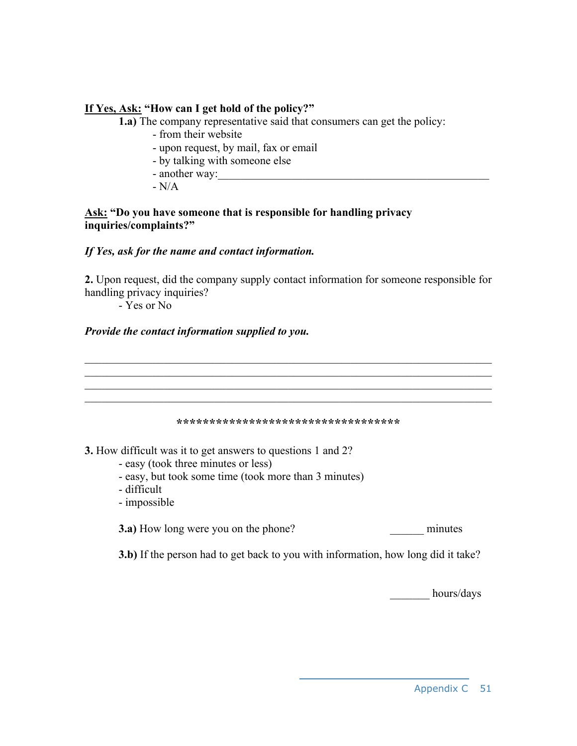<u>**If Yes, Ask:**</u> **"How can I get hold of the policy?"**

**1.a)** The company representative said that consumers can get the policy:
- from their website
- upon request, by mail, fax or email
- by talking with someone else
- another way:__________________________________________________
- N/A

<u>**Ask:**</u> **"Do you have someone that is responsible for handling privacy inquiries/complaints?"**

***If Yes, ask for the name and contact information.***

**2.** Upon request, did the company supply contact information for someone responsible for handling privacy inquiries?
- Yes or No

***Provide the contact information supplied to you.***

___________________________________________________________________________
___________________________________________________________________________
___________________________________________________________________________
___________________________________________________________________________

**********************************

**3.** How difficult was it to get answers to questions 1 and 2?
- easy (took three minutes or less)
- easy, but took some time (took more than 3 minutes)
- difficult
- impossible

**3.a)** How long were you on the phone? ______ minutes

**3.b)** If the person had to get back to you with information, how long did it take?

_______ hours/days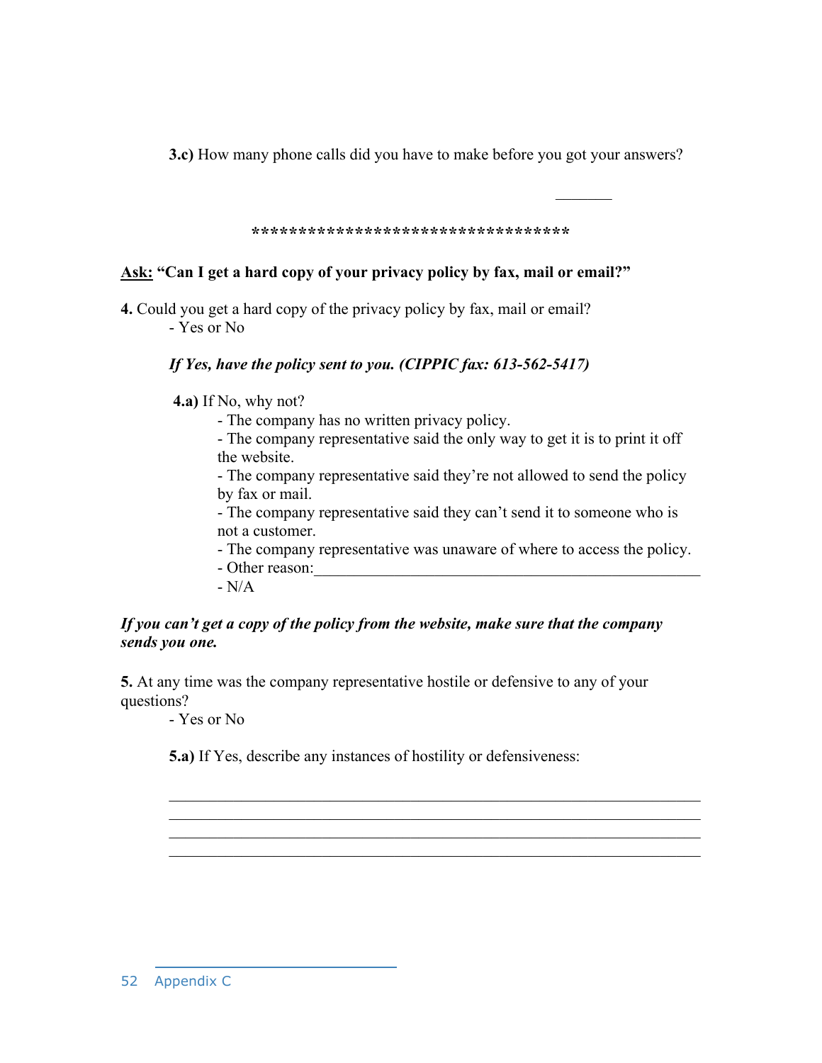**3.c)** How many phone calls did you have to make before you got your answers?

_______

**********************************

<u>**Ask:**</u> **"Can I get a hard copy of your privacy policy by fax, mail or email?"**

**4.** Could you get a hard copy of the privacy policy by fax, mail or email?
- Yes or No

***If Yes, have the policy sent to you. (CIPPIC fax: 613-562-5417)***

**4.a)** If No, why not?
- The company has no written privacy policy.
- The company representative said the only way to get it is to print it off the website.
- The company representative said they're not allowed to send the policy by fax or mail.
- The company representative said they can't send it to someone who is not a customer.
- The company representative was unaware of where to access the policy.
- Other reason:_______________________________________________
- N/A

***If you can't get a copy of the policy from the website, make sure that the company sends you one.***

**5.** At any time was the company representative hostile or defensive to any of your questions?
- Yes or No

**5.a)** If Yes, describe any instances of hostility or defensiveness:

_______________________________________________________________
_______________________________________________________________
_______________________________________________________________
_______________________________________________________________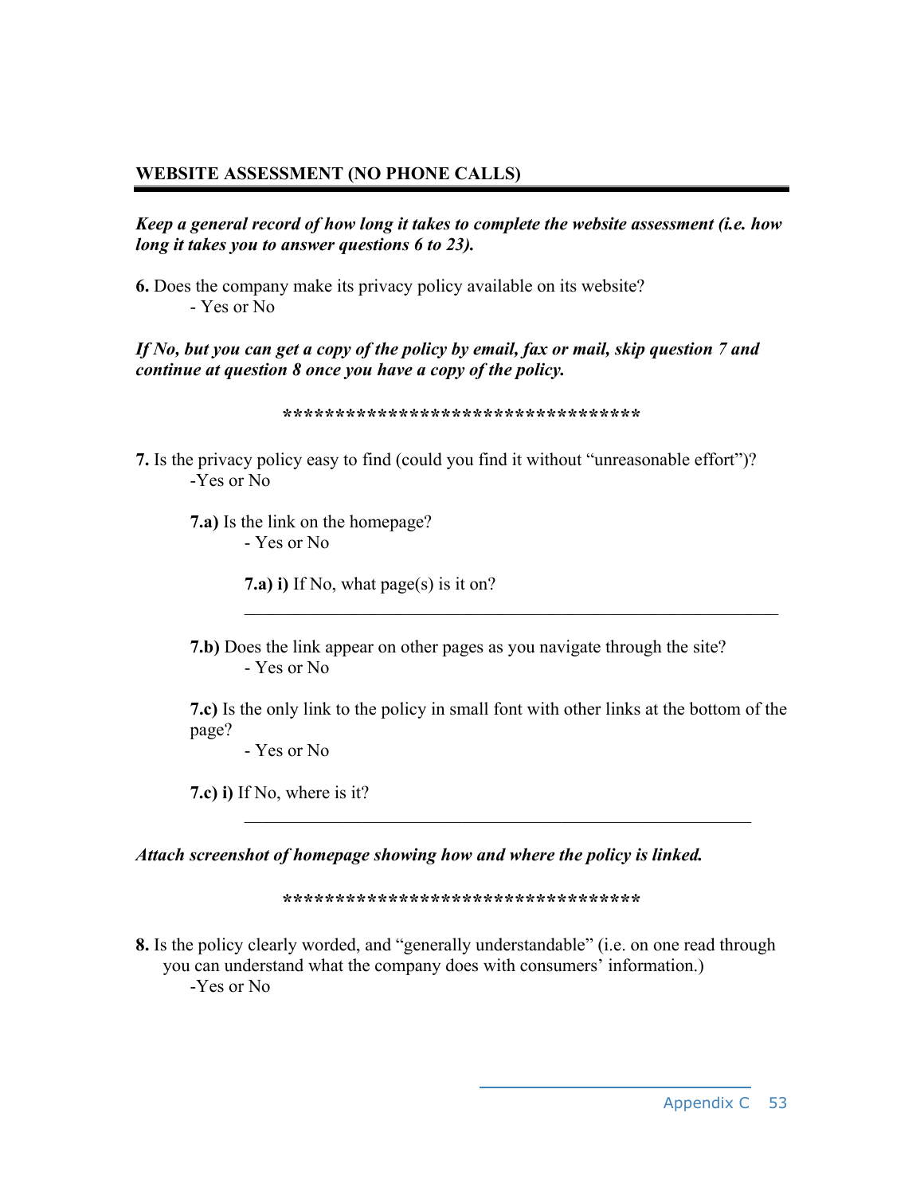## WEBSITE ASSESSMENT (NO PHONE CALLS)

***Keep a general record of how long it takes to complete the website assessment (i.e. how long it takes you to answer questions 6 to 23).***

**6.** Does the company make its privacy policy available on its website?
- Yes or No

***If No, but you can get a copy of the policy by email, fax or mail, skip question 7 and continue at question 8 once you have a copy of the policy.***

**********************************

**7.** Is the privacy policy easy to find (could you find it without "unreasonable effort")?
-Yes or No

**7.a)** Is the link on the homepage?
- Yes or No

**7.a) i)** If No, what page(s) is it on?

\_\_\_\_\_\_\_\_\_\_\_\_\_\_\_\_\_\_\_\_\_\_\_\_\_\_\_\_\_\_\_\_\_\_\_\_\_\_\_\_\_\_\_\_\_\_\_\_\_\_\_\_\_\_\_\_\_\_

**7.b)** Does the link appear on other pages as you navigate through the site?
- Yes or No

**7.c)** Is the only link to the policy in small font with other links at the bottom of the page?
- Yes or No

**7.c) i)** If No, where is it?

\_\_\_\_\_\_\_\_\_\_\_\_\_\_\_\_\_\_\_\_\_\_\_\_\_\_\_\_\_\_\_\_\_\_\_\_\_\_\_\_\_\_\_\_\_\_\_\_\_\_\_\_\_\_\_\_\_\_

***Attach screenshot of homepage showing how and where the policy is linked.***

**********************************

**8.** Is the policy clearly worded, and "generally understandable" (i.e. on one read through you can understand what the company does with consumers' information.)
-Yes or No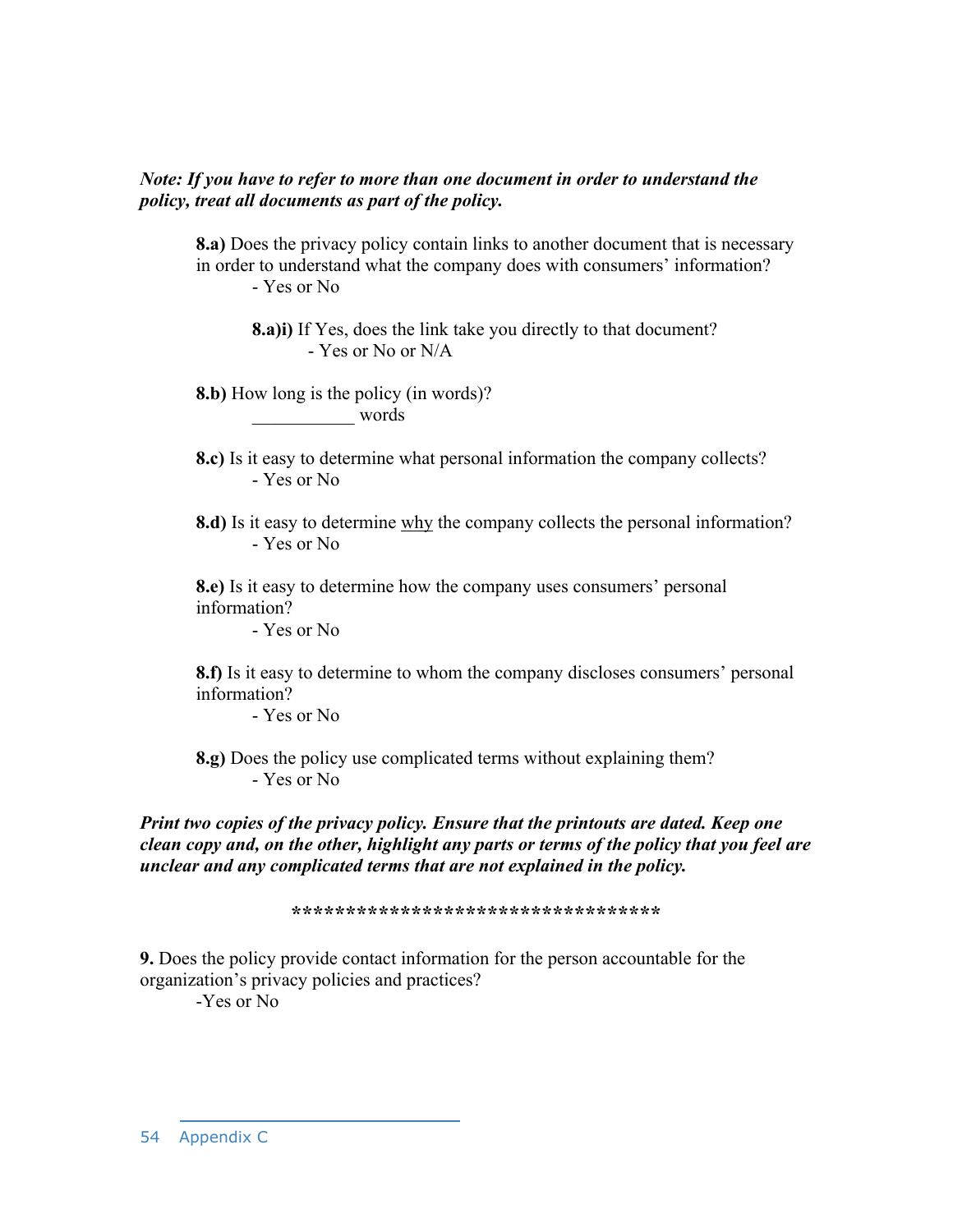***Note: If you have to refer to more than one document in order to understand the policy, treat all documents as part of the policy.***

**8.a)** Does the privacy policy contain links to another document that is necessary in order to understand what the company does with consumers' information?
- Yes or No

**8.a)i)** If Yes, does the link take you directly to that document?
- Yes or No or N/A

**8.b)** How long is the policy (in words)?
___________ words

**8.c)** Is it easy to determine what personal information the company collects?
- Yes or No

**8.d)** Is it easy to determine <u>why</u> the company collects the personal information?
- Yes or No

**8.e)** Is it easy to determine how the company uses consumers' personal information?
- Yes or No

**8.f)** Is it easy to determine to whom the company discloses consumers' personal information?
- Yes or No

**8.g)** Does the policy use complicated terms without explaining them?
- Yes or No

***Print two copies of the privacy policy. Ensure that the printouts are dated. Keep one clean copy and, on the other, highlight any parts or terms of the policy that you feel are unclear and any complicated terms that are not explained in the policy.***

**********************************

**9.** Does the policy provide contact information for the person accountable for the organization's privacy policies and practices?
-Yes or No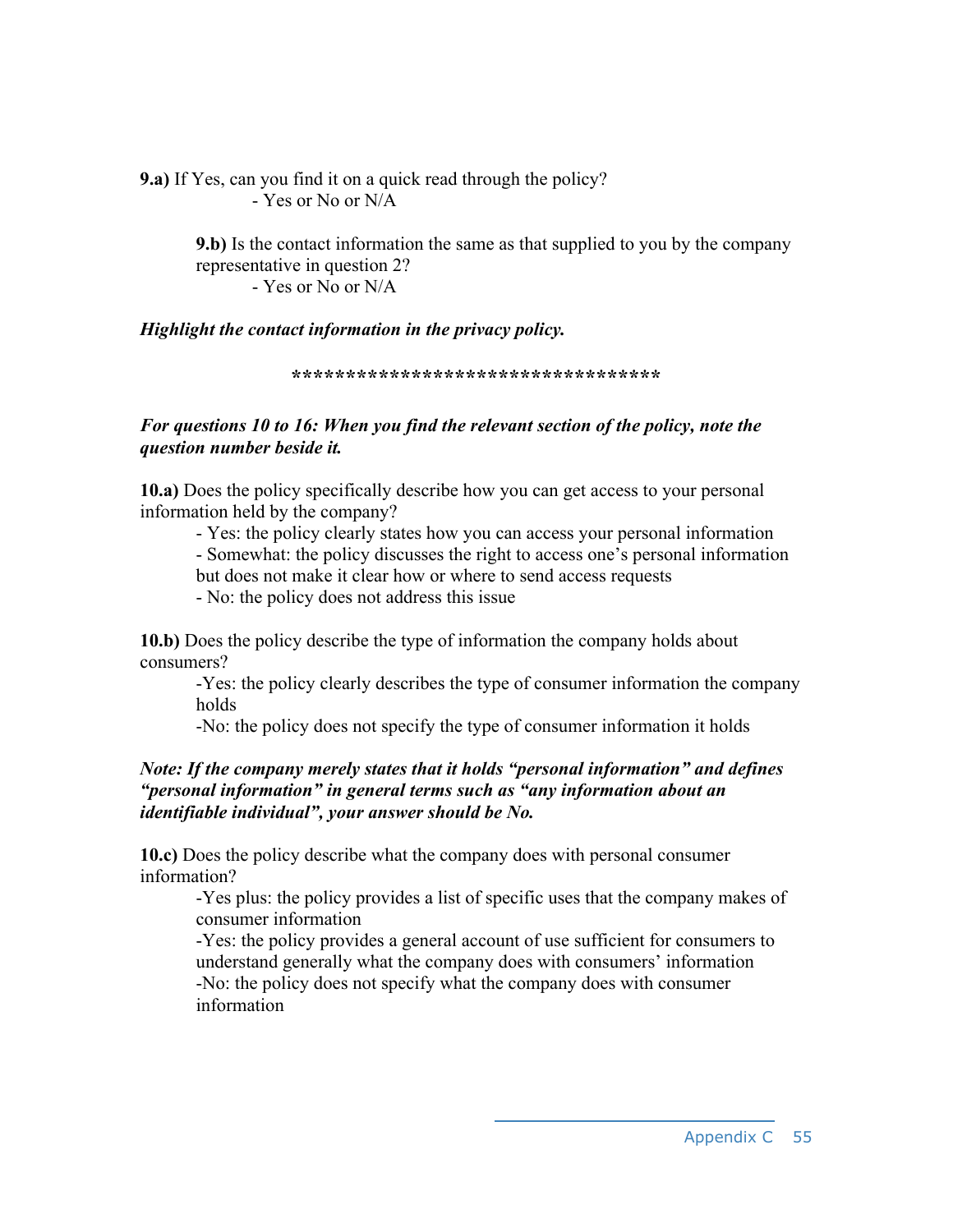**9.a)** If Yes, can you find it on a quick read through the policy?

- Yes or No or N/A

**9.b)** Is the contact information the same as that supplied to you by the company representative in question 2?

- Yes or No or N/A

***Highlight the contact information in the privacy policy.***

**********************************

***For questions 10 to 16: When you find the relevant section of the policy, note the question number beside it.***

**10.a)** Does the policy specifically describe how you can get access to your personal information held by the company?

- Yes: the policy clearly states how you can access your personal information
- Somewhat: the policy discusses the right to access one's personal information but does not make it clear how or where to send access requests
- No: the policy does not address this issue

**10.b)** Does the policy describe the type of information the company holds about consumers?

- Yes: the policy clearly describes the type of consumer information the company holds
- No: the policy does not specify the type of consumer information it holds

***Note: If the company merely states that it holds "personal information" and defines "personal information" in general terms such as "any information about an identifiable individual", your answer should be No.***

**10.c)** Does the policy describe what the company does with personal consumer information?

- Yes plus: the policy provides a list of specific uses that the company makes of consumer information
- Yes: the policy provides a general account of use sufficient for consumers to understand generally what the company does with consumers' information
- No: the policy does not specify what the company does with consumer information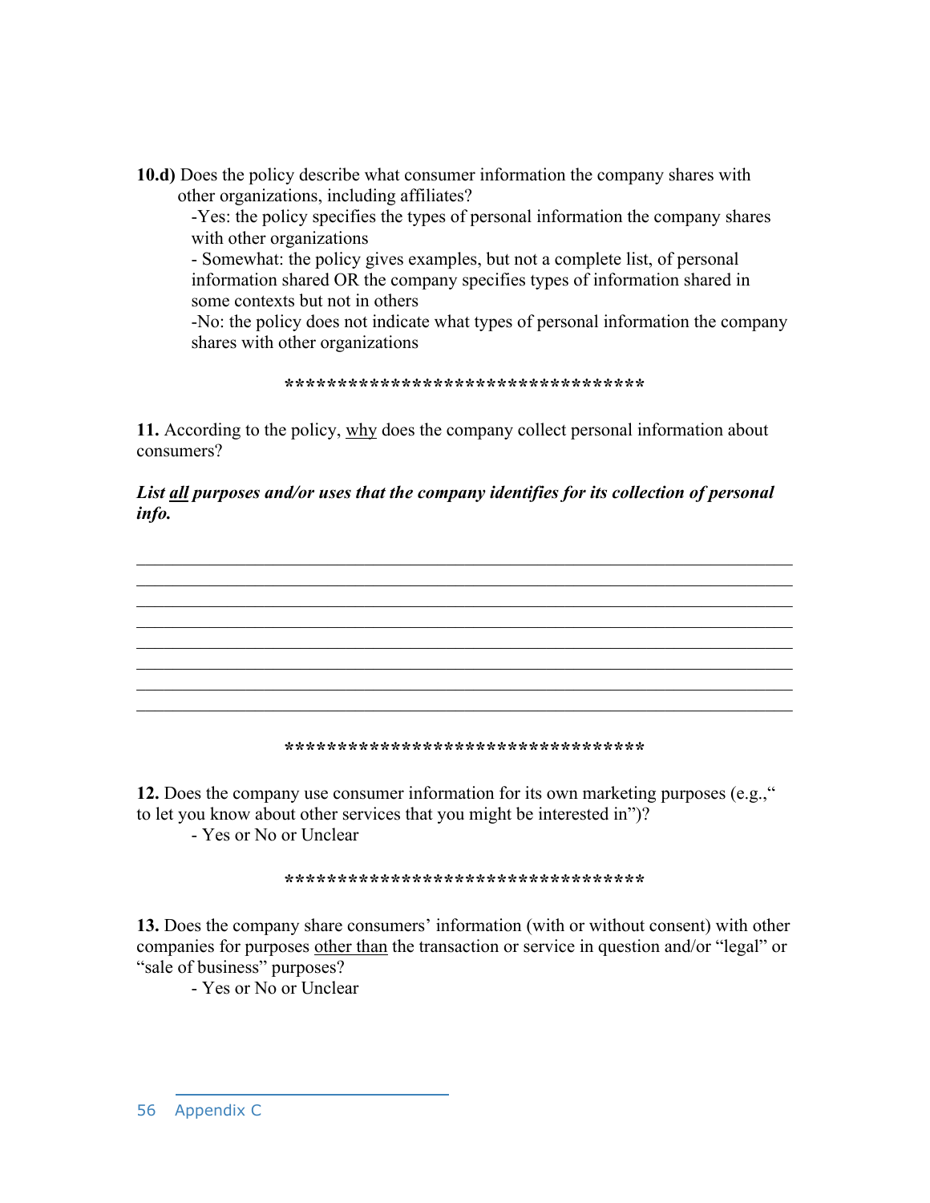**10.d)** Does the policy describe what consumer information the company shares with other organizations, including affiliates?

-Yes: the policy specifies the types of personal information the company shares with other organizations

- Somewhat: the policy gives examples, but not a complete list, of personal information shared OR the company specifies types of information shared in some contexts but not in others

-No: the policy does not indicate what types of personal information the company shares with other organizations

**********************************

**11.** According to the policy, <u>why</u> does the company collect personal information about consumers?

***List <u>all</u> purposes and/or uses that the company identifies for its collection of personal info.***

\_\_\_\_\_\_\_\_\_\_\_\_\_\_\_\_\_\_\_\_\_\_\_\_\_\_\_\_\_\_\_\_\_\_\_\_\_\_\_\_\_\_\_\_\_\_\_\_\_\_\_\_\_\_\_\_\_\_\_\_\_\_\_\_\_\_\_\_\_\_

\_\_\_\_\_\_\_\_\_\_\_\_\_\_\_\_\_\_\_\_\_\_\_\_\_\_\_\_\_\_\_\_\_\_\_\_\_\_\_\_\_\_\_\_\_\_\_\_\_\_\_\_\_\_\_\_\_\_\_\_\_\_\_\_\_\_\_\_\_\_

\_\_\_\_\_\_\_\_\_\_\_\_\_\_\_\_\_\_\_\_\_\_\_\_\_\_\_\_\_\_\_\_\_\_\_\_\_\_\_\_\_\_\_\_\_\_\_\_\_\_\_\_\_\_\_\_\_\_\_\_\_\_\_\_\_\_\_\_\_\_

\_\_\_\_\_\_\_\_\_\_\_\_\_\_\_\_\_\_\_\_\_\_\_\_\_\_\_\_\_\_\_\_\_\_\_\_\_\_\_\_\_\_\_\_\_\_\_\_\_\_\_\_\_\_\_\_\_\_\_\_\_\_\_\_\_\_\_\_\_\_

\_\_\_\_\_\_\_\_\_\_\_\_\_\_\_\_\_\_\_\_\_\_\_\_\_\_\_\_\_\_\_\_\_\_\_\_\_\_\_\_\_\_\_\_\_\_\_\_\_\_\_\_\_\_\_\_\_\_\_\_\_\_\_\_\_\_\_\_\_\_

\_\_\_\_\_\_\_\_\_\_\_\_\_\_\_\_\_\_\_\_\_\_\_\_\_\_\_\_\_\_\_\_\_\_\_\_\_\_\_\_\_\_\_\_\_\_\_\_\_\_\_\_\_\_\_\_\_\_\_\_\_\_\_\_\_\_\_\_\_\_

\_\_\_\_\_\_\_\_\_\_\_\_\_\_\_\_\_\_\_\_\_\_\_\_\_\_\_\_\_\_\_\_\_\_\_\_\_\_\_\_\_\_\_\_\_\_\_\_\_\_\_\_\_\_\_\_\_\_\_\_\_\_\_\_\_\_\_\_\_\_

\_\_\_\_\_\_\_\_\_\_\_\_\_\_\_\_\_\_\_\_\_\_\_\_\_\_\_\_\_\_\_\_\_\_\_\_\_\_\_\_\_\_\_\_\_\_\_\_\_\_\_\_\_\_\_\_\_\_\_\_\_\_\_\_\_\_\_\_\_\_

**********************************

**12.** Does the company use consumer information for its own marketing purposes (e.g.," to let you know about other services that you might be interested in")?

- Yes or No or Unclear

**********************************

**13.** Does the company share consumers' information (with or without consent) with other companies for purposes <u>other than</u> the transaction or service in question and/or "legal" or "sale of business" purposes?

- Yes or No or Unclear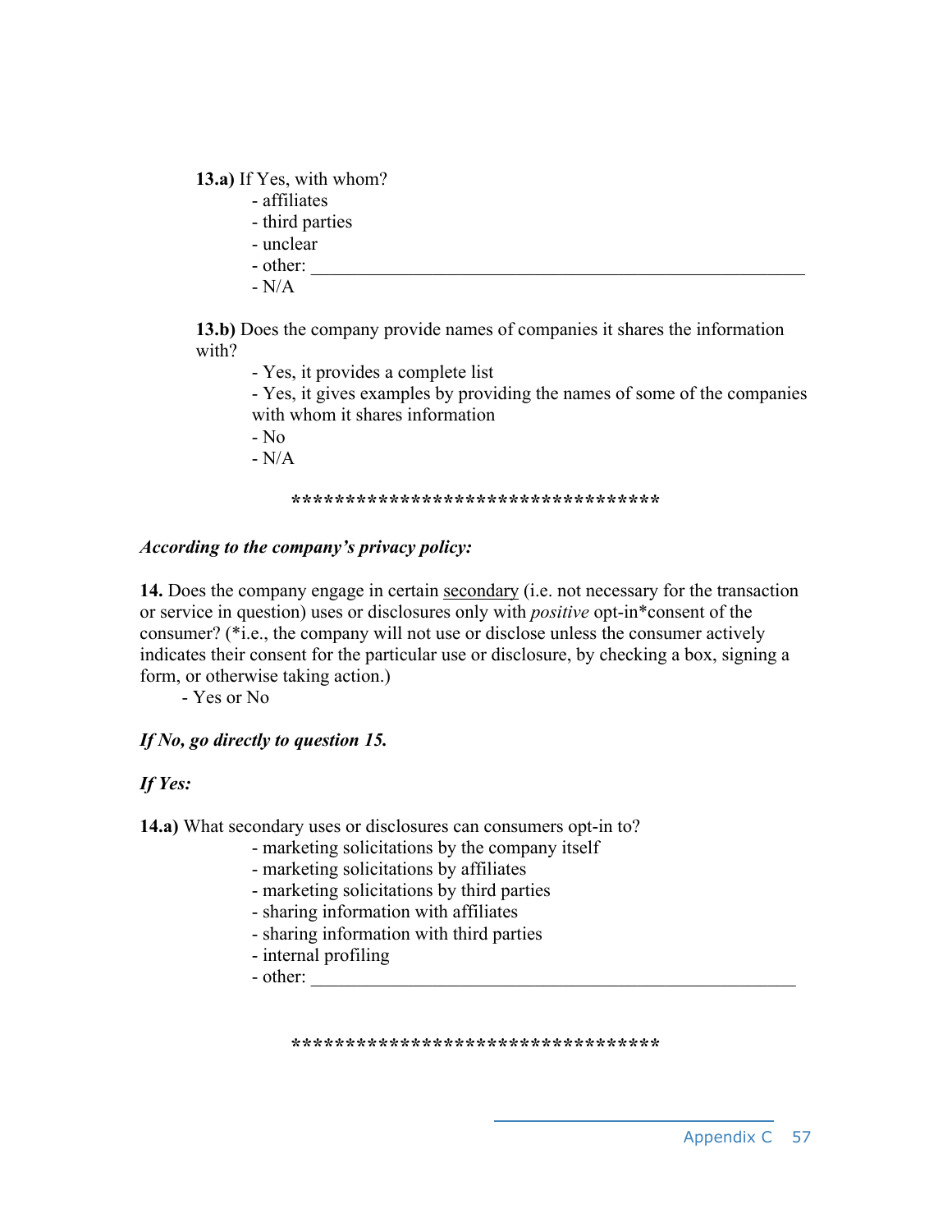**13.a)** If Yes, with whom?

- affiliates
- third parties
- unclear
- other: ______________________________________________________
- N/A

**13.b)** Does the company provide names of companies it shares the information with?

- Yes, it provides a complete list
- Yes, it gives examples by providing the names of some of the companies with whom it shares information
- No
- N/A

**********************************

***According to the company's privacy policy:***

**14.** Does the company engage in certain <u>secondary</u> (i.e. not necessary for the transaction or service in question) uses or disclosures only with *positive* opt-in*consent of the consumer? (*i.e., the company will not use or disclose unless the consumer actively indicates their consent for the particular use or disclosure, by checking a box, signing a form, or otherwise taking action.)

- Yes or No

***If No, go directly to question 15.***

***If Yes:***

**14.a)** What secondary uses or disclosures can consumers opt-in to?

- marketing solicitations by the company itself
- marketing solicitations by affiliates
- marketing solicitations by third parties
- sharing information with affiliates
- sharing information with third parties
- internal profiling
- other: ______________________________________________________

**********************************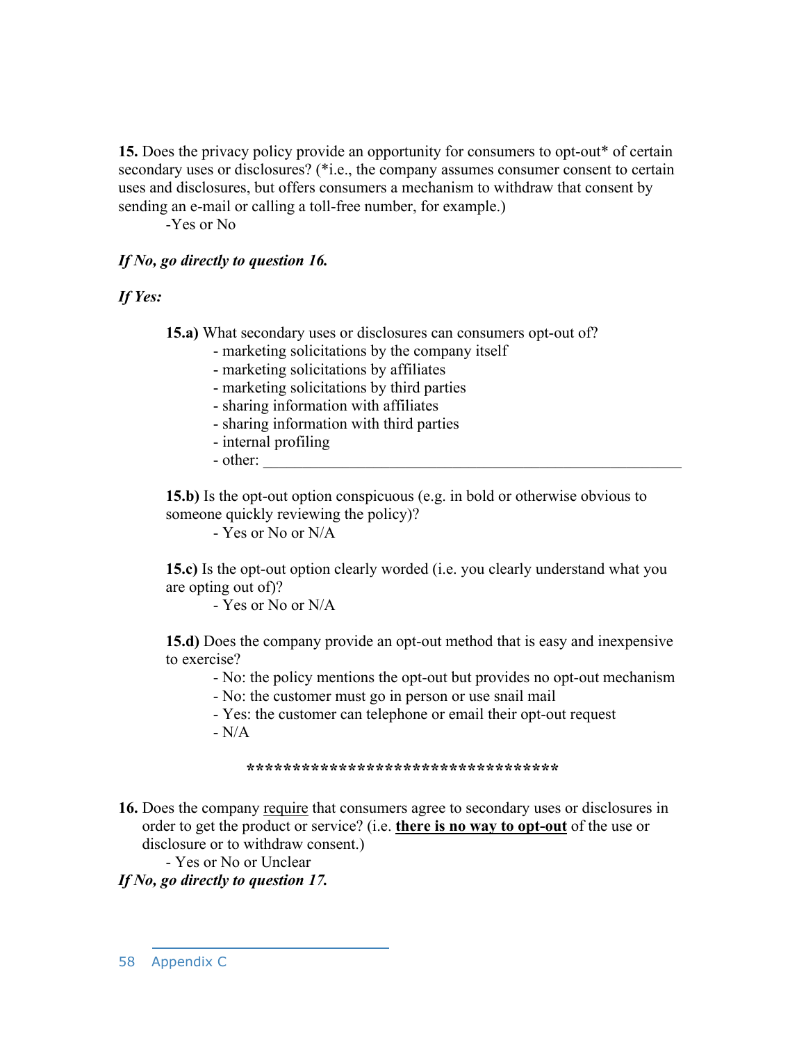**15.** Does the privacy policy provide an opportunity for consumers to opt-out* of certain secondary uses or disclosures? (*i.e., the company assumes consumer consent to certain uses and disclosures, but offers consumers a mechanism to withdraw that consent by sending an e-mail or calling a toll-free number, for example.)

-Yes or No

***If No, go directly to question 16.***

***If Yes:***

**15.a)** What secondary uses or disclosures can consumers opt-out of?

- marketing solicitations by the company itself
- marketing solicitations by affiliates
- marketing solicitations by third parties
- sharing information with affiliates
- sharing information with third parties
- internal profiling
- other: ______________________________________________

**15.b)** Is the opt-out option conspicuous (e.g. in bold or otherwise obvious to someone quickly reviewing the policy)?

- Yes or No or N/A

**15.c)** Is the opt-out option clearly worded (i.e. you clearly understand what you are opting out of)?

- Yes or No or N/A

**15.d)** Does the company provide an opt-out method that is easy and inexpensive to exercise?

- No: the policy mentions the opt-out but provides no opt-out mechanism
- No: the customer must go in person or use snail mail
- Yes: the customer can telephone or email their opt-out request
- N/A

**********************************

**16.** Does the company <u>require</u> that consumers agree to secondary uses or disclosures in order to get the product or service? (i.e. **<u>there is no way to opt-out</u>** of the use or disclosure or to withdraw consent.)

- Yes or No or Unclear

***If No, go directly to question 17.***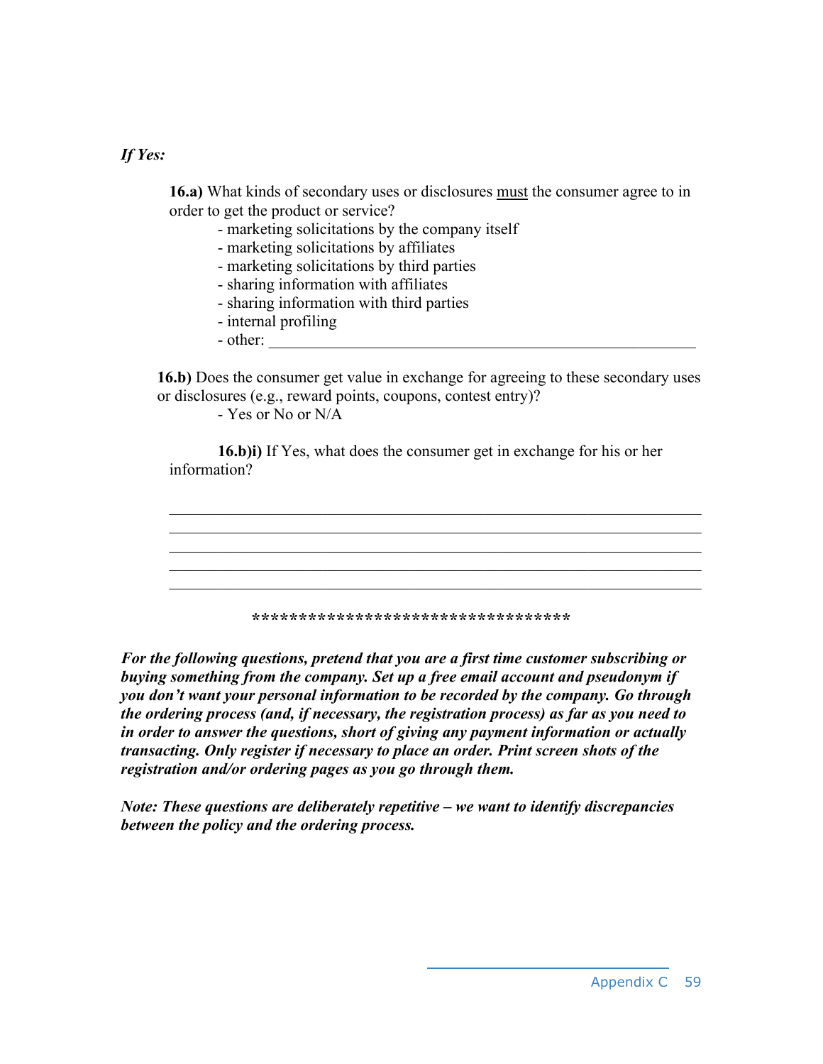*If Yes:*

**16.a)** What kinds of secondary uses or disclosures <u>must</u> the consumer agree to in order to get the product or service?

- marketing solicitations by the company itself
- marketing solicitations by affiliates
- marketing solicitations by third parties
- sharing information with affiliates
- sharing information with third parties
- internal profiling
- other: _______________________________________________________

**16.b)** Does the consumer get value in exchange for agreeing to these secondary uses or disclosures (e.g., reward points, coupons, contest entry)?

- Yes or No or N/A

**16.b)i)** If Yes, what does the consumer get in exchange for his or her information?

_________________________________________________________________
_________________________________________________________________
_________________________________________________________________
_________________________________________________________________
_________________________________________________________________

**********************************

***For the following questions, pretend that you are a first time customer subscribing or buying something from the company. Set up a free email account and pseudonym if you don't want your personal information to be recorded by the company. Go through the ordering process (and, if necessary, the registration process) as far as you need to in order to answer the questions, short of giving any payment information or actually transacting. Only register if necessary to place an order. Print screen shots of the registration and/or ordering pages as you go through them.***

***Note: These questions are deliberately repetitive – we want to identify discrepancies between the policy and the ordering process.***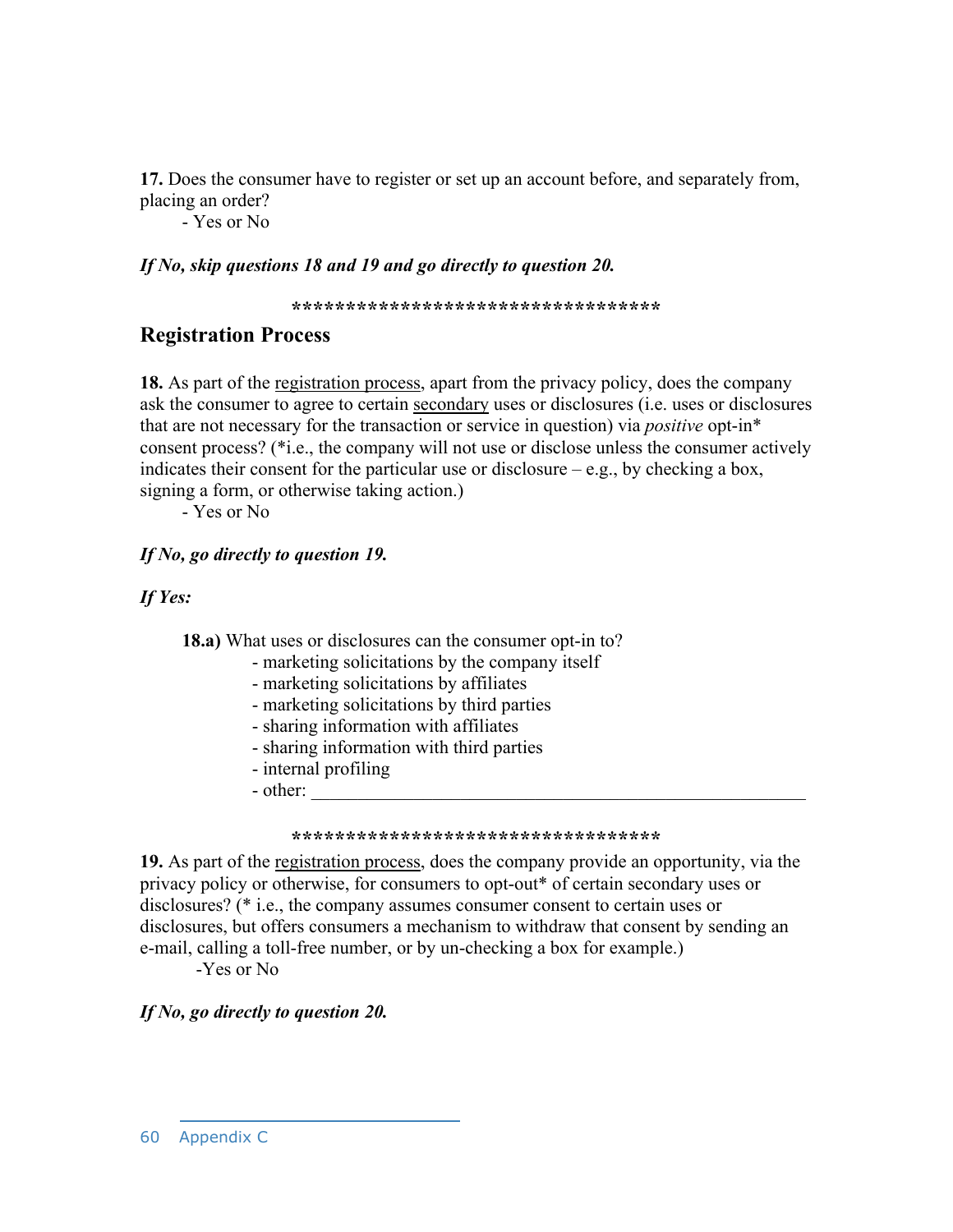**17.** Does the consumer have to register or set up an account before, and separately from, placing an order?

- Yes or No

***If No, skip questions 18 and 19 and go directly to question 20.***

**************************************

## Registration Process

**18.** As part of the registration process, apart from the privacy policy, does the company ask the consumer to agree to certain secondary uses or disclosures (i.e. uses or disclosures that are not necessary for the transaction or service in question) via *positive* opt-in* consent process? (*i.e., the company will not use or disclose unless the consumer actively indicates their consent for the particular use or disclosure – e.g., by checking a box, signing a form, or otherwise taking action.)

- Yes or No

***If No, go directly to question 19.***

***If Yes:***

**18.a)** What uses or disclosures can the consumer opt-in to?

- marketing solicitations by the company itself
- marketing solicitations by affiliates
- marketing solicitations by third parties
- sharing information with affiliates
- sharing information with third parties
- internal profiling
- other: ________________________________________________

**************************************

**19.** As part of the registration process, does the company provide an opportunity, via the privacy policy or otherwise, for consumers to opt-out* of certain secondary uses or disclosures? (* i.e., the company assumes consumer consent to certain uses or disclosures, but offers consumers a mechanism to withdraw that consent by sending an e-mail, calling a toll-free number, or by un-checking a box for example.)

-Yes or No

***If No, go directly to question 20.***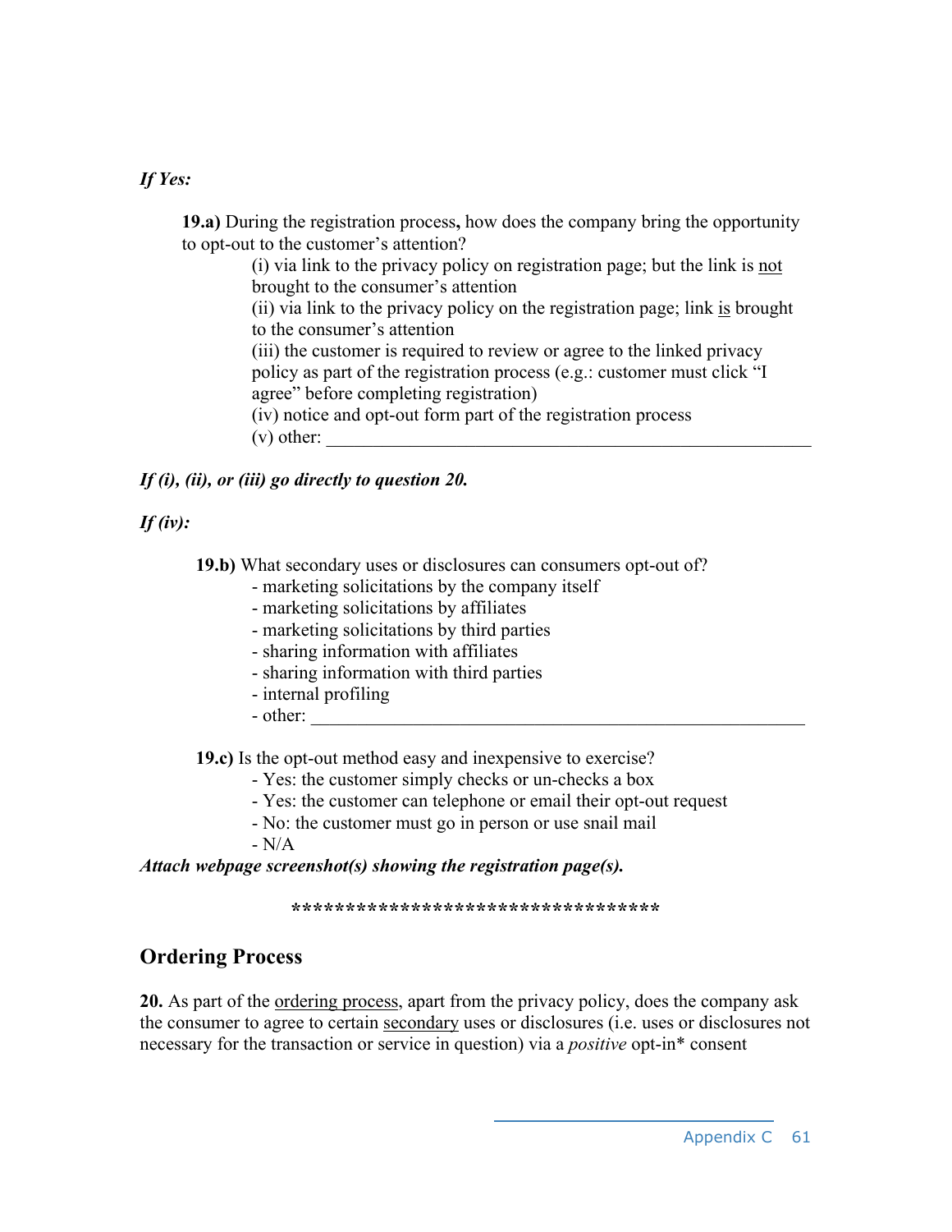***If Yes:***

**19.a)** During the registration process**,** how does the company bring the opportunity to opt-out to the customer's attention?

(i) via link to the privacy policy on registration page; but the link is <u>not</u> brought to the consumer's attention
(ii) via link to the privacy policy on the registration page; link <u>is</u> brought to the consumer's attention
(iii) the customer is required to review or agree to the linked privacy policy as part of the registration process (e.g.: customer must click "I agree" before completing registration)
(iv) notice and opt-out form part of the registration process
(v) other: ______________________________________________________

***If (i), (ii), or (iii) go directly to question 20.***

***If (iv):***

**19.b)** What secondary uses or disclosures can consumers opt-out of?

- marketing solicitations by the company itself
- marketing solicitations by affiliates
- marketing solicitations by third parties
- sharing information with affiliates
- sharing information with third parties
- internal profiling
- other: ______________________________________________________

**19.c)** Is the opt-out method easy and inexpensive to exercise?

- Yes: the customer simply checks or un-checks a box
- Yes: the customer can telephone or email their opt-out request
- No: the customer must go in person or use snail mail
- N/A

***Attach webpage screenshot(s) showing the registration page(s).***

**************************************

## Ordering Process

**20.** As part of the <u>ordering process</u>, apart from the privacy policy, does the company ask the consumer to agree to certain <u>secondary</u> uses or disclosures (i.e. uses or disclosures not necessary for the transaction or service in question) via a *positive* opt-in* consent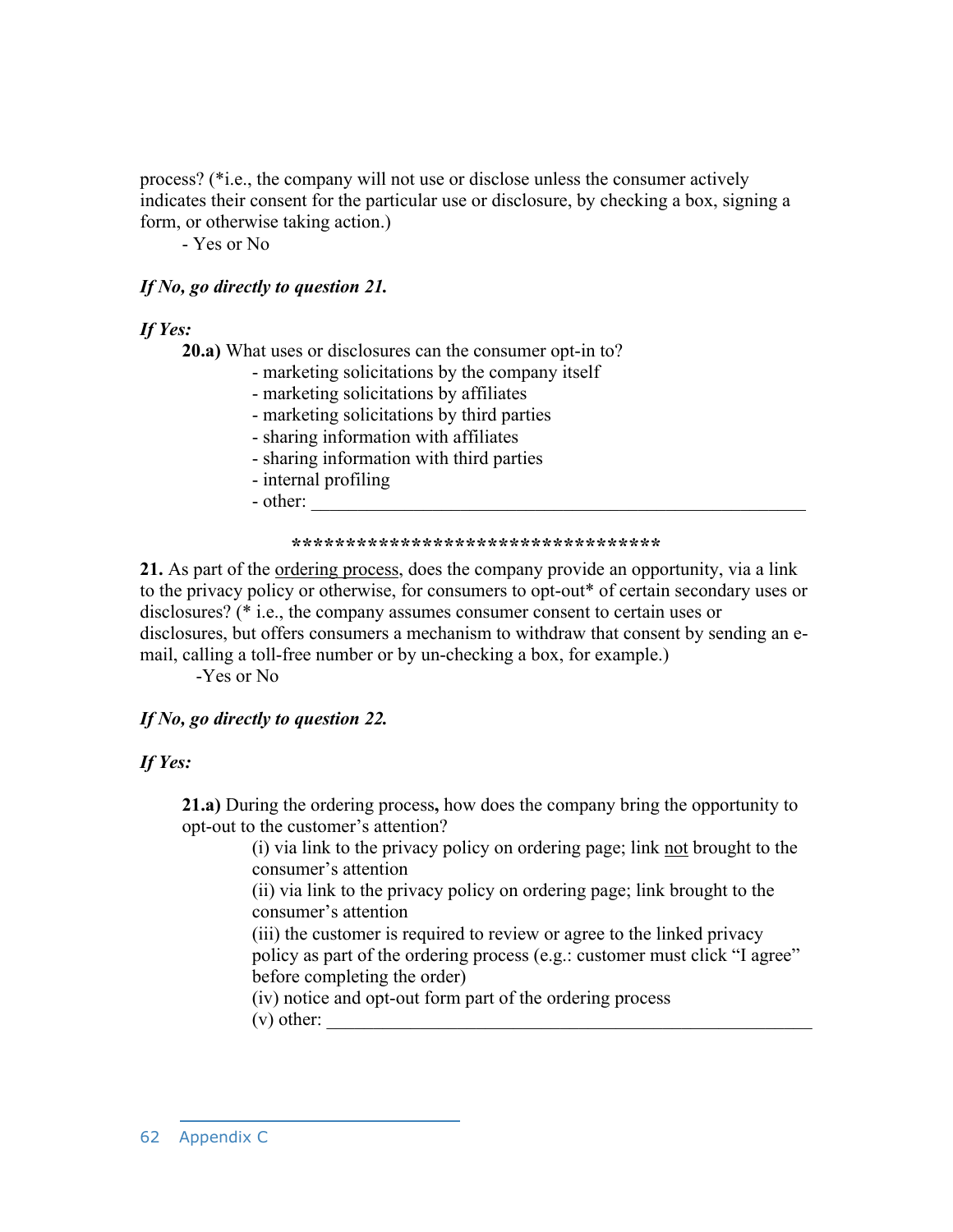process? (*i.e., the company will not use or disclose unless the consumer actively indicates their consent for the particular use or disclosure, by checking a box, signing a form, or otherwise taking action.)

- Yes or No

***If No, go directly to question 21.***

***If Yes:***

**20.a)** What uses or disclosures can the consumer opt-in to?

- marketing solicitations by the company itself
- marketing solicitations by affiliates
- marketing solicitations by third parties
- sharing information with affiliates
- sharing information with third parties
- internal profiling
- other: ______________________________________________________

**********************************

**21.** As part of the <u>ordering process</u>, does the company provide an opportunity, via a link to the privacy policy or otherwise, for consumers to opt-out* of certain secondary uses or disclosures? (* i.e., the company assumes consumer consent to certain uses or disclosures, but offers consumers a mechanism to withdraw that consent by sending an e-mail, calling a toll-free number or by un-checking a box, for example.)

-Yes or No

***If No, go directly to question 22.***

***If Yes:***

**21.a)** During the ordering process**,** how does the company bring the opportunity to opt-out to the customer's attention?

(i) via link to the privacy policy on ordering page; link <u>not</u> brought to the consumer's attention

(ii) via link to the privacy policy on ordering page; link brought to the consumer's attention

(iii) the customer is required to review or agree to the linked privacy policy as part of the ordering process (e.g.: customer must click "I agree" before completing the order)

(iv) notice and opt-out form part of the ordering process

(v) other: ______________________________________________________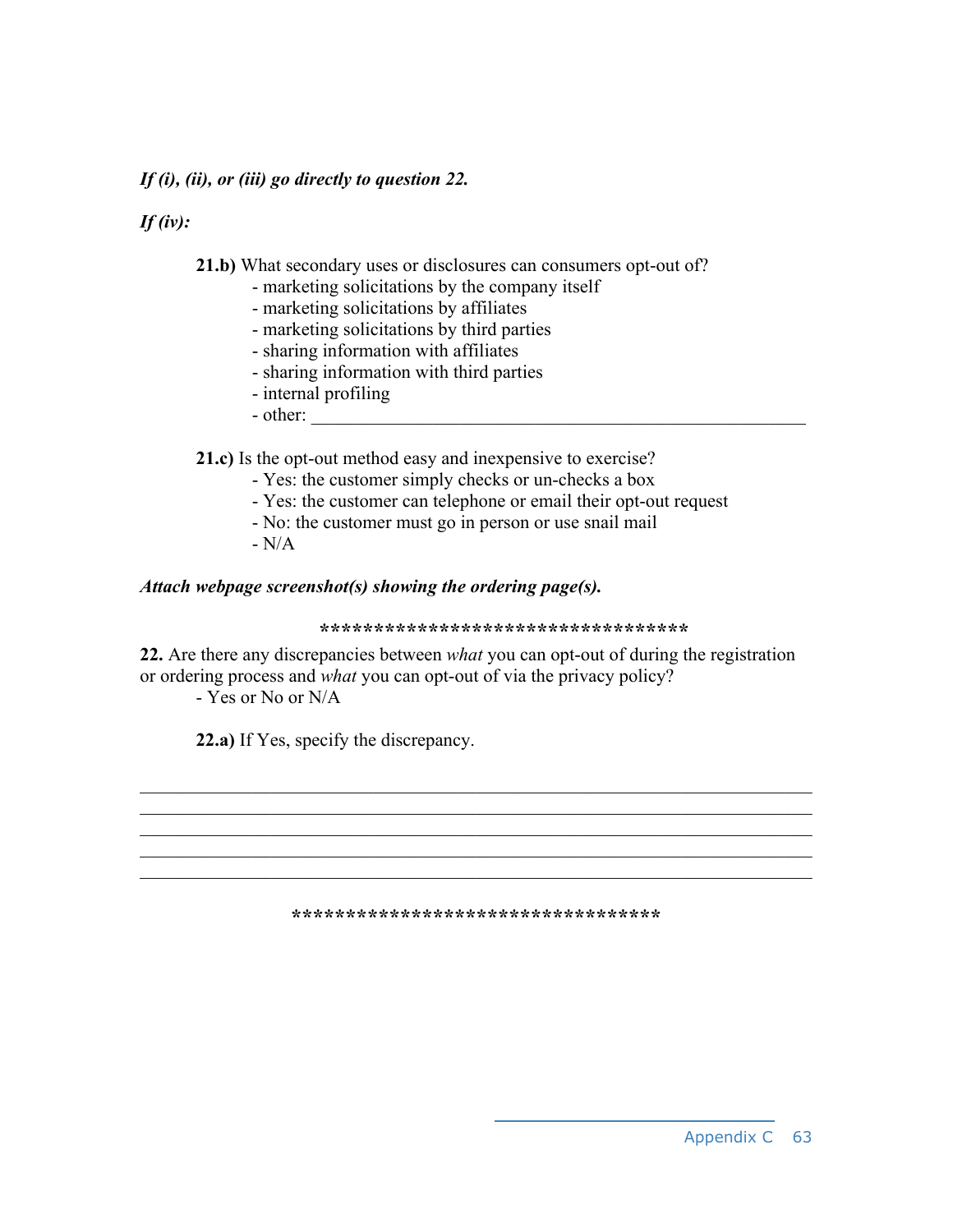***If (i), (ii), or (iii) go directly to question 22.***

***If (iv):***

**21.b)** What secondary uses or disclosures can consumers opt-out of?
- marketing solicitations by the company itself
- marketing solicitations by affiliates
- marketing solicitations by third parties
- sharing information with affiliates
- sharing information with third parties
- internal profiling
- other: ______________________________________________________

**21.c)** Is the opt-out method easy and inexpensive to exercise?
- Yes: the customer simply checks or un-checks a box
- Yes: the customer can telephone or email their opt-out request
- No: the customer must go in person or use snail mail
- N/A

***Attach webpage screenshot(s) showing the ordering page(s).***

**************************************

**22.** Are there any discrepancies between *what* you can opt-out of during the registration or ordering process and *what* you can opt-out of via the privacy policy?
- Yes or No or N/A

**22.a)** If Yes, specify the discrepancy.

______________________________________________________________________
______________________________________________________________________
______________________________________________________________________
______________________________________________________________________
______________________________________________________________________

**************************************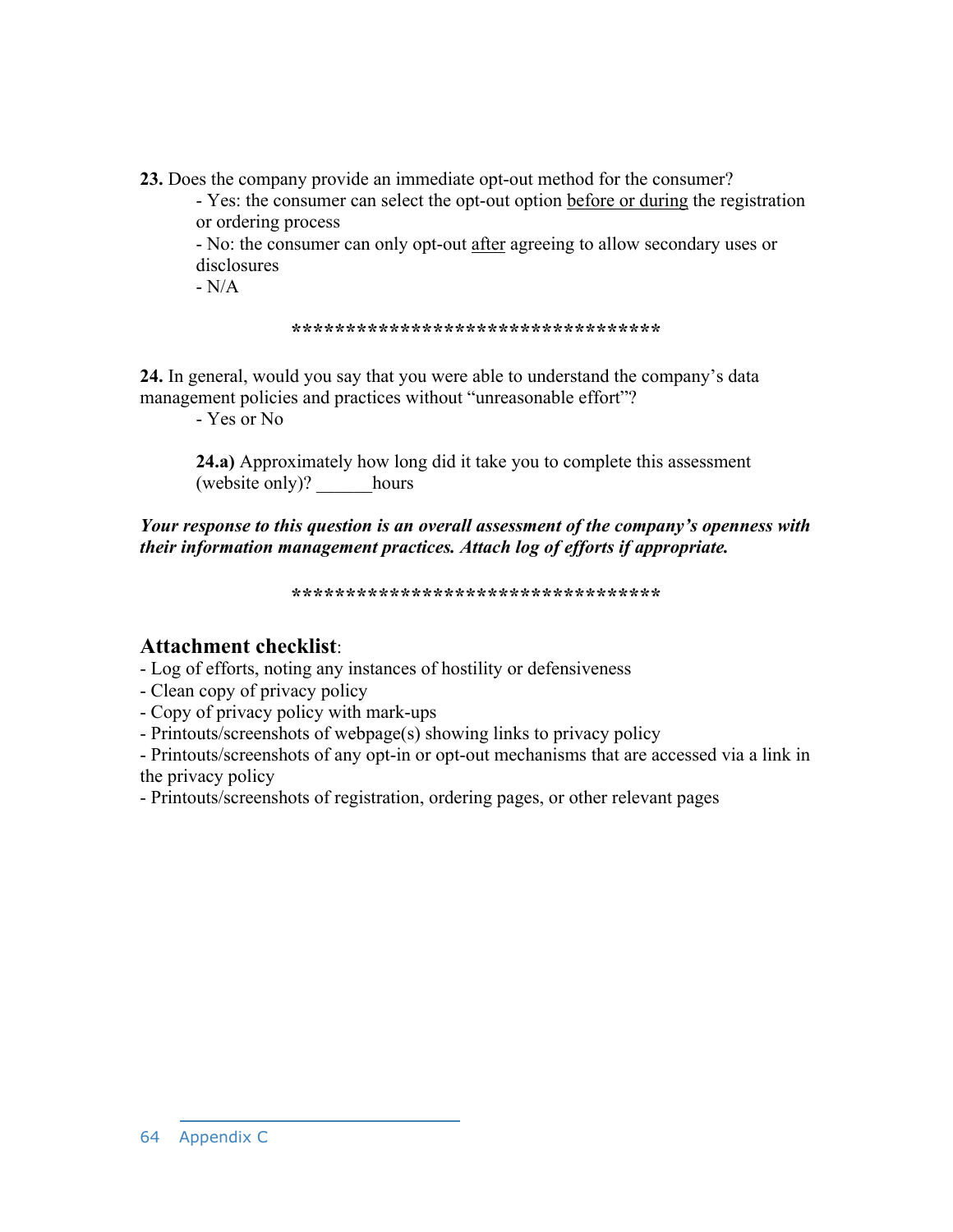**23.** Does the company provide an immediate opt-out method for the consumer?

- Yes: the consumer can select the opt-out option <u>before or during</u> the registration or ordering process
- No: the consumer can only opt-out <u>after</u> agreeing to allow secondary uses or disclosures
- N/A

**********************************

**24.** In general, would you say that you were able to understand the company's data management policies and practices without "unreasonable effort"?

- Yes or No

**24.a)** Approximately how long did it take you to complete this assessment (website only)? ______hours

***Your response to this question is an overall assessment of the company's openness with their information management practices. Attach log of efforts if appropriate.***

**********************************

## Attachment checklist:

- Log of efforts, noting any instances of hostility or defensiveness
- Clean copy of privacy policy
- Copy of privacy policy with mark-ups
- Printouts/screenshots of webpage(s) showing links to privacy policy
- Printouts/screenshots of any opt-in or opt-out mechanisms that are accessed via a link in the privacy policy
- Printouts/screenshots of registration, ordering pages, or other relevant pages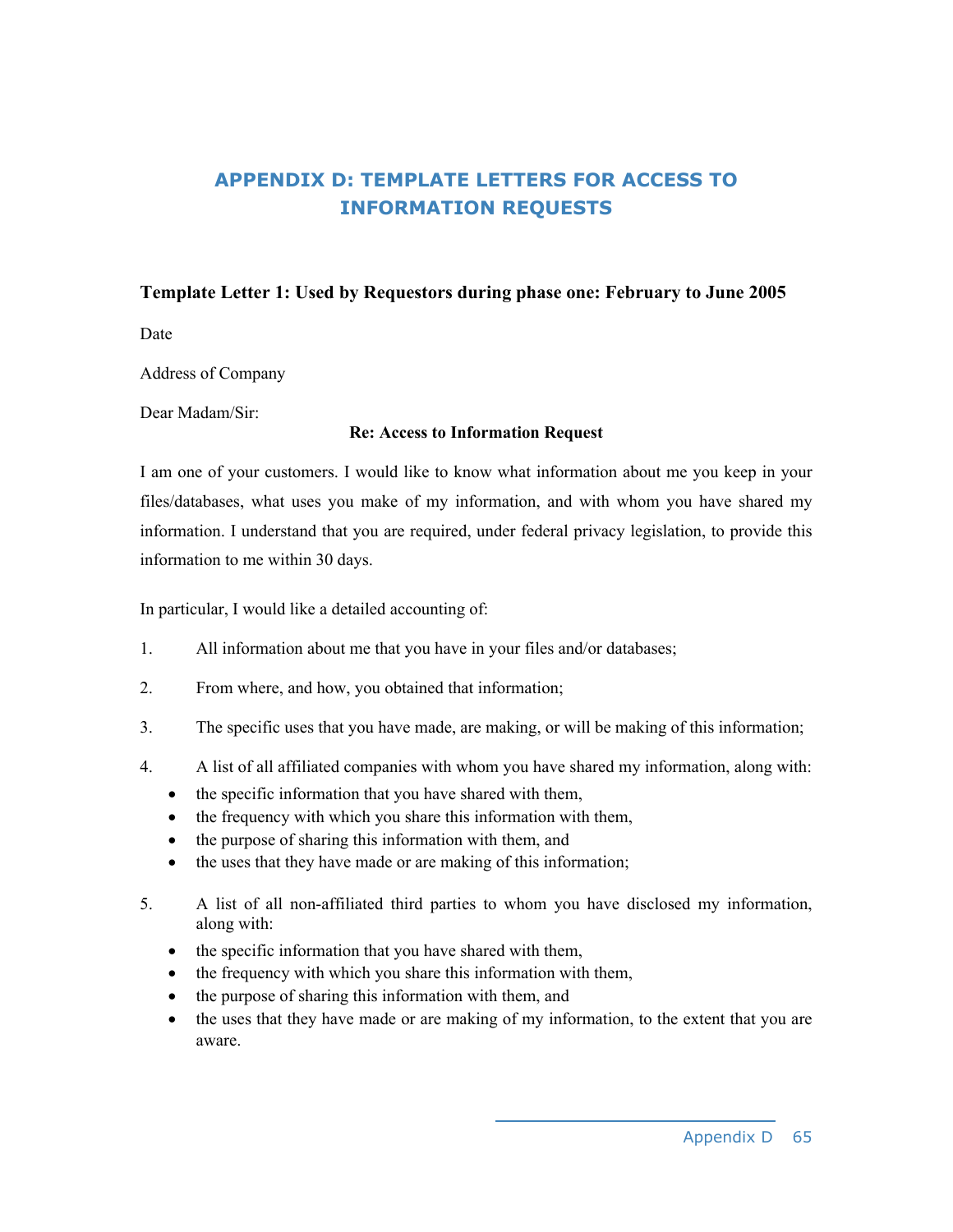# APPENDIX D: TEMPLATE LETTERS FOR ACCESS TO INFORMATION REQUESTS

### Template Letter 1: Used by Requestors during phase one: February to June 2005

Date

Address of Company

Dear Madam/Sir:

**Re: Access to Information Request**

I am one of your customers. I would like to know what information about me you keep in your files/databases, what uses you make of my information, and with whom you have shared my information. I understand that you are required, under federal privacy legislation, to provide this information to me within 30 days.

In particular, I would like a detailed accounting of:

1. All information about me that you have in your files and/or databases;
2. From where, and how, you obtained that information;
3. The specific uses that you have made, are making, or will be making of this information;
4. A list of all affiliated companies with whom you have shared my information, along with:
   - the specific information that you have shared with them,
   - the frequency with which you share this information with them,
   - the purpose of sharing this information with them, and
   - the uses that they have made or are making of this information;
5. A list of all non-affiliated third parties to whom you have disclosed my information, along with:
   - the specific information that you have shared with them,
   - the frequency with which you share this information with them,
   - the purpose of sharing this information with them, and
   - the uses that they have made or are making of my information, to the extent that you are aware.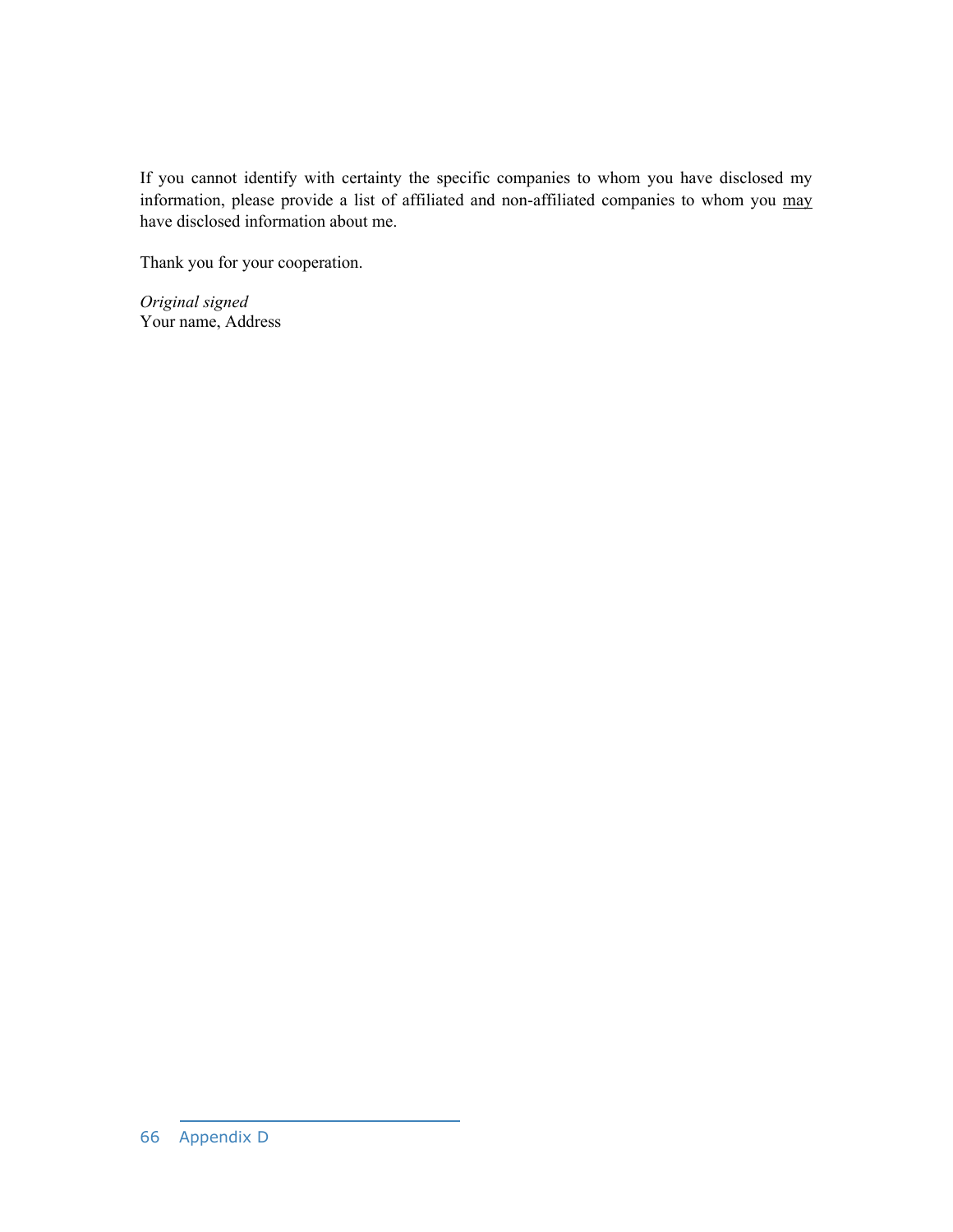If you cannot identify with certainty the specific companies to whom you have disclosed my information, please provide a list of affiliated and non-affiliated companies to whom you <u>may</u> have disclosed information about me.

Thank you for your cooperation.

*Original signed*
Your name, Address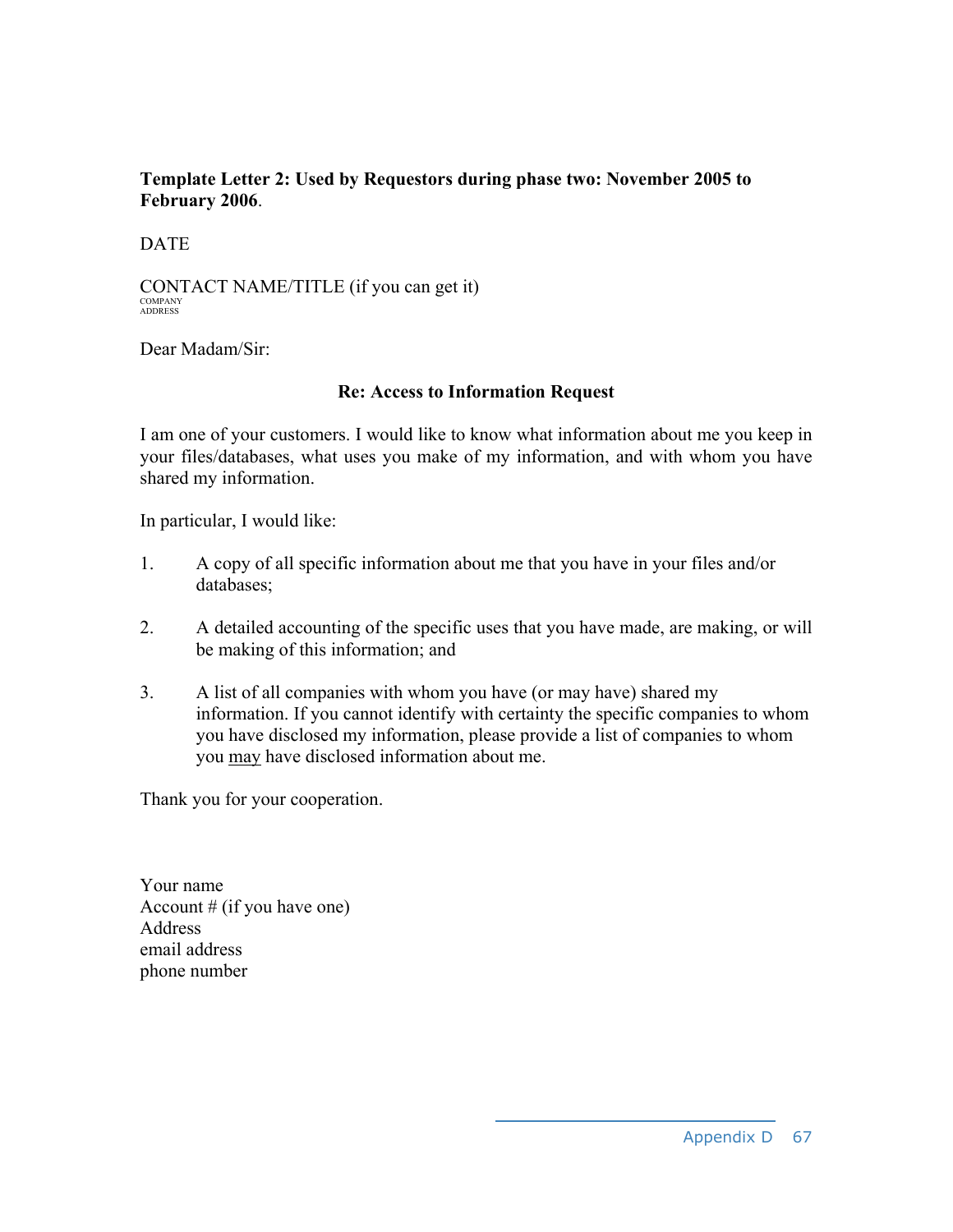**Template Letter 2: Used by Requestors during phase two: November 2005 to February 2006**.

DATE

CONTACT NAME/TITLE (if you can get it)
COMPANY
ADDRESS

Dear Madam/Sir:

**Re: Access to Information Request**

I am one of your customers. I would like to know what information about me you keep in your files/databases, what uses you make of my information, and with whom you have shared my information.

In particular, I would like:

1. A copy of all specific information about me that you have in your files and/or databases;

2. A detailed accounting of the specific uses that you have made, are making, or will be making of this information; and

3. A list of all companies with whom you have (or may have) shared my information. If you cannot identify with certainty the specific companies to whom you have disclosed my information, please provide a list of companies to whom you <u>may</u> have disclosed information about me.

Thank you for your cooperation.

Your name
Account # (if you have one)
Address
email address
phone number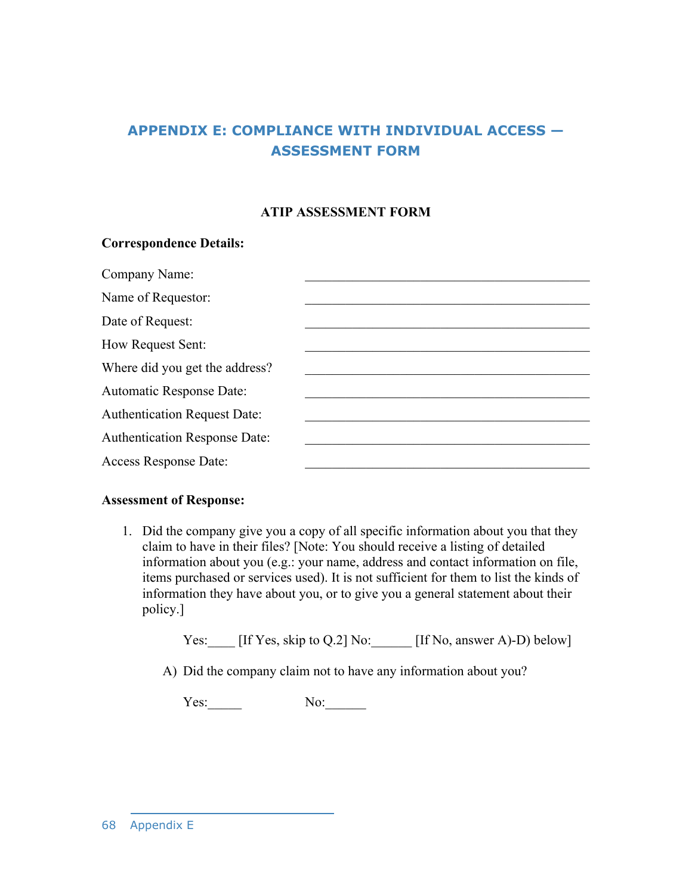# APPENDIX E: COMPLIANCE WITH INDIVIDUAL ACCESS — ASSESSMENT FORM

**ATIP ASSESSMENT FORM**

**Correspondence Details:**

Company Name: ____________________________________________

Name of Requestor: ____________________________________________

Date of Request: ____________________________________________

How Request Sent: ____________________________________________

Where did you get the address? ____________________________________________

Automatic Response Date: ____________________________________________

Authentication Request Date: ____________________________________________

Authentication Response Date: ____________________________________________

Access Response Date: ____________________________________________

**Assessment of Response:**

1. Did the company give you a copy of all specific information about you that they claim to have in their files? [Note: You should receive a listing of detailed information about you (e.g.: your name, address and contact information on file, items purchased or services used). It is not sufficient for them to list the kinds of information they have about you, or to give you a general statement about their policy.]

   Yes:____ [If Yes, skip to Q.2] No:______ [If No, answer A)-D) below]

   A) Did the company claim not to have any information about you?

   Yes:_____ No:______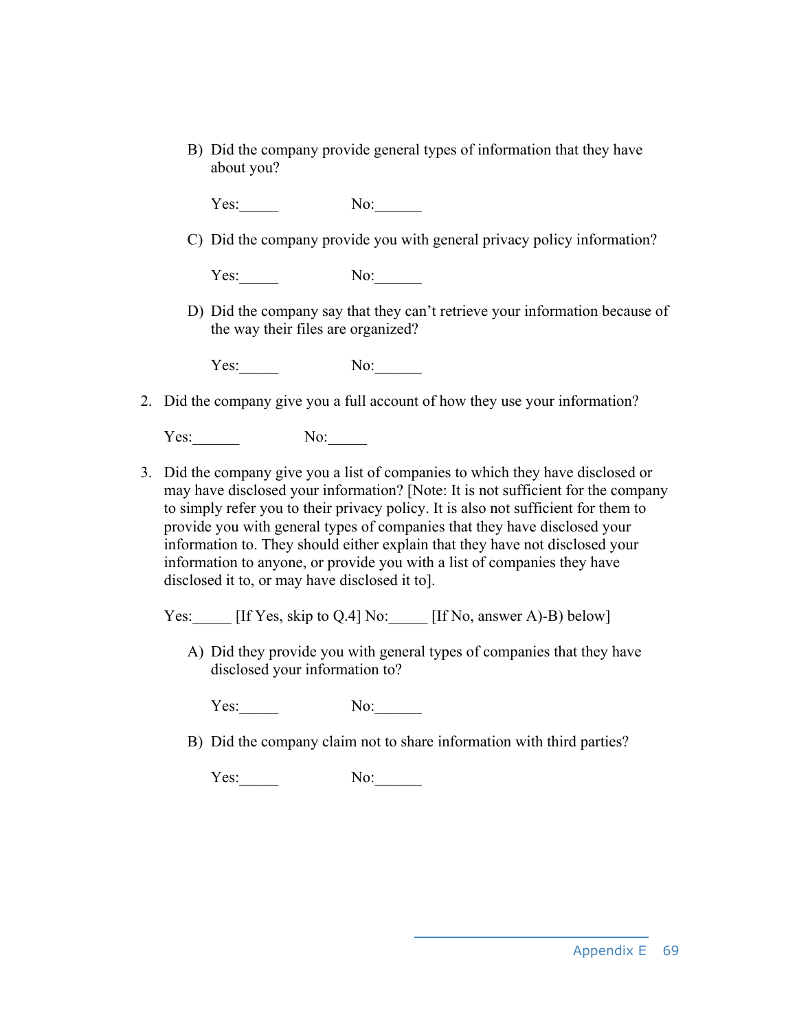B) Did the company provide general types of information that they have about you?

   Yes:_____ No:______

C) Did the company provide you with general privacy policy information?

   Yes:_____ No:______

D) Did the company say that they can't retrieve your information because of the way their files are organized?

   Yes:_____ No:______

2. Did the company give you a full account of how they use your information?

   Yes:______ No:_____

3. Did the company give you a list of companies to which they have disclosed or may have disclosed your information? [Note: It is not sufficient for the company to simply refer you to their privacy policy. It is also not sufficient for them to provide you with general types of companies that they have disclosed your information to. They should either explain that they have not disclosed your information to anyone, or provide you with a list of companies they have disclosed it to, or may have disclosed it to].

   Yes:_____ [If Yes, skip to Q.4] No:_____ [If No, answer A)-B) below]

   A) Did they provide you with general types of companies that they have disclosed your information to?

      Yes:_____ No:______

   B) Did the company claim not to share information with third parties?

      Yes:_____ No:______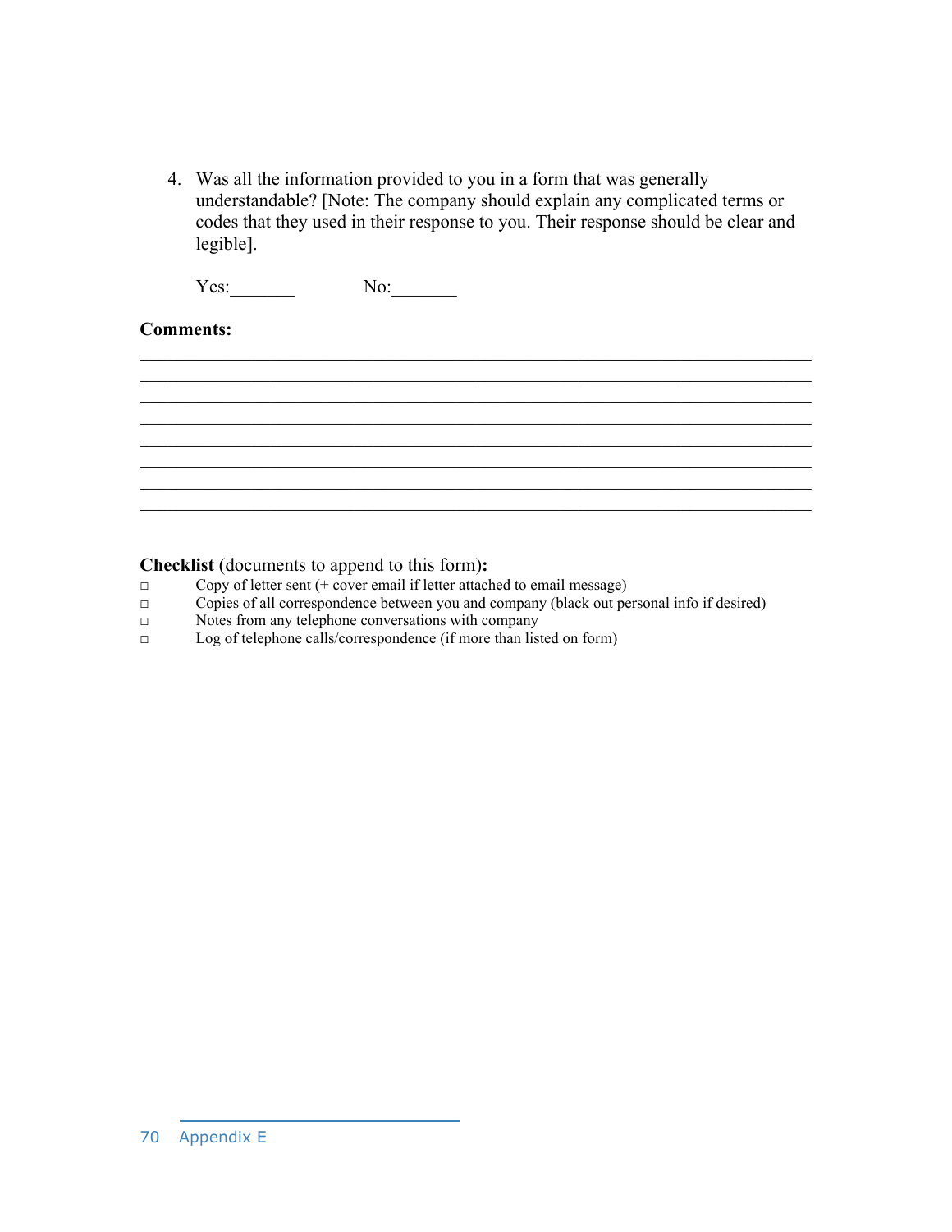4. Was all the information provided to you in a form that was generally understandable? [Note: The company should explain any complicated terms or codes that they used in their response to you. Their response should be clear and legible].

   Yes:_______ No:_______

**Comments:**

________________________________________________________________________
________________________________________________________________________
________________________________________________________________________
________________________________________________________________________
________________________________________________________________________
________________________________________________________________________
________________________________________________________________________
________________________________________________________________________

**Checklist** (documents to append to this form)**:**

- □ Copy of letter sent (+ cover email if letter attached to email message)
- □ Copies of all correspondence between you and company (black out personal info if desired)
- □ Notes from any telephone conversations with company
- □ Log of telephone calls/correspondence (if more than listed on form)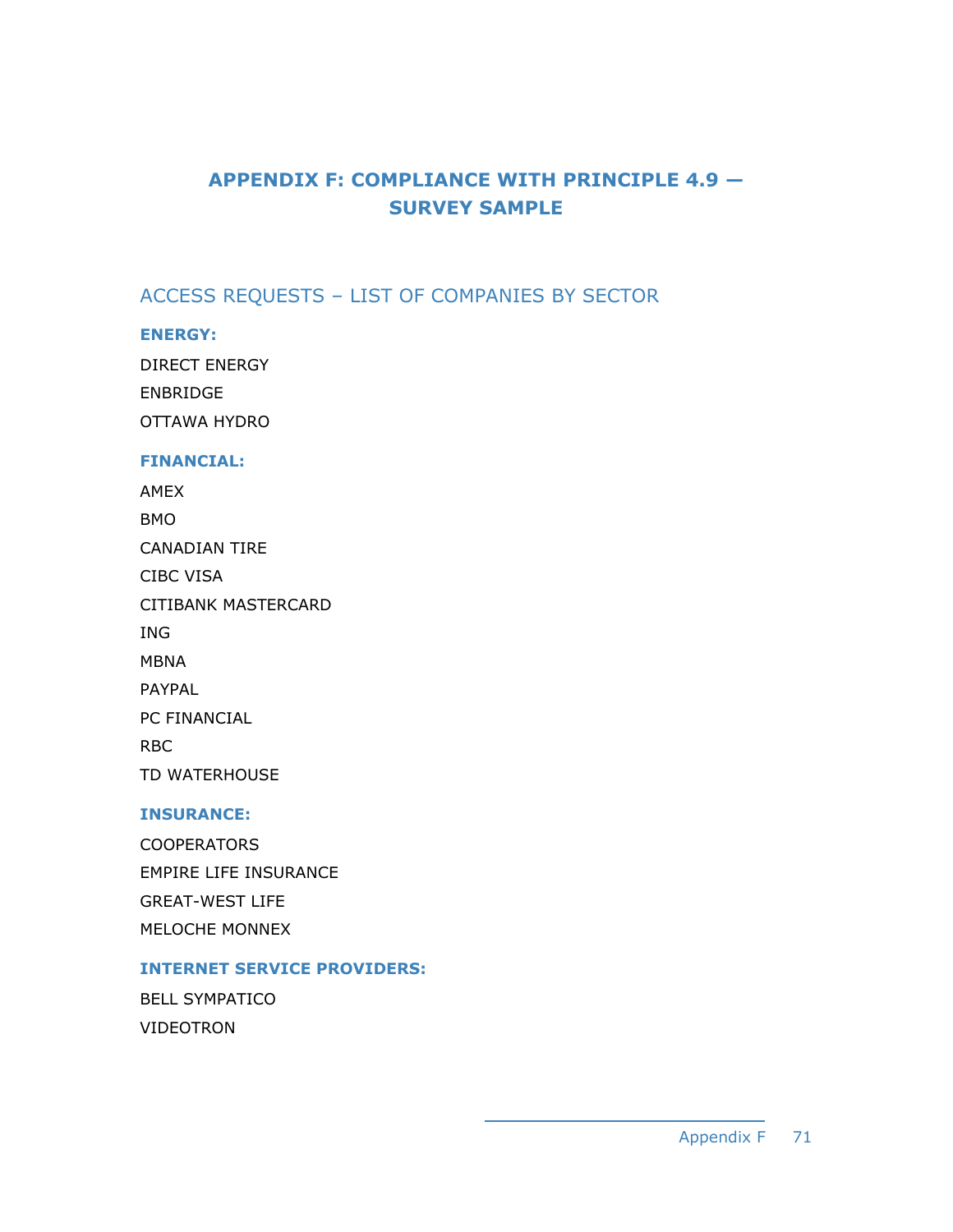# APPENDIX F: COMPLIANCE WITH PRINCIPLE 4.9 — SURVEY SAMPLE

## ACCESS REQUESTS – LIST OF COMPANIES BY SECTOR

### ENERGY:

DIRECT ENERGY

ENBRIDGE

OTTAWA HYDRO

### FINANCIAL:

AMEX

BMO

CANADIAN TIRE

CIBC VISA

CITIBANK MASTERCARD

ING

MBNA

PAYPAL

PC FINANCIAL

RBC

TD WATERHOUSE

### INSURANCE:

COOPERATORS

EMPIRE LIFE INSURANCE

GREAT-WEST LIFE

MELOCHE MONNEX

### INTERNET SERVICE PROVIDERS:

BELL SYMPATICO

VIDEOTRON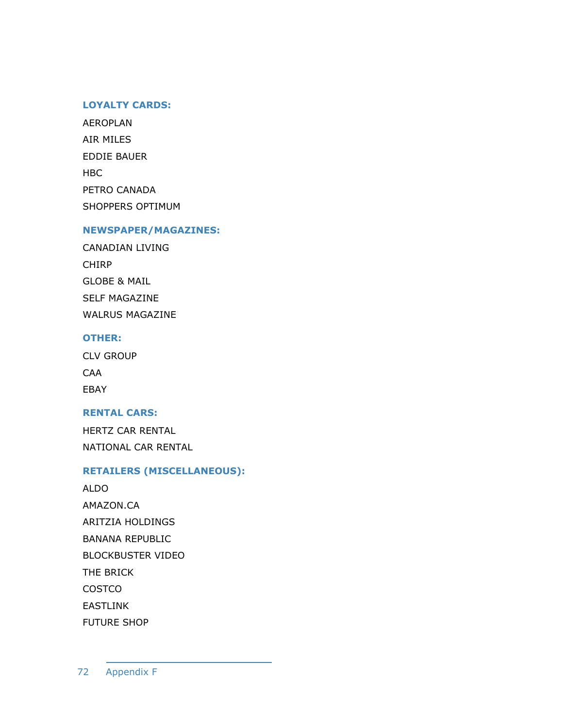### LOYALTY CARDS:

AEROPLAN

AIR MILES

EDDIE BAUER

HBC

PETRO CANADA

SHOPPERS OPTIMUM

### NEWSPAPER/MAGAZINES:

CANADIAN LIVING

CHIRP

GLOBE & MAIL

SELF MAGAZINE

WALRUS MAGAZINE

### OTHER:

CLV GROUP

CAA

EBAY

### RENTAL CARS:

HERTZ CAR RENTAL

NATIONAL CAR RENTAL

### RETAILERS (MISCELLANEOUS):

ALDO

AMAZON.CA

ARITZIA HOLDINGS

BANANA REPUBLIC

BLOCKBUSTER VIDEO

THE BRICK

COSTCO

EASTLINK

FUTURE SHOP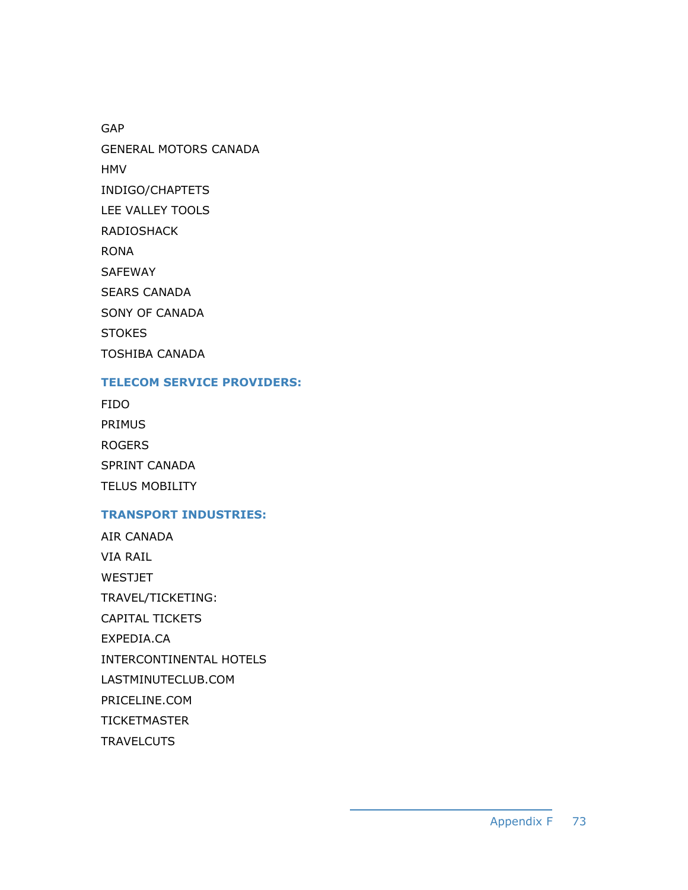GAP

GENERAL MOTORS CANADA

HMV

INDIGO/CHAPTETS

LEE VALLEY TOOLS

RADIOSHACK

RONA

SAFEWAY

SEARS CANADA

SONY OF CANADA

STOKES

TOSHIBA CANADA

### TELECOM SERVICE PROVIDERS:

FIDO

PRIMUS

ROGERS

SPRINT CANADA

TELUS MOBILITY

### TRANSPORT INDUSTRIES:

AIR CANADA

VIA RAIL

WESTJET

TRAVEL/TICKETING:

CAPITAL TICKETS

EXPEDIA.CA

INTERCONTINENTAL HOTELS

LASTMINUTECLUB.COM

PRICELINE.COM

TICKETMASTER

TRAVELCUTS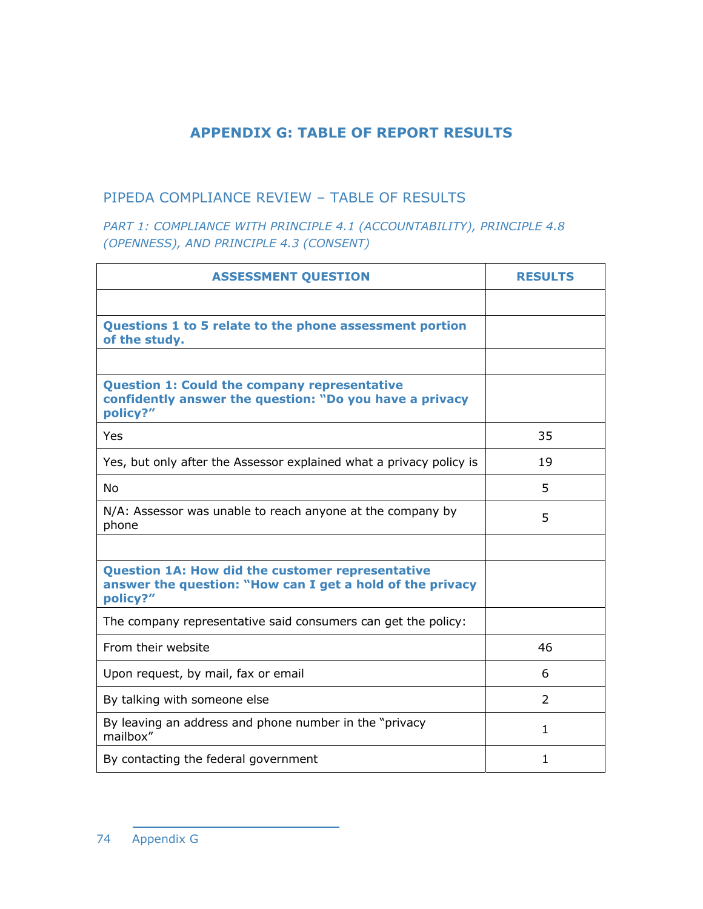# APPENDIX G: TABLE OF REPORT RESULTS

## PIPEDA COMPLIANCE REVIEW – TABLE OF RESULTS

### *PART 1: COMPLIANCE WITH PRINCIPLE 4.1 (ACCOUNTABILITY), PRINCIPLE 4.8 (OPENNESS), AND PRINCIPLE 4.3 (CONSENT)*

| ASSESSMENT QUESTION | RESULTS |
|---|---|
| | |
| **Questions 1 to 5 relate to the phone assessment portion of the study.** | |
| | |
| **Question 1: Could the company representative confidently answer the question: "Do you have a privacy policy?"** | |
| Yes | 35 |
| Yes, but only after the Assessor explained what a privacy policy is | 19 |
| No | 5 |
| N/A: Assessor was unable to reach anyone at the company by phone | 5 |
| | |
| **Question 1A: How did the customer representative answer the question: "How can I get a hold of the privacy policy?"** | |
| The company representative said consumers can get the policy: | |
| From their website | 46 |
| Upon request, by mail, fax or email | 6 |
| By talking with someone else | 2 |
| By leaving an address and phone number in the "privacy mailbox" | 1 |
| By contacting the federal government | 1 |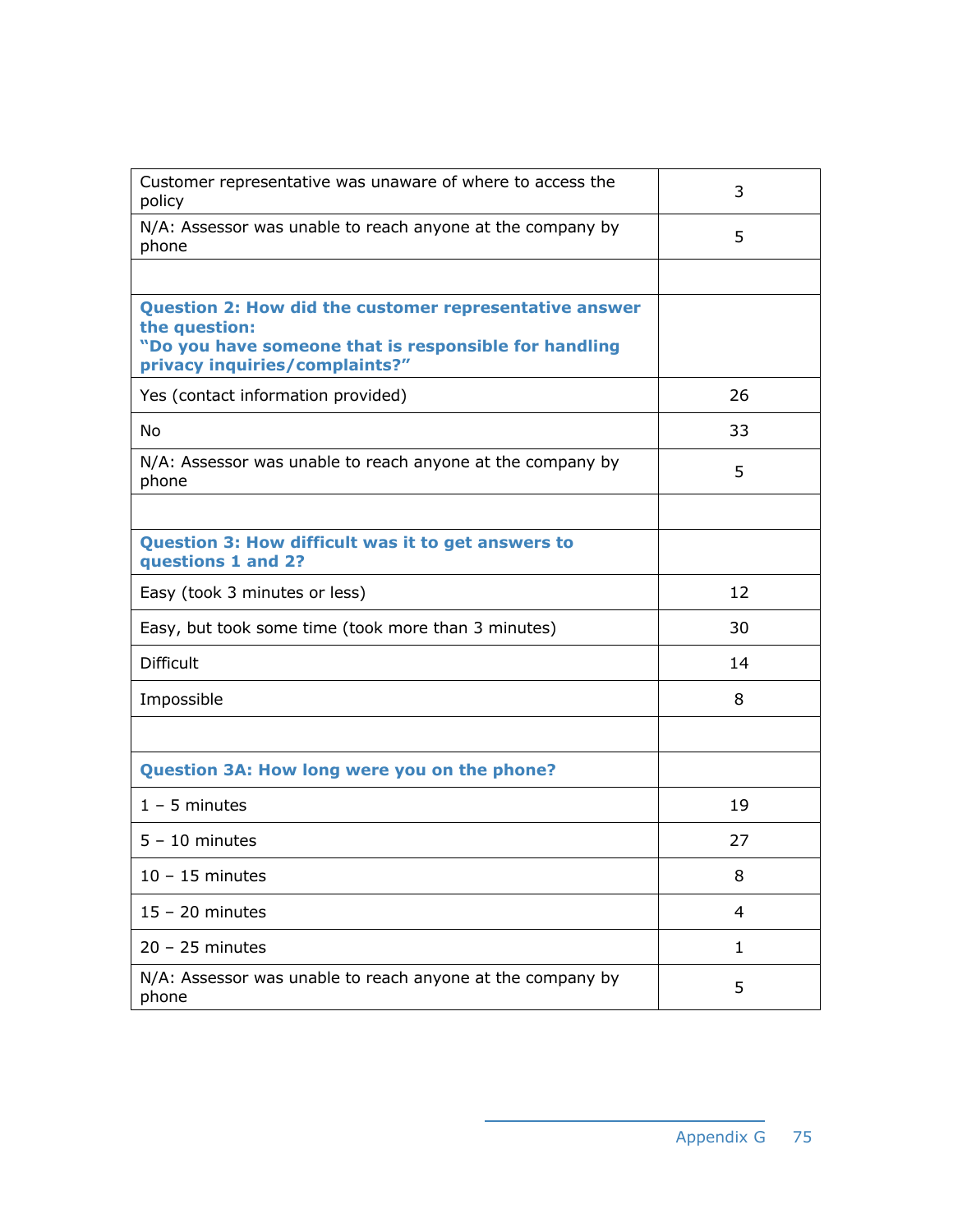| | |
|---|---|
| Customer representative was unaware of where to access the policy | 3 |
| N/A: Assessor was unable to reach anyone at the company by phone | 5 |
| | |
| **Question 2: How did the customer representative answer the question: "Do you have someone that is responsible for handling privacy inquiries/complaints?"** | |
| Yes (contact information provided) | 26 |
| No | 33 |
| N/A: Assessor was unable to reach anyone at the company by phone | 5 |
| | |
| **Question 3: How difficult was it to get answers to questions 1 and 2?** | |
| Easy (took 3 minutes or less) | 12 |
| Easy, but took some time (took more than 3 minutes) | 30 |
| Difficult | 14 |
| Impossible | 8 |
| | |
| **Question 3A: How long were you on the phone?** | |
| 1 – 5 minutes | 19 |
| 5 – 10 minutes | 27 |
| 10 – 15 minutes | 8 |
| 15 – 20 minutes | 4 |
| 20 – 25 minutes | 1 |
| N/A: Assessor was unable to reach anyone at the company by phone | 5 |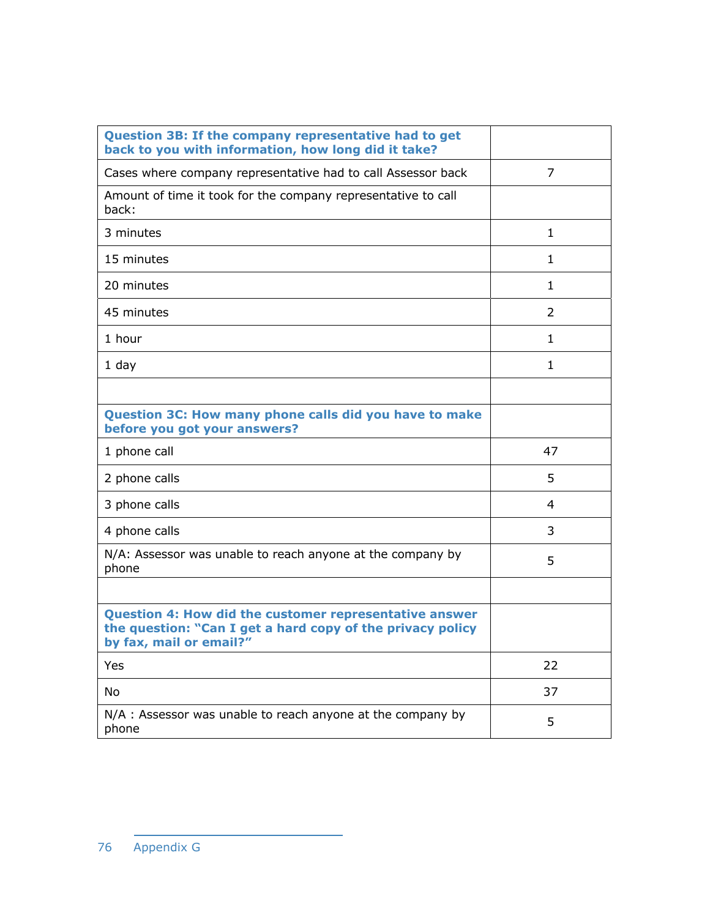| **Question 3B: If the company representative had to get back to you with information, how long did it take?** | |
|---|---|
| Cases where company representative had to call Assessor back | 7 |
| Amount of time it took for the company representative to call back: | |
| 3 minutes | 1 |
| 15 minutes | 1 |
| 20 minutes | 1 |
| 45 minutes | 2 |
| 1 hour | 1 |
| 1 day | 1 |
| | |
| **Question 3C: How many phone calls did you have to make before you got your answers?** | |
| 1 phone call | 47 |
| 2 phone calls | 5 |
| 3 phone calls | 4 |
| 4 phone calls | 3 |
| N/A: Assessor was unable to reach anyone at the company by phone | 5 |
| | |
| **Question 4: How did the customer representative answer the question: "Can I get a hard copy of the privacy policy by fax, mail or email?"** | |
| Yes | 22 |
| No | 37 |
| N/A : Assessor was unable to reach anyone at the company by phone | 5 |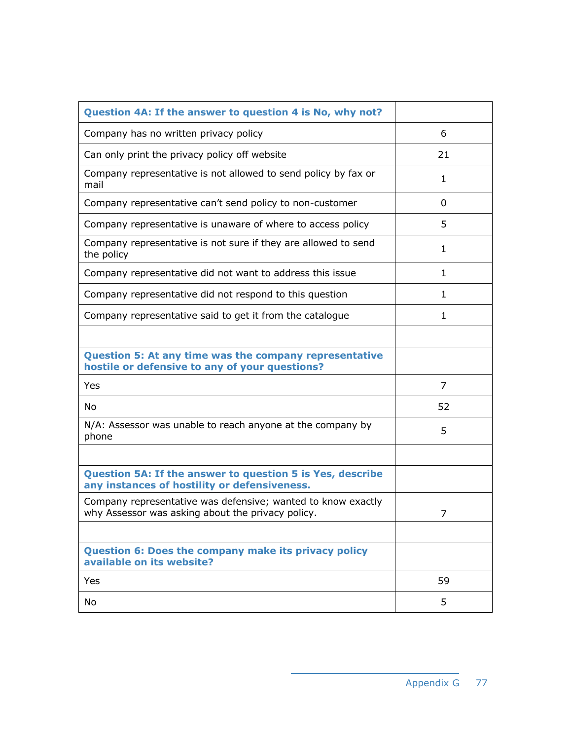| Question 4A: If the answer to question 4 is No, why not? | |
|---|---|
| Company has no written privacy policy | 6 |
| Can only print the privacy policy off website | 21 |
| Company representative is not allowed to send policy by fax or mail | 1 |
| Company representative can't send policy to non-customer | 0 |
| Company representative is unaware of where to access policy | 5 |
| Company representative is not sure if they are allowed to send the policy | 1 |
| Company representative did not want to address this issue | 1 |
| Company representative did not respond to this question | 1 |
| Company representative said to get it from the catalogue | 1 |
| | |
| **Question 5: At any time was the company representative hostile or defensive to any of your questions?** | |
| Yes | 7 |
| No | 52 |
| N/A: Assessor was unable to reach anyone at the company by phone | 5 |
| | |
| **Question 5A: If the answer to question 5 is Yes, describe any instances of hostility or defensiveness.** | |
| Company representative was defensive; wanted to know exactly why Assessor was asking about the privacy policy. | 7 |
| | |
| **Question 6: Does the company make its privacy policy available on its website?** | |
| Yes | 59 |
| No | 5 |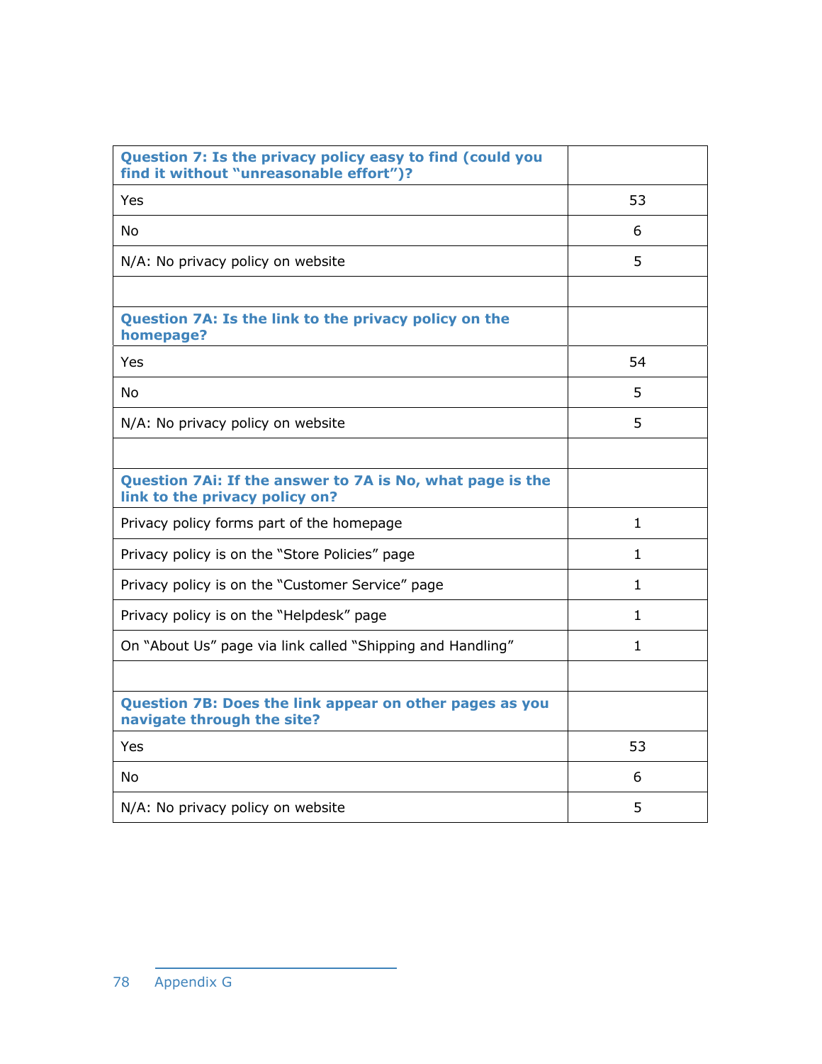| Question 7: Is the privacy policy easy to find (could you find it without "unreasonable effort")? | |
| --- | --- |
| Yes | 53 |
| No | 6 |
| N/A: No privacy policy on website | 5 |
| | |
| **Question 7A: Is the link to the privacy policy on the homepage?** | |
| Yes | 54 |
| No | 5 |
| N/A: No privacy policy on website | 5 |
| | |
| **Question 7Ai: If the answer to 7A is No, what page is the link to the privacy policy on?** | |
| Privacy policy forms part of the homepage | 1 |
| Privacy policy is on the "Store Policies" page | 1 |
| Privacy policy is on the "Customer Service" page | 1 |
| Privacy policy is on the "Helpdesk" page | 1 |
| On "About Us" page via link called "Shipping and Handling" | 1 |
| | |
| **Question 7B: Does the link appear on other pages as you navigate through the site?** | |
| Yes | 53 |
| No | 6 |
| N/A: No privacy policy on website | 5 |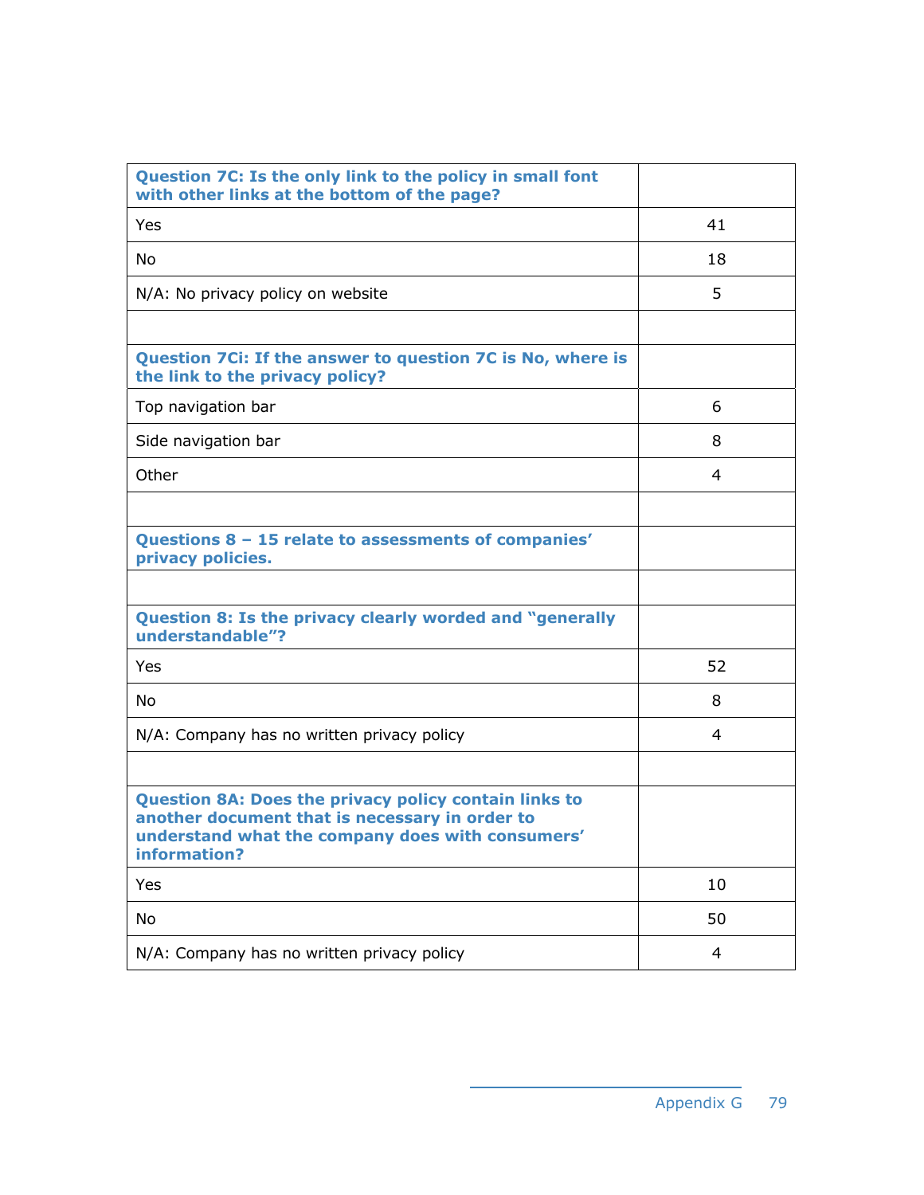| **Question 7C: Is the only link to the policy in small font with other links at the bottom of the page?** | |
|---|---|
| Yes | 41 |
| No | 18 |
| N/A: No privacy policy on website | 5 |
| | |
| **Question 7Ci: If the answer to question 7C is No, where is the link to the privacy policy?** | |
| Top navigation bar | 6 |
| Side navigation bar | 8 |
| Other | 4 |
| | |
| **Questions 8 – 15 relate to assessments of companies' privacy policies.** | |
| | |
| **Question 8: Is the privacy clearly worded and "generally understandable"?** | |
| Yes | 52 |
| No | 8 |
| N/A: Company has no written privacy policy | 4 |
| | |
| **Question 8A: Does the privacy policy contain links to another document that is necessary in order to understand what the company does with consumers' information?** | |
| Yes | 10 |
| No | 50 |
| N/A: Company has no written privacy policy | 4 |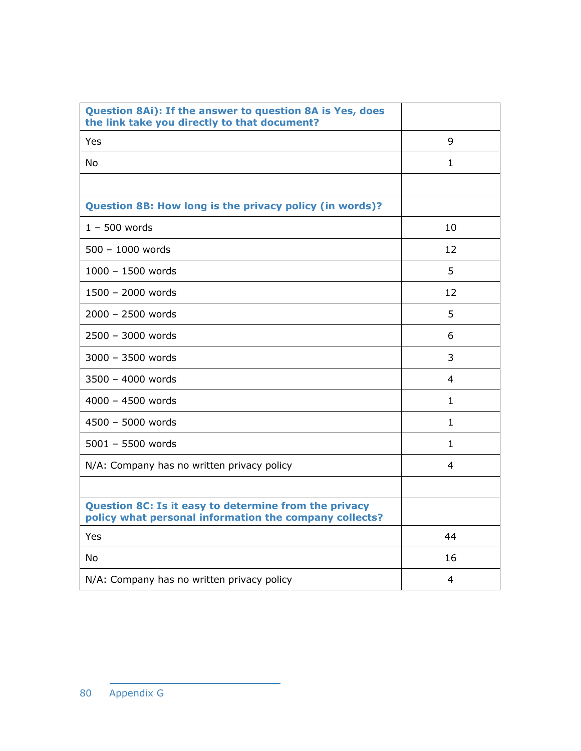| **Question 8Ai): If the answer to question 8A is Yes, does the link take you directly to that document?** | |
|---|---|
| Yes | 9 |
| No | 1 |
| | |
| **Question 8B: How long is the privacy policy (in words)?** | |
| 1 – 500 words | 10 |
| 500 – 1000 words | 12 |
| 1000 – 1500 words | 5 |
| 1500 – 2000 words | 12 |
| 2000 – 2500 words | 5 |
| 2500 – 3000 words | 6 |
| 3000 – 3500 words | 3 |
| 3500 – 4000 words | 4 |
| 4000 – 4500 words | 1 |
| 4500 – 5000 words | 1 |
| 5001 – 5500 words | 1 |
| N/A: Company has no written privacy policy | 4 |
| | |
| **Question 8C: Is it easy to determine from the privacy policy what personal information the company collects?** | |
| Yes | 44 |
| No | 16 |
| N/A: Company has no written privacy policy | 4 |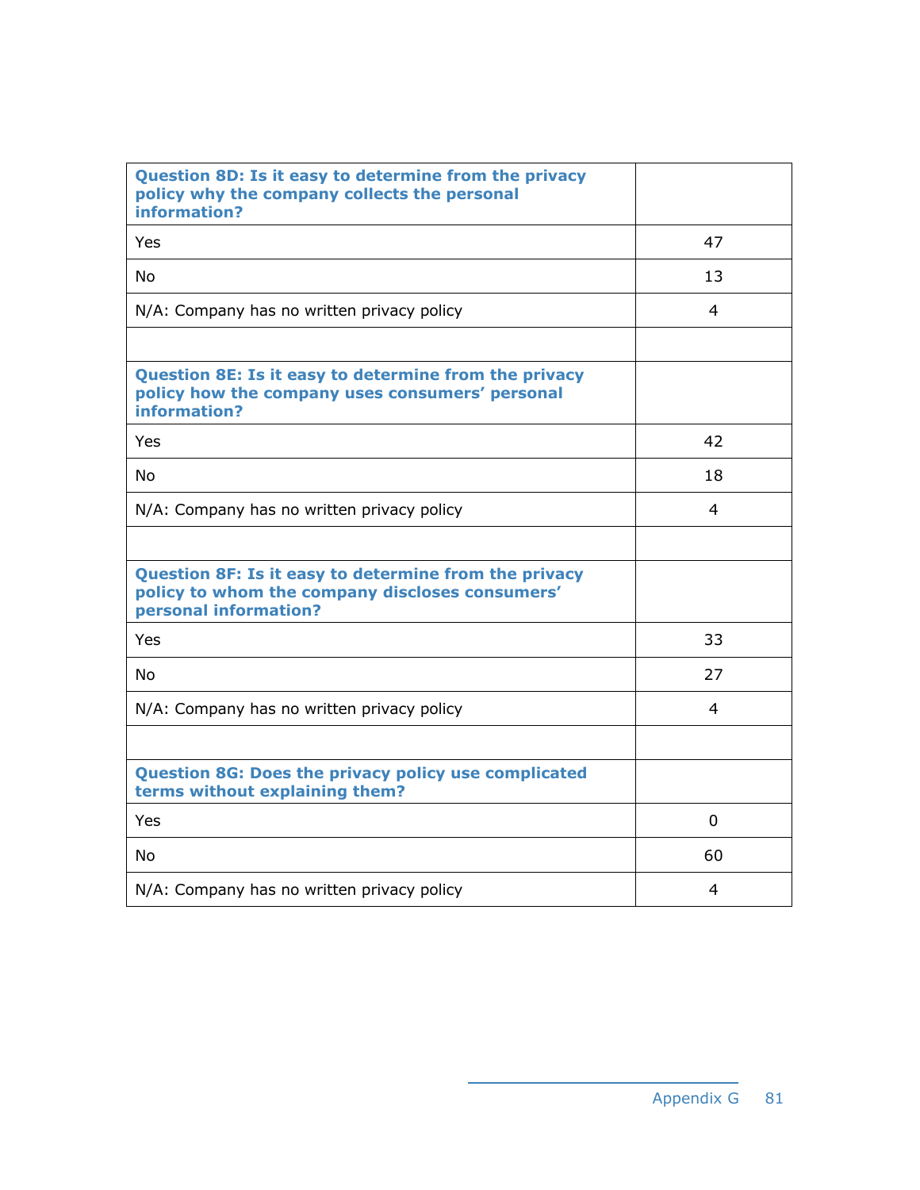| Question 8D: Is it easy to determine from the privacy policy why the company collects the personal information? | |
|---|---|
| Yes | 47 |
| No | 13 |
| N/A: Company has no written privacy policy | 4 |
| | |
| **Question 8E: Is it easy to determine from the privacy policy how the company uses consumers' personal information?** | |
| Yes | 42 |
| No | 18 |
| N/A: Company has no written privacy policy | 4 |
| | |
| **Question 8F: Is it easy to determine from the privacy policy to whom the company discloses consumers' personal information?** | |
| Yes | 33 |
| No | 27 |
| N/A: Company has no written privacy policy | 4 |
| | |
| **Question 8G: Does the privacy policy use complicated terms without explaining them?** | |
| Yes | 0 |
| No | 60 |
| N/A: Company has no written privacy policy | 4 |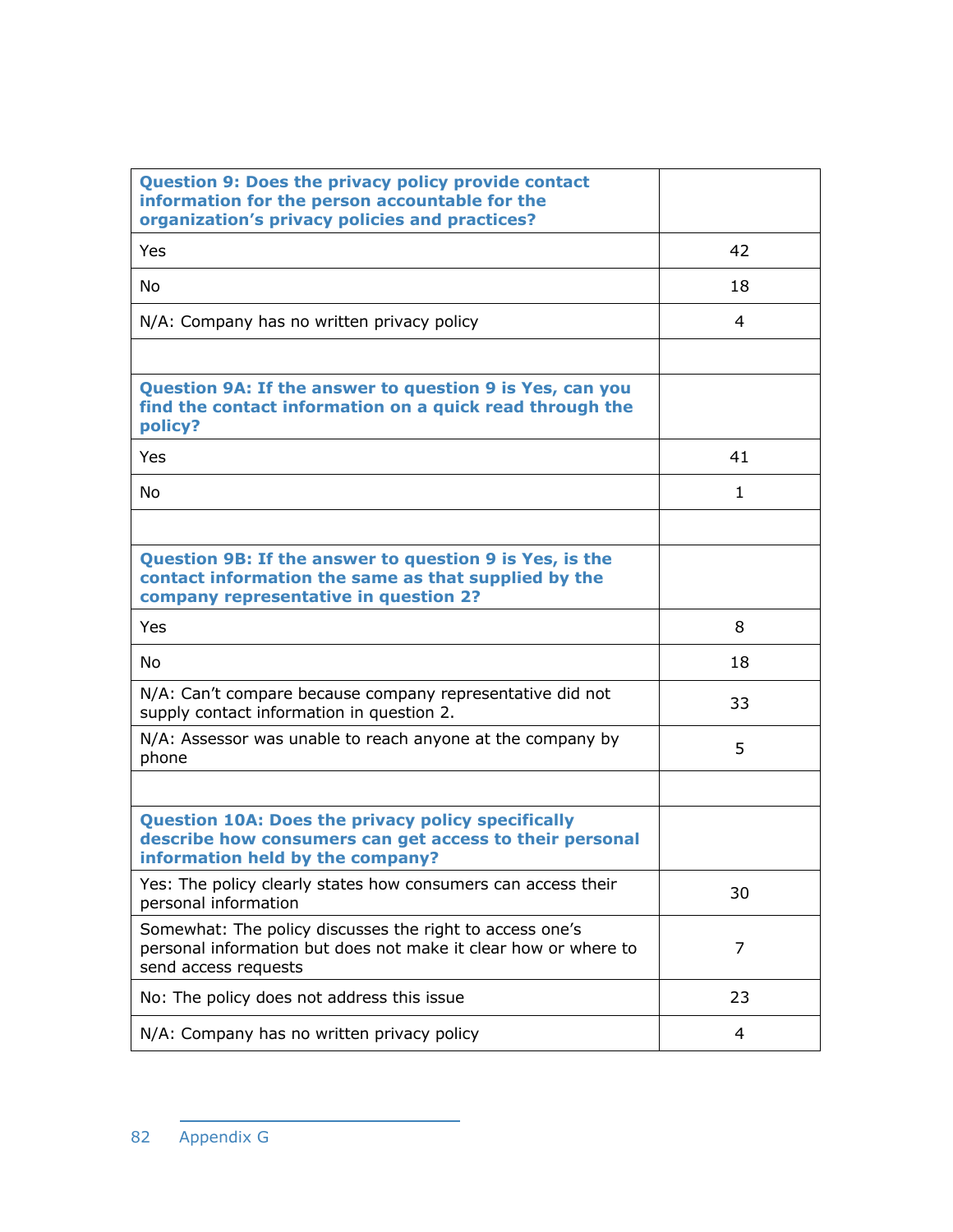| **Question 9: Does the privacy policy provide contact information for the person accountable for the organization's privacy policies and practices?** | |
|---|---|
| Yes | 42 |
| No | 18 |
| N/A: Company has no written privacy policy | 4 |
| | |
| **Question 9A: If the answer to question 9 is Yes, can you find the contact information on a quick read through the policy?** | |
| Yes | 41 |
| No | 1 |
| | |
| **Question 9B: If the answer to question 9 is Yes, is the contact information the same as that supplied by the company representative in question 2?** | |
| Yes | 8 |
| No | 18 |
| N/A: Can't compare because company representative did not supply contact information in question 2. | 33 |
| N/A: Assessor was unable to reach anyone at the company by phone | 5 |
| | |
| **Question 10A: Does the privacy policy specifically describe how consumers can get access to their personal information held by the company?** | |
| Yes: The policy clearly states how consumers can access their personal information | 30 |
| Somewhat: The policy discusses the right to access one's personal information but does not make it clear how or where to send access requests | 7 |
| No: The policy does not address this issue | 23 |
| N/A: Company has no written privacy policy | 4 |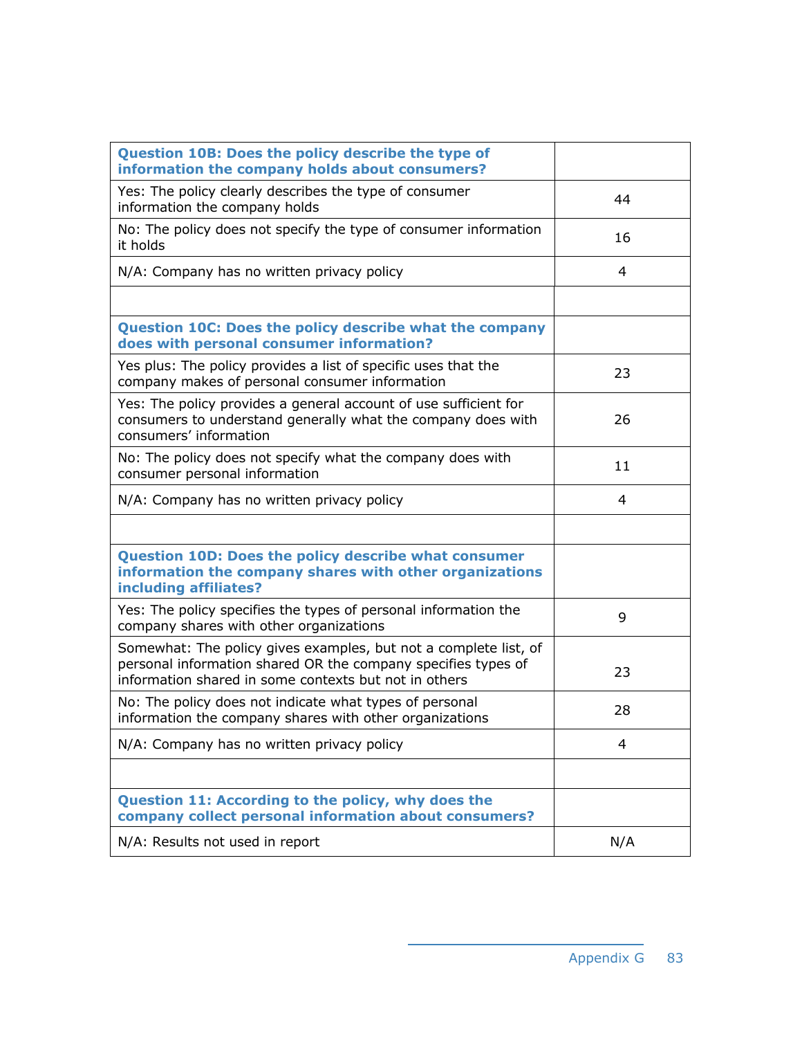| **Question 10B: Does the policy describe the type of information the company holds about consumers?** | |
|---|---|
| Yes: The policy clearly describes the type of consumer information the company holds | 44 |
| No: The policy does not specify the type of consumer information it holds | 16 |
| N/A: Company has no written privacy policy | 4 |
| | |
| **Question 10C: Does the policy describe what the company does with personal consumer information?** | |
| Yes plus: The policy provides a list of specific uses that the company makes of personal consumer information | 23 |
| Yes: The policy provides a general account of use sufficient for consumers to understand generally what the company does with consumers' information | 26 |
| No: The policy does not specify what the company does with consumer personal information | 11 |
| N/A: Company has no written privacy policy | 4 |
| | |
| **Question 10D: Does the policy describe what consumer information the company shares with other organizations including affiliates?** | |
| Yes: The policy specifies the types of personal information the company shares with other organizations | 9 |
| Somewhat: The policy gives examples, but not a complete list, of personal information shared OR the company specifies types of information shared in some contexts but not in others | 23 |
| No: The policy does not indicate what types of personal information the company shares with other organizations | 28 |
| N/A: Company has no written privacy policy | 4 |
| | |
| **Question 11: According to the policy, why does the company collect personal information about consumers?** | |
| N/A: Results not used in report | N/A |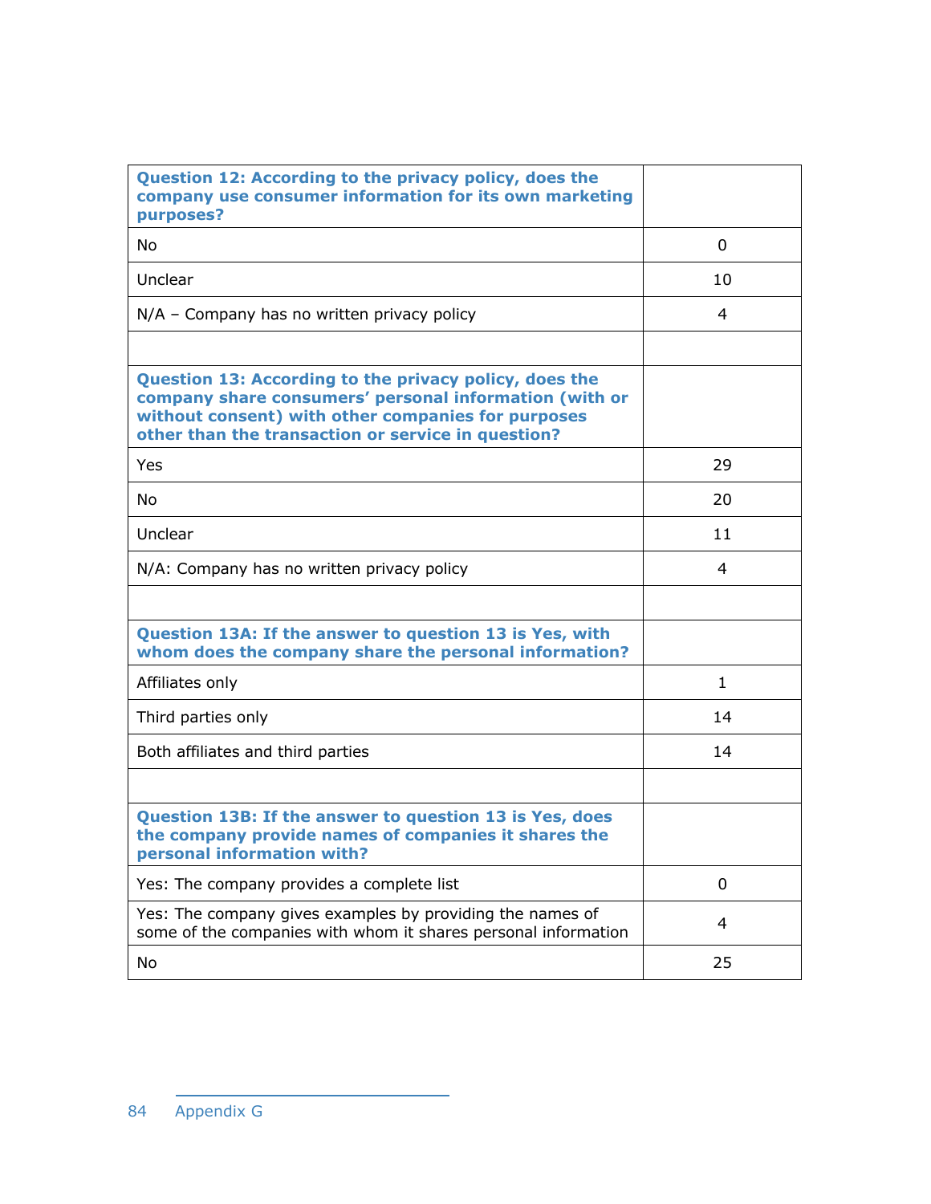| Question 12: According to the privacy policy, does the company use consumer information for its own marketing purposes? | |
|---|---|
| No | 0 |
| Unclear | 10 |
| N/A – Company has no written privacy policy | 4 |
| | |
| **Question 13: According to the privacy policy, does the company share consumers' personal information (with or without consent) with other companies for purposes other than the transaction or service in question?** | |
| Yes | 29 |
| No | 20 |
| Unclear | 11 |
| N/A: Company has no written privacy policy | 4 |
| | |
| **Question 13A: If the answer to question 13 is Yes, with whom does the company share the personal information?** | |
| Affiliates only | 1 |
| Third parties only | 14 |
| Both affiliates and third parties | 14 |
| | |
| **Question 13B: If the answer to question 13 is Yes, does the company provide names of companies it shares the personal information with?** | |
| Yes: The company provides a complete list | 0 |
| Yes: The company gives examples by providing the names of some of the companies with whom it shares personal information | 4 |
| No | 25 |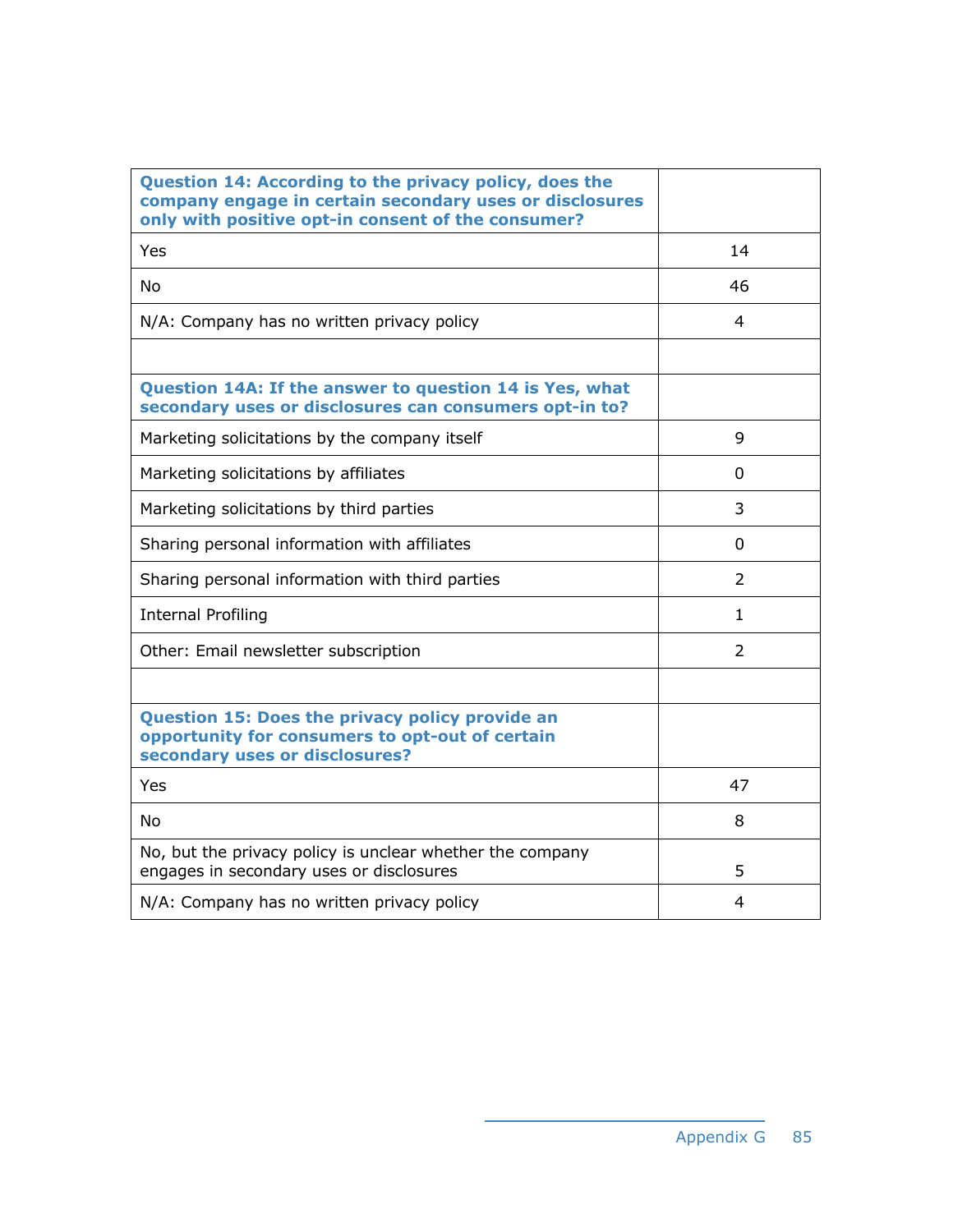| Question 14: According to the privacy policy, does the company engage in certain secondary uses or disclosures only with positive opt-in consent of the consumer? | |
|---|---|
| Yes | 14 |
| No | 46 |
| N/A: Company has no written privacy policy | 4 |
| | |
| **Question 14A: If the answer to question 14 is Yes, what secondary uses or disclosures can consumers opt-in to?** | |
| Marketing solicitations by the company itself | 9 |
| Marketing solicitations by affiliates | 0 |
| Marketing solicitations by third parties | 3 |
| Sharing personal information with affiliates | 0 |
| Sharing personal information with third parties | 2 |
| Internal Profiling | 1 |
| Other: Email newsletter subscription | 2 |
| | |
| **Question 15: Does the privacy policy provide an opportunity for consumers to opt-out of certain secondary uses or disclosures?** | |
| Yes | 47 |
| No | 8 |
| No, but the privacy policy is unclear whether the company engages in secondary uses or disclosures | 5 |
| N/A: Company has no written privacy policy | 4 |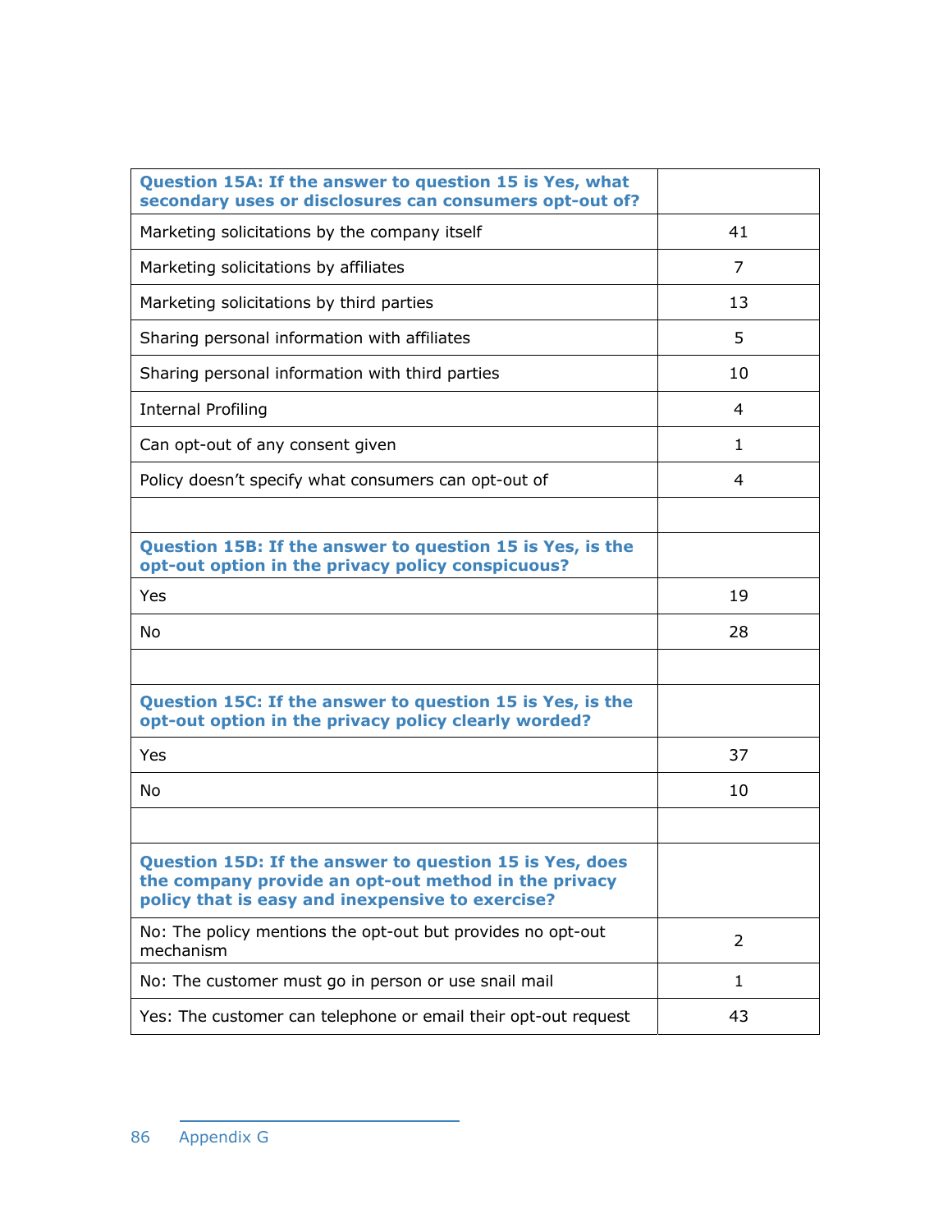| Question 15A: If the answer to question 15 is Yes, what secondary uses or disclosures can consumers opt-out of? | |
|---|---|
| Marketing solicitations by the company itself | 41 |
| Marketing solicitations by affiliates | 7 |
| Marketing solicitations by third parties | 13 |
| Sharing personal information with affiliates | 5 |
| Sharing personal information with third parties | 10 |
| Internal Profiling | 4 |
| Can opt-out of any consent given | 1 |
| Policy doesn't specify what consumers can opt-out of | 4 |
| | |
| **Question 15B: If the answer to question 15 is Yes, is the opt-out option in the privacy policy conspicuous?** | |
| Yes | 19 |
| No | 28 |
| | |
| **Question 15C: If the answer to question 15 is Yes, is the opt-out option in the privacy policy clearly worded?** | |
| Yes | 37 |
| No | 10 |
| | |
| **Question 15D: If the answer to question 15 is Yes, does the company provide an opt-out method in the privacy policy that is easy and inexpensive to exercise?** | |
| No: The policy mentions the opt-out but provides no opt-out mechanism | 2 |
| No: The customer must go in person or use snail mail | 1 |
| Yes: The customer can telephone or email their opt-out request | 43 |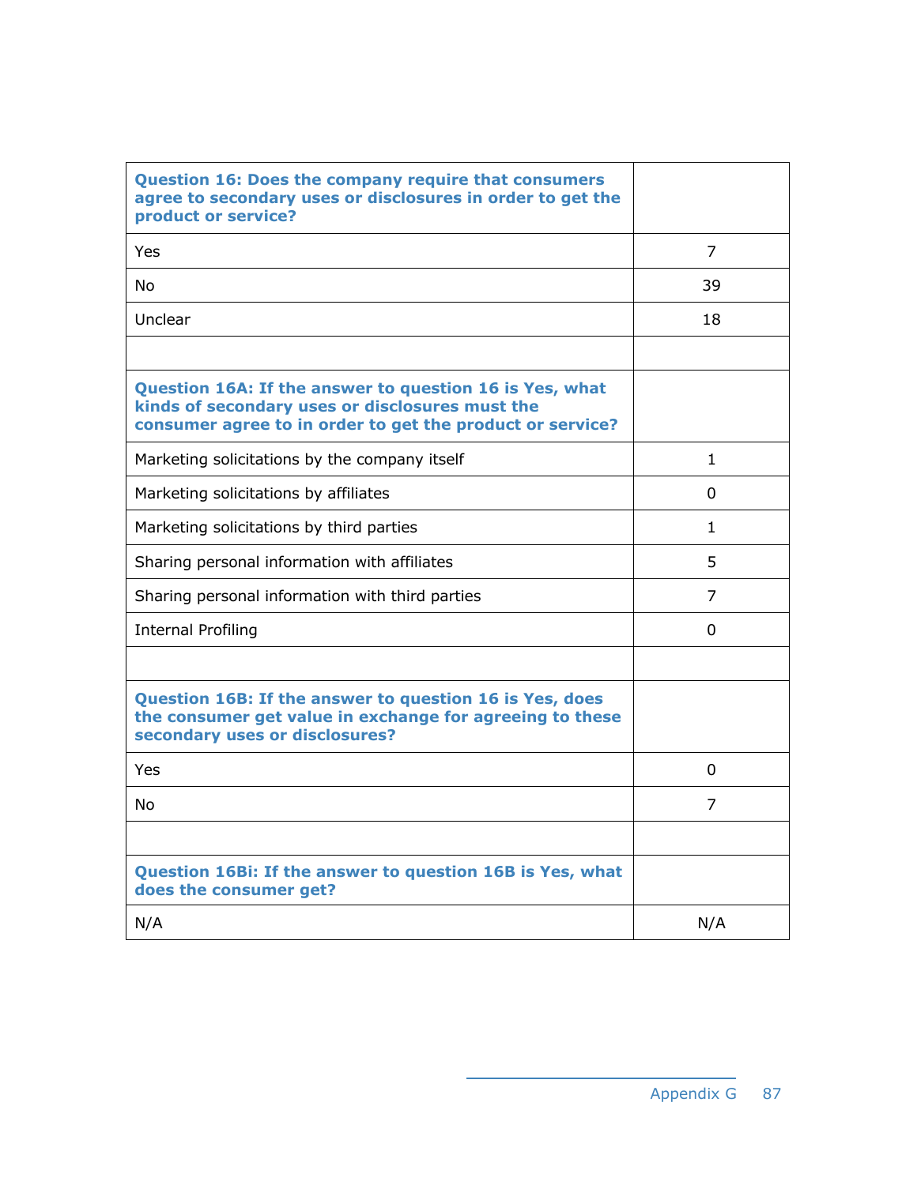| **Question 16: Does the company require that consumers agree to secondary uses or disclosures in order to get the product or service?** | |
|---|---|
| Yes | 7 |
| No | 39 |
| Unclear | 18 |
| | |
| **Question 16A: If the answer to question 16 is Yes, what kinds of secondary uses or disclosures must the consumer agree to in order to get the product or service?** | |
| Marketing solicitations by the company itself | 1 |
| Marketing solicitations by affiliates | 0 |
| Marketing solicitations by third parties | 1 |
| Sharing personal information with affiliates | 5 |
| Sharing personal information with third parties | 7 |
| Internal Profiling | 0 |
| | |
| **Question 16B: If the answer to question 16 is Yes, does the consumer get value in exchange for agreeing to these secondary uses or disclosures?** | |
| Yes | 0 |
| No | 7 |
| | |
| **Question 16Bi: If the answer to question 16B is Yes, what does the consumer get?** | |
| N/A | N/A |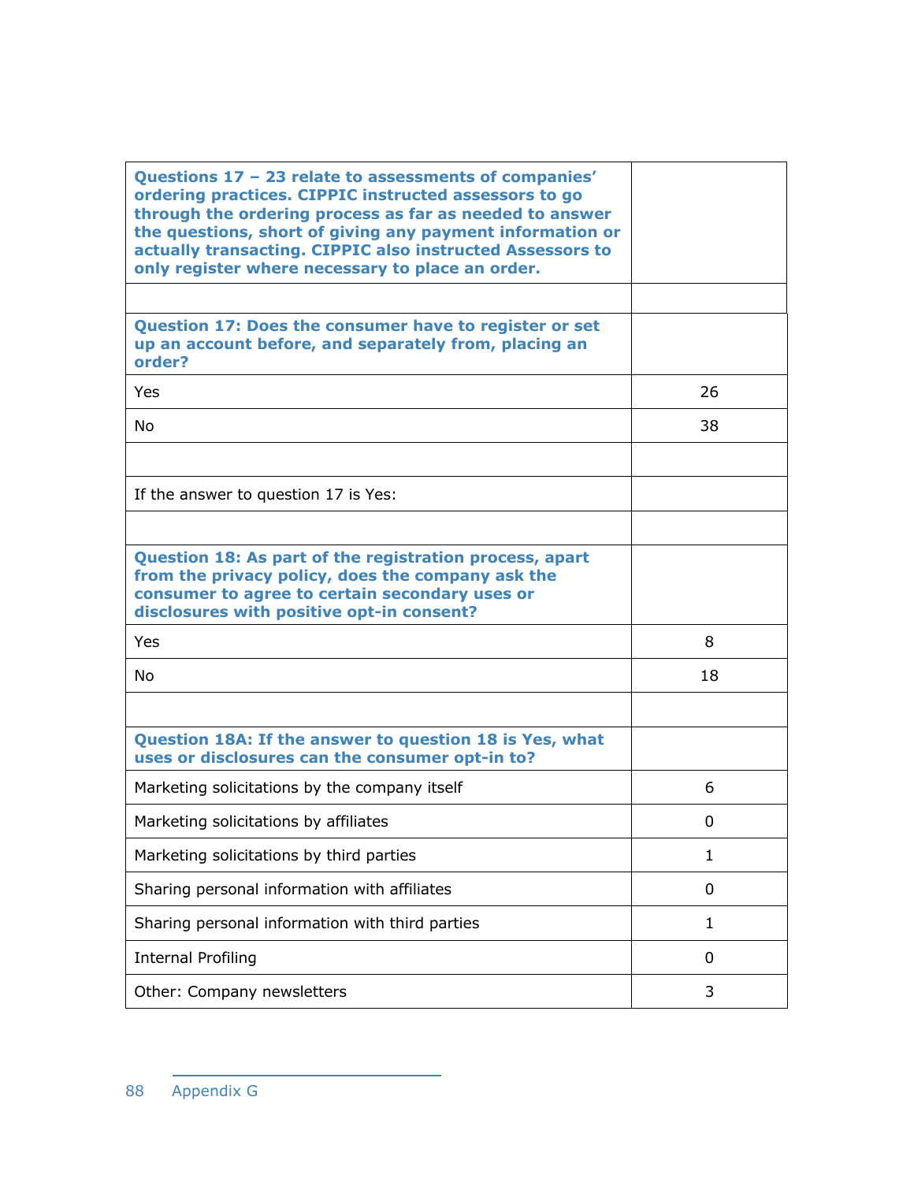| **Questions 17 – 23 relate to assessments of companies' ordering practices. CIPPIC instructed assessors to go through the ordering process as far as needed to answer the questions, short of giving any payment information or actually transacting. CIPPIC also instructed Assessors to only register where necessary to place an order.** | |
|---|---|
| | |
| **Question 17: Does the consumer have to register or set up an account before, and separately from, placing an order?** | |
| Yes | 26 |
| No | 38 |
| | |
| If the answer to question 17 is Yes: | |
| | |
| **Question 18: As part of the registration process, apart from the privacy policy, does the company ask the consumer to agree to certain secondary uses or disclosures with positive opt-in consent?** | |
| Yes | 8 |
| No | 18 |
| | |
| **Question 18A: If the answer to question 18 is Yes, what uses or disclosures can the consumer opt-in to?** | |
| Marketing solicitations by the company itself | 6 |
| Marketing solicitations by affiliates | 0 |
| Marketing solicitations by third parties | 1 |
| Sharing personal information with affiliates | 0 |
| Sharing personal information with third parties | 1 |
| Internal Profiling | 0 |
| Other: Company newsletters | 3 |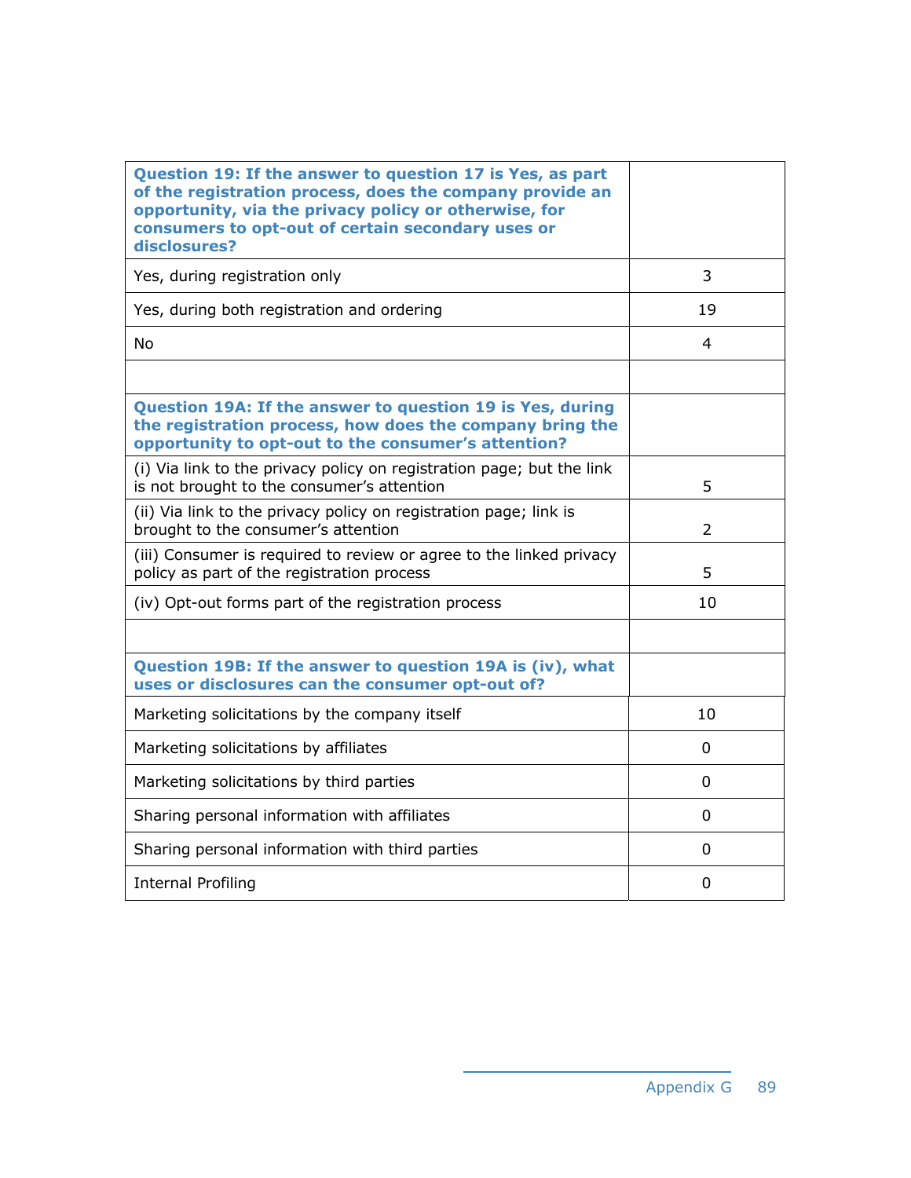| **Question 19: If the answer to question 17 is Yes, as part of the registration process, does the company provide an opportunity, via the privacy policy or otherwise, for consumers to opt-out of certain secondary uses or disclosures?** | |
|---|---|
| Yes, during registration only | 3 |
| Yes, during both registration and ordering | 19 |
| No | 4 |
| | |
| **Question 19A: If the answer to question 19 is Yes, during the registration process, how does the company bring the opportunity to opt-out to the consumer's attention?** | |
| (i) Via link to the privacy policy on registration page; but the link is not brought to the consumer's attention | 5 |
| (ii) Via link to the privacy policy on registration page; link is brought to the consumer's attention | 2 |
| (iii) Consumer is required to review or agree to the linked privacy policy as part of the registration process | 5 |
| (iv) Opt-out forms part of the registration process | 10 |
| | |
| **Question 19B: If the answer to question 19A is (iv), what uses or disclosures can the consumer opt-out of?** | |
| Marketing solicitations by the company itself | 10 |
| Marketing solicitations by affiliates | 0 |
| Marketing solicitations by third parties | 0 |
| Sharing personal information with affiliates | 0 |
| Sharing personal information with third parties | 0 |
| Internal Profiling | 0 |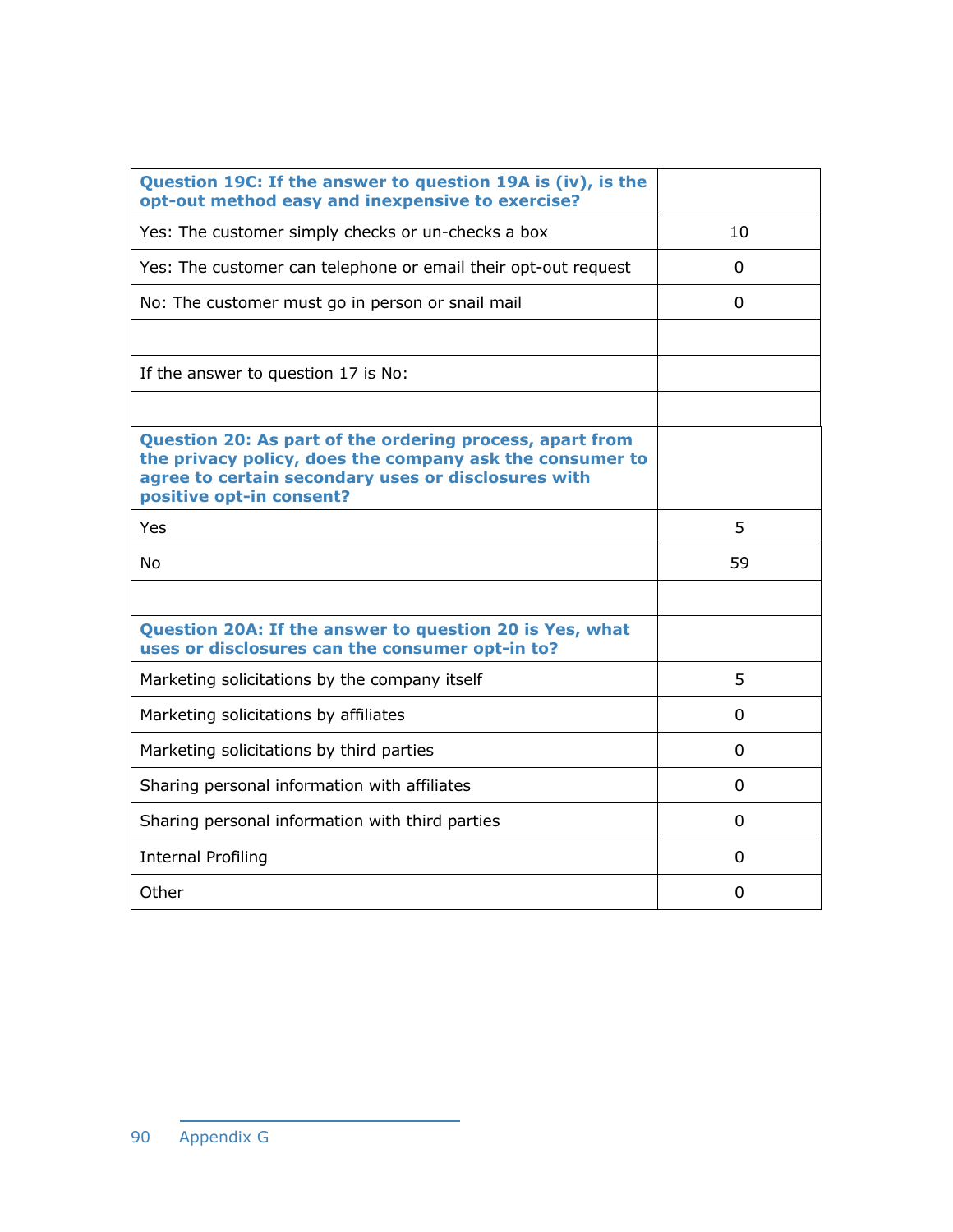| **Question 19C: If the answer to question 19A is (iv), is the opt-out method easy and inexpensive to exercise?** | |
|---|---|
| Yes: The customer simply checks or un-checks a box | 10 |
| Yes: The customer can telephone or email their opt-out request | 0 |
| No: The customer must go in person or snail mail | 0 |
| | |
| If the answer to question 17 is No: | |
| | |
| **Question 20: As part of the ordering process, apart from the privacy policy, does the company ask the consumer to agree to certain secondary uses or disclosures with positive opt-in consent?** | |
| Yes | 5 |
| No | 59 |
| | |
| **Question 20A: If the answer to question 20 is Yes, what uses or disclosures can the consumer opt-in to?** | |
| Marketing solicitations by the company itself | 5 |
| Marketing solicitations by affiliates | 0 |
| Marketing solicitations by third parties | 0 |
| Sharing personal information with affiliates | 0 |
| Sharing personal information with third parties | 0 |
| Internal Profiling | 0 |
| Other | 0 |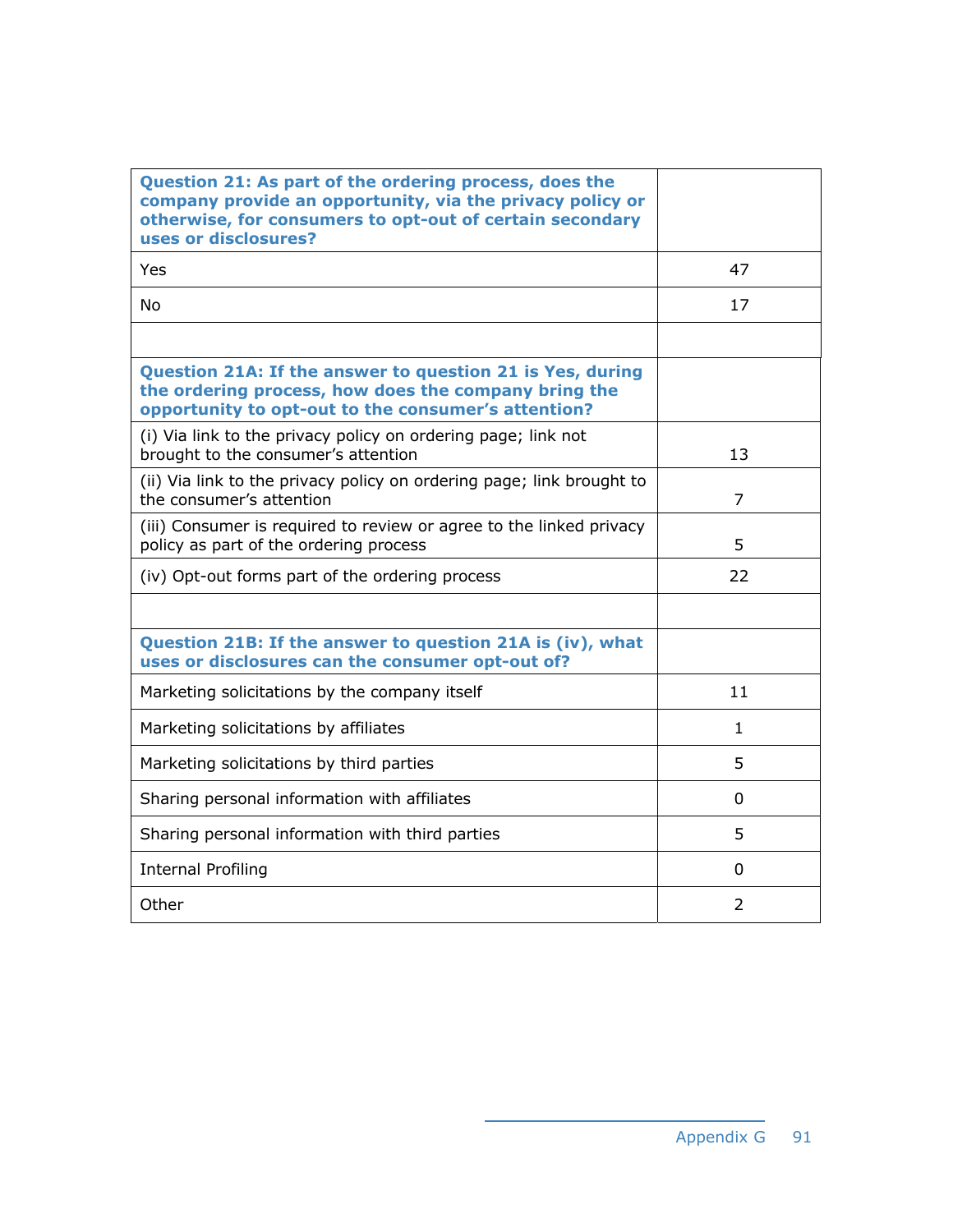| **Question 21: As part of the ordering process, does the company provide an opportunity, via the privacy policy or otherwise, for consumers to opt-out of certain secondary uses or disclosures?** | |
|---|---|
| Yes | 47 |
| No | 17 |
| | |
| **Question 21A: If the answer to question 21 is Yes, during the ordering process, how does the company bring the opportunity to opt-out to the consumer's attention?** | |
| (i) Via link to the privacy policy on ordering page; link not brought to the consumer's attention | 13 |
| (ii) Via link to the privacy policy on ordering page; link brought to the consumer's attention | 7 |
| (iii) Consumer is required to review or agree to the linked privacy policy as part of the ordering process | 5 |
| (iv) Opt-out forms part of the ordering process | 22 |
| | |
| **Question 21B: If the answer to question 21A is (iv), what uses or disclosures can the consumer opt-out of?** | |
| Marketing solicitations by the company itself | 11 |
| Marketing solicitations by affiliates | 1 |
| Marketing solicitations by third parties | 5 |
| Sharing personal information with affiliates | 0 |
| Sharing personal information with third parties | 5 |
| Internal Profiling | 0 |
| Other | 2 |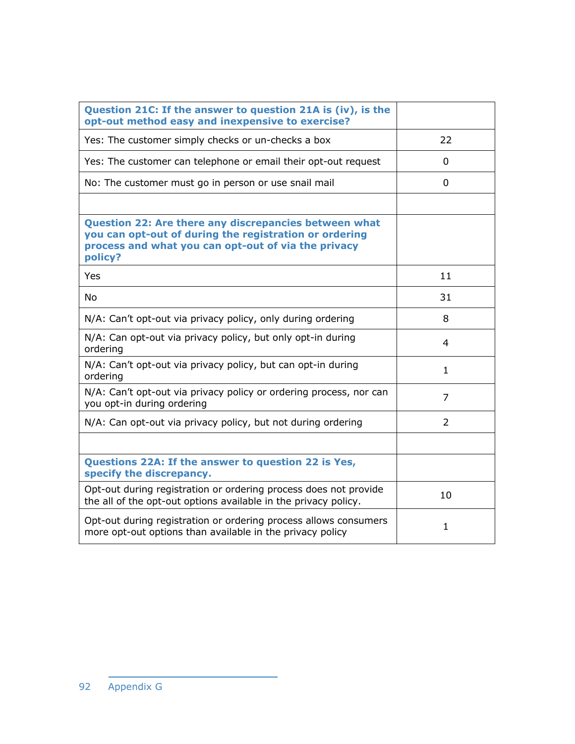| **Question 21C: If the answer to question 21A is (iv), is the opt-out method easy and inexpensive to exercise?** | |
|---|---|
| Yes: The customer simply checks or un-checks a box | 22 |
| Yes: The customer can telephone or email their opt-out request | 0 |
| No: The customer must go in person or use snail mail | 0 |
| | |
| **Question 22: Are there any discrepancies between what you can opt-out of during the registration or ordering process and what you can opt-out of via the privacy policy?** | |
| Yes | 11 |
| No | 31 |
| N/A: Can't opt-out via privacy policy, only during ordering | 8 |
| N/A: Can opt-out via privacy policy, but only opt-in during ordering | 4 |
| N/A: Can't opt-out via privacy policy, but can opt-in during ordering | 1 |
| N/A: Can't opt-out via privacy policy or ordering process, nor can you opt-in during ordering | 7 |
| N/A: Can opt-out via privacy policy, but not during ordering | 2 |
| | |
| **Questions 22A: If the answer to question 22 is Yes, specify the discrepancy.** | |
| Opt-out during registration or ordering process does not provide the all of the opt-out options available in the privacy policy. | 10 |
| Opt-out during registration or ordering process allows consumers more opt-out options than available in the privacy policy | 1 |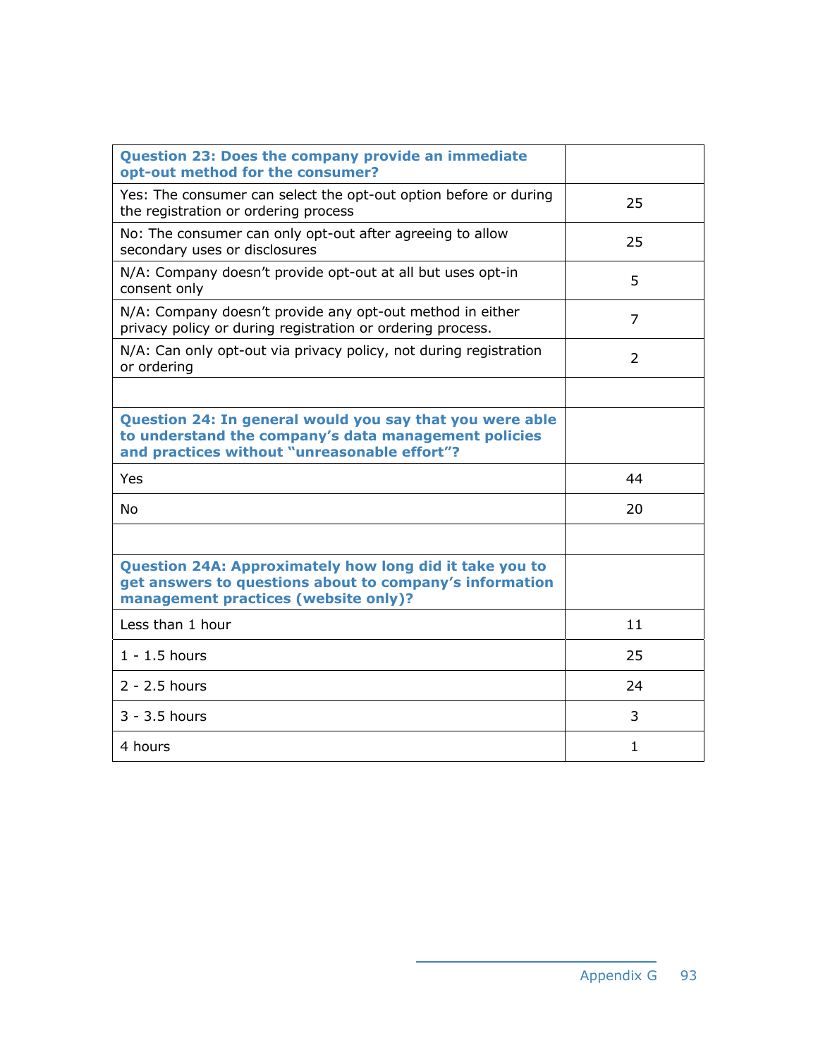| **Question 23: Does the company provide an immediate opt-out method for the consumer?** | |
|---|---|
| Yes: The consumer can select the opt-out option before or during the registration or ordering process | 25 |
| No: The consumer can only opt-out after agreeing to allow secondary uses or disclosures | 25 |
| N/A: Company doesn't provide opt-out at all but uses opt-in consent only | 5 |
| N/A: Company doesn't provide any opt-out method in either privacy policy or during registration or ordering process. | 7 |
| N/A: Can only opt-out via privacy policy, not during registration or ordering | 2 |
| | |
| **Question 24: In general would you say that you were able to understand the company's data management policies and practices without "unreasonable effort"?** | |
| Yes | 44 |
| No | 20 |
| | |
| **Question 24A: Approximately how long did it take you to get answers to questions about to company's information management practices (website only)?** | |
| Less than 1 hour | 11 |
| 1 - 1.5 hours | 25 |
| 2 - 2.5 hours | 24 |
| 3 - 3.5 hours | 3 |
| 4 hours | 1 |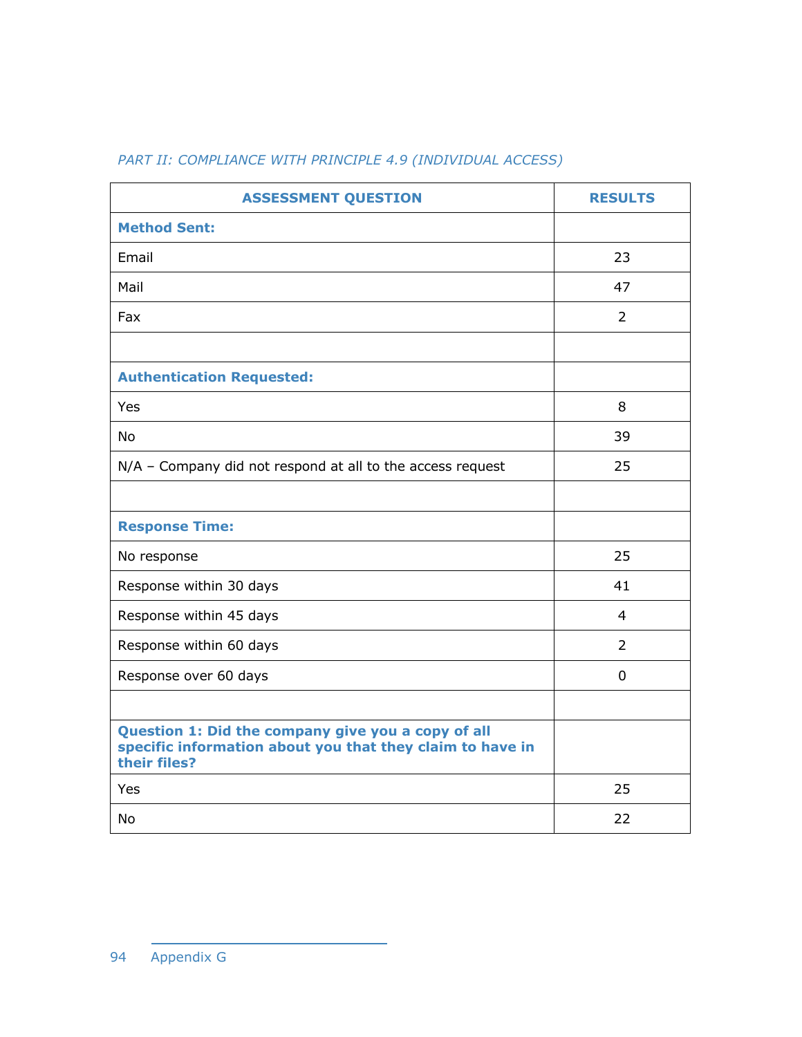*PART II: COMPLIANCE WITH PRINCIPLE 4.9 (INDIVIDUAL ACCESS)*

| ASSESSMENT QUESTION | RESULTS |
|---|---|
| **Method Sent:** | |
| Email | 23 |
| Mail | 47 |
| Fax | 2 |
| | |
| **Authentication Requested:** | |
| Yes | 8 |
| No | 39 |
| N/A – Company did not respond at all to the access request | 25 |
| | |
| **Response Time:** | |
| No response | 25 |
| Response within 30 days | 41 |
| Response within 45 days | 4 |
| Response within 60 days | 2 |
| Response over 60 days | 0 |
| | |
| **Question 1: Did the company give you a copy of all specific information about you that they claim to have in their files?** | |
| Yes | 25 |
| No | 22 |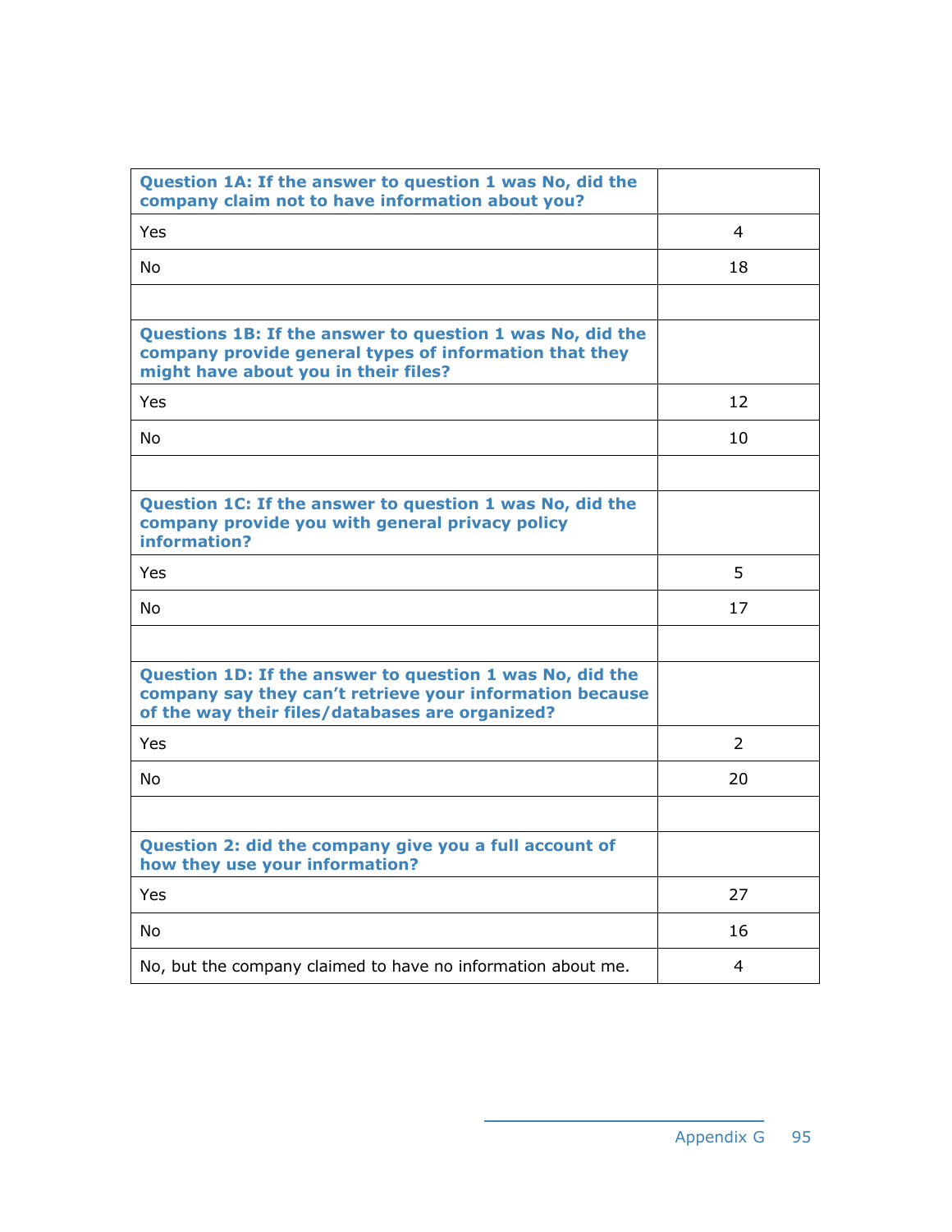| **Question 1A: If the answer to question 1 was No, did the company claim not to have information about you?** | |
| --- | --- |
| Yes | 4 |
| No | 18 |
| | |
| **Questions 1B: If the answer to question 1 was No, did the company provide general types of information that they might have about you in their files?** | |
| Yes | 12 |
| No | 10 |
| | |
| **Question 1C: If the answer to question 1 was No, did the company provide you with general privacy policy information?** | |
| Yes | 5 |
| No | 17 |
| | |
| **Question 1D: If the answer to question 1 was No, did the company say they can't retrieve your information because of the way their files/databases are organized?** | |
| Yes | 2 |
| No | 20 |
| | |
| **Question 2: did the company give you a full account of how they use your information?** | |
| Yes | 27 |
| No | 16 |
| No, but the company claimed to have no information about me. | 4 |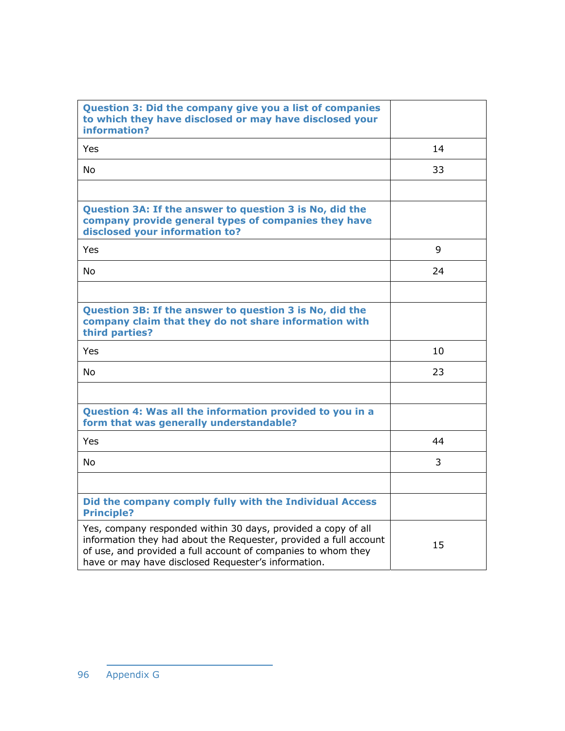| **Question 3: Did the company give you a list of companies to which they have disclosed or may have disclosed your information?** | |
|---|---|
| Yes | 14 |
| No | 33 |
| | |
| **Question 3A: If the answer to question 3 is No, did the company provide general types of companies they have disclosed your information to?** | |
| Yes | 9 |
| No | 24 |
| | |
| **Question 3B: If the answer to question 3 is No, did the company claim that they do not share information with third parties?** | |
| Yes | 10 |
| No | 23 |
| | |
| **Question 4: Was all the information provided to you in a form that was generally understandable?** | |
| Yes | 44 |
| No | 3 |
| | |
| **Did the company comply fully with the Individual Access Principle?** | |
| Yes, company responded within 30 days, provided a copy of all information they had about the Requester, provided a full account of use, and provided a full account of companies to whom they have or may have disclosed Requester's information. | 15 |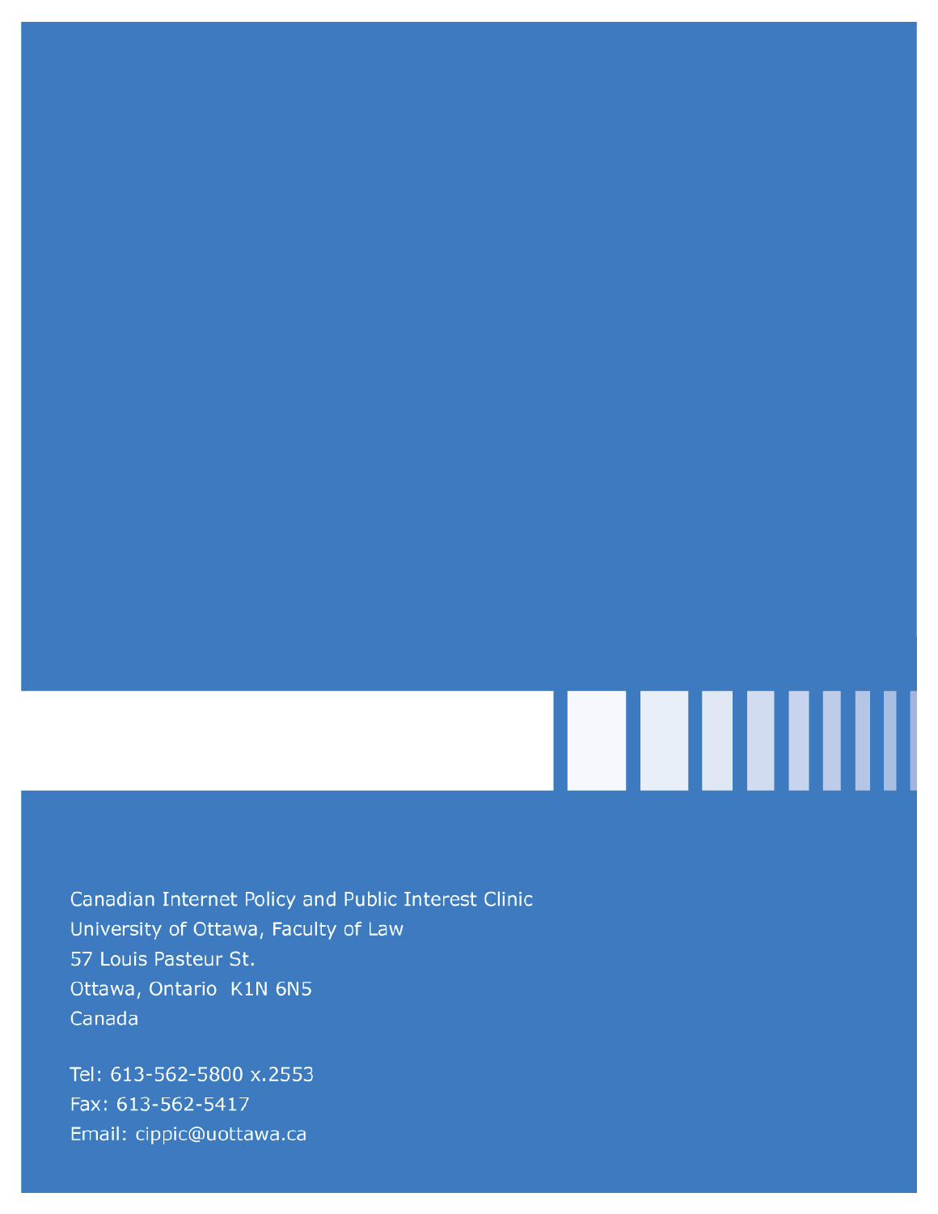Canadian Internet Policy and Public Interest Clinic
University of Ottawa, Faculty of Law
57 Louis Pasteur St.
Ottawa, Ontario K1N 6N5
Canada

Tel: 613-562-5800 x.2553
Fax: 613-562-5417
Email: cippic@uottawa.ca